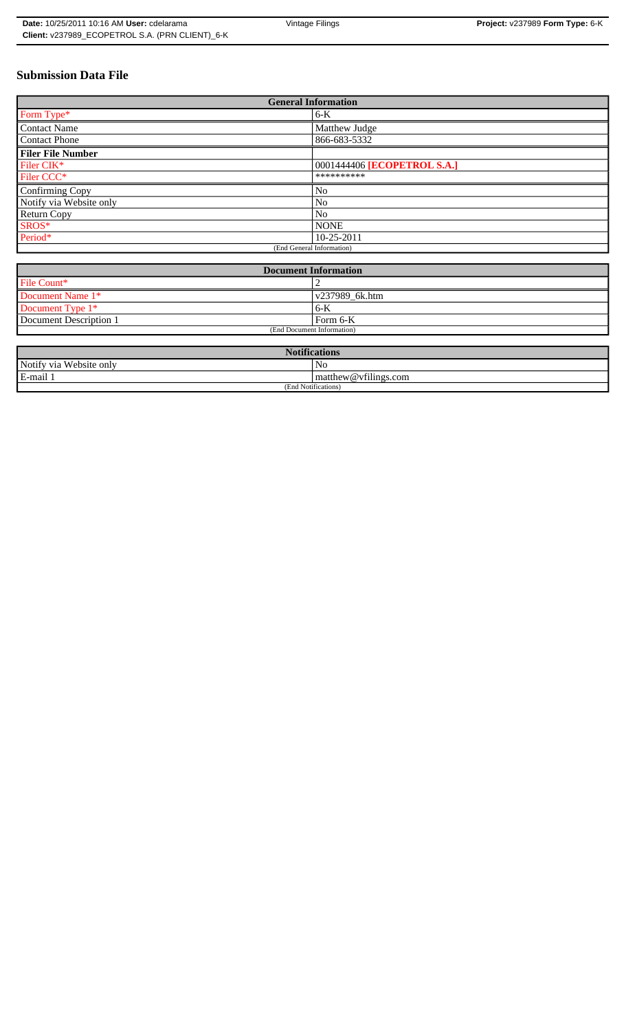# Submission Data File

| General Information | |
|---|---|
| Form Type* | 6-K |
| Contact Name | Matthew Judge |
| Contact Phone | 866-683-5332 |
| **Filer File Number** | |
| Filer CIK* | 0001444406 **[ECOPETROL S.A.]** |
| Filer CCC* | ********** |
| Confirming Copy | No |
| Notify via Website only | No |
| Return Copy | No |
| SROS* | NONE |
| Period* | 10-25-2011 |
| (End General Information) | |

| Document Information | |
|---|---|
| File Count* | 2 |
| Document Name 1* | v237989_6k.htm |
| Document Type 1* | 6-K |
| Document Description 1 | Form 6-K |
| (End Document Information) | |

| Notifications | |
|---|---|
| Notify via Website only | No |
| E-mail 1 | matthew@vfilings.com |
| (End Notifications) | |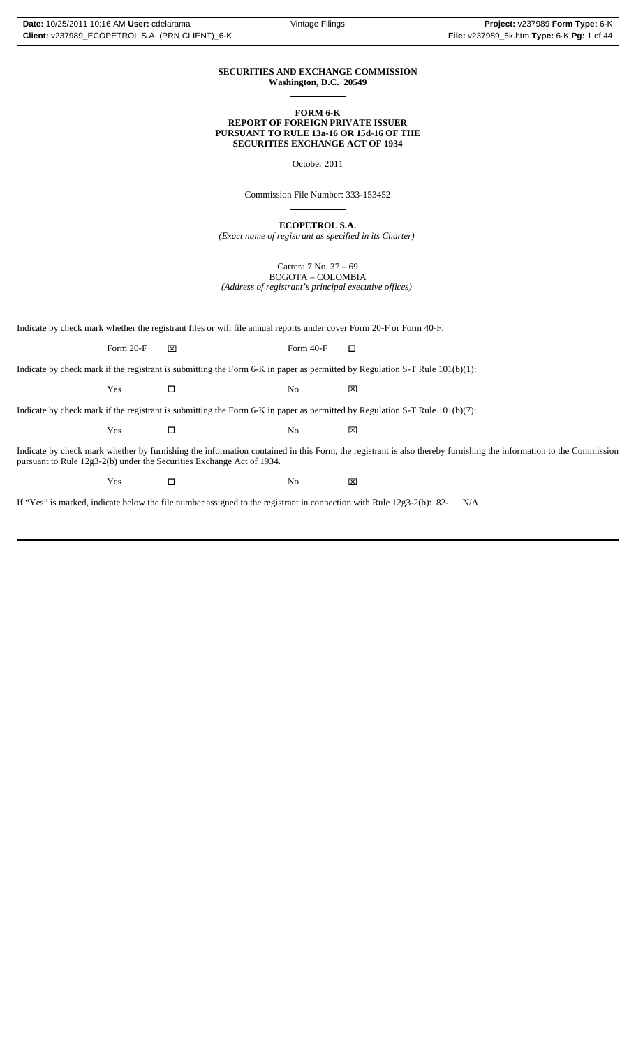**SECURITIES AND EXCHANGE COMMISSION**
**Washington, D.C. 20549**

**FORM 6-K**
**REPORT OF FOREIGN PRIVATE ISSUER**
**PURSUANT TO RULE 13a-16 OR 15d-16 OF THE**
**SECURITIES EXCHANGE ACT OF 1934**

October 2011

Commission File Number: 333-153452

**ECOPETROL S.A.**
*(Exact name of registrant as specified in its Charter)*

Carrera 7 No. 37 – 69
BOGOTA – COLOMBIA
*(Address of registrant's principal executive offices)*

Indicate by check mark whether the registrant files or will file annual reports under cover Form 20-F or Form 40-F.

| Form 20-F | ☒ | Form 40-F | ☐ |
|---|---|---|---|

Indicate by check mark if the registrant is submitting the Form 6-K in paper as permitted by Regulation S-T Rule 101(b)(1):

| Yes | ☐ | No | ☒ |
|---|---|---|---|

Indicate by check mark if the registrant is submitting the Form 6-K in paper as permitted by Regulation S-T Rule 101(b)(7):

| Yes | ☐ | No | ☒ |
|---|---|---|---|

Indicate by check mark whether by furnishing the information contained in this Form, the registrant is also thereby furnishing the information to the Commission pursuant to Rule 12g3-2(b) under the Securities Exchange Act of 1934.

| Yes | ☐ | No | ☒ |
|---|---|---|---|

If "Yes" is marked, indicate below the file number assigned to the registrant in connection with Rule 12g3-2(b): 82- N/A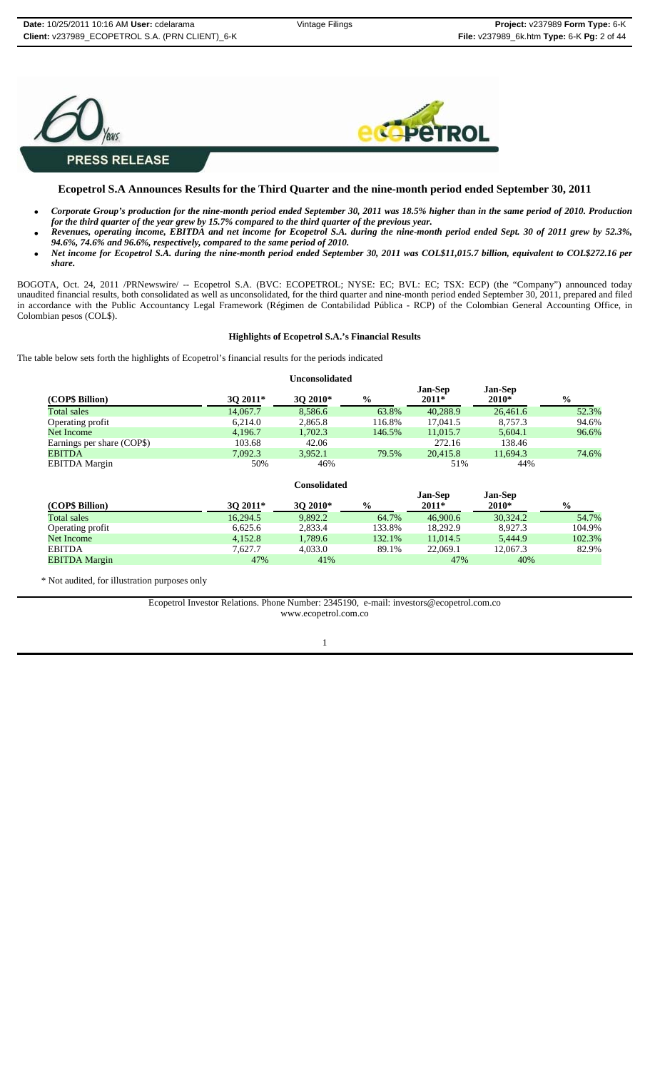**PRESS RELEASE**

## Ecopetrol S.A Announces Results for the Third Quarter and the nine-month period ended September 30, 2011

- ***Corporate Group's production for the nine-month period ended September 30, 2011 was 18.5% higher than in the same period of 2010. Production for the third quarter of the year grew by 15.7% compared to the third quarter of the previous year.***
- ***Revenues, operating income, EBITDA and net income for Ecopetrol S.A. during the nine-month period ended Sept. 30 of 2011 grew by 52.3%, 94.6%, 74.6% and 96.6%, respectively, compared to the same period of 2010.***
- ***Net income for Ecopetrol S.A. during the nine-month period ended September 30, 2011 was COL$11,015.7 billion, equivalent to COL$272.16 per share.***

BOGOTA, Oct. 24, 2011 /PRNewswire/ -- Ecopetrol S.A. (BVC: ECOPETROL; NYSE: EC; BVL: EC; TSX: ECP) (the "Company") announced today unaudited financial results, both consolidated as well as unconsolidated, for the third quarter and nine-month period ended September 30, 2011, prepared and filed in accordance with the Public Accountancy Legal Framework (Régimen de Contabilidad Pública - RCP) of the Colombian General Accounting Office, in Colombian pesos (COL$).

**Highlights of Ecopetrol S.A.'s Financial Results**

The table below sets forth the highlights of Ecopetrol's financial results for the periods indicated

**Unconsolidated**

| (COP$ Billion) | 3Q 2011* | 3Q 2010* | % | Jan-Sep 2011* | Jan-Sep 2010* | % |
|---|---|---|---|---|---|---|
| Total sales | 14,067.7 | 8,586.6 | 63.8% | 40,288.9 | 26,461.6 | 52.3% |
| Operating profit | 6,214.0 | 2,865.8 | 116.8% | 17,041.5 | 8,757.3 | 94.6% |
| Net Income | 4,196.7 | 1,702.3 | 146.5% | 11,015.7 | 5,604.1 | 96.6% |
| Earnings per share (COP$) | 103.68 | 42.06 | | 272.16 | 138.46 | |
| EBITDA | 7,092.3 | 3,952.1 | 79.5% | 20,415.8 | 11,694.3 | 74.6% |
| EBITDA Margin | 50% | 46% | | 51% | 44% | |

**Consolidated**

| (COP$ Billion) | 3Q 2011* | 3Q 2010* | % | Jan-Sep 2011* | Jan-Sep 2010* | % |
|---|---|---|---|---|---|---|
| Total sales | 16,294.5 | 9,892.2 | 64.7% | 46,900.6 | 30,324.2 | 54.7% |
| Operating profit | 6,625.6 | 2,833.4 | 133.8% | 18,292.9 | 8,927.3 | 104.9% |
| Net Income | 4,152.8 | 1,789.6 | 132.1% | 11,014.5 | 5,444.9 | 102.3% |
| EBITDA | 7,627.7 | 4,033.0 | 89.1% | 22,069.1 | 12,067.3 | 82.9% |
| EBITDA Margin | 47% | 41% | | 47% | 40% | |

\* Not audited, for illustration purposes only

Ecopetrol Investor Relations. Phone Number: 2345190, e-mail: investors@ecopetrol.com.co
www.ecopetrol.com.co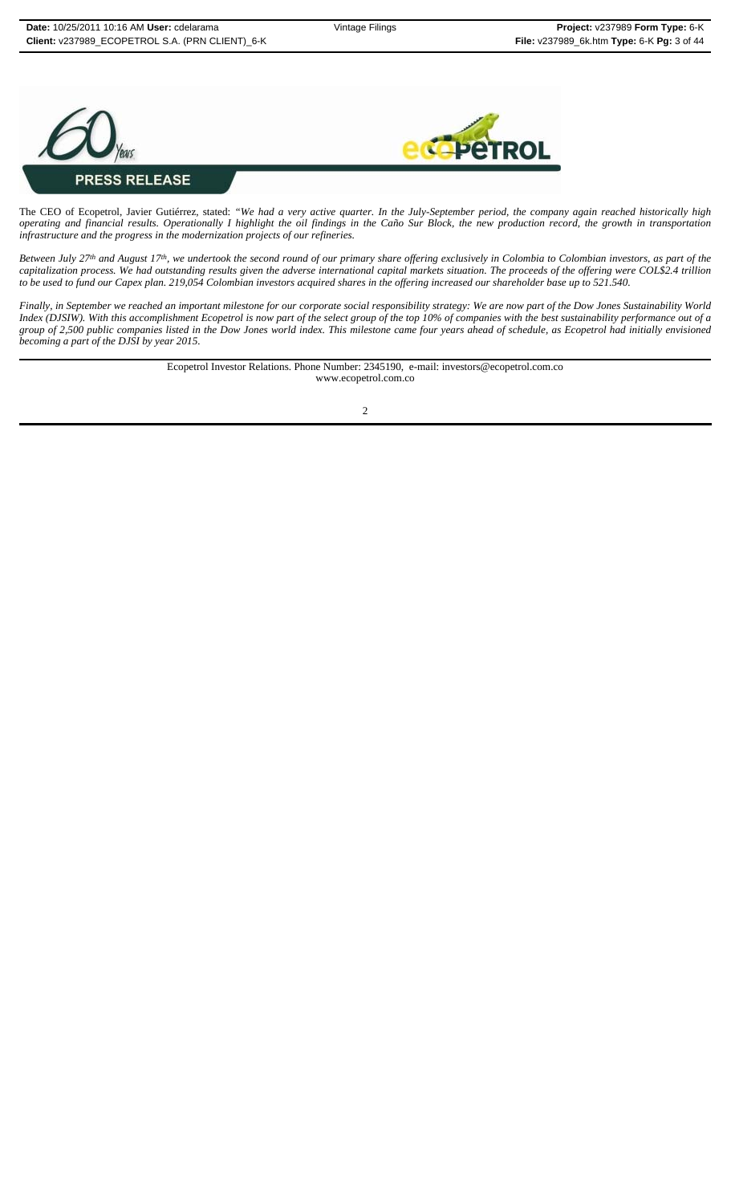The CEO of Ecopetrol, Javier Gutiérrez, stated: *"We had a very active quarter. In the July-September period, the company again reached historically high operating and financial results. Operationally I highlight the oil findings in the Caño Sur Block, the new production record, the growth in transportation infrastructure and the progress in the modernization projects of our refineries.*

*Between July 27th and August 17th, we undertook the second round of our primary share offering exclusively in Colombia to Colombian investors, as part of the capitalization process. We had outstanding results given the adverse international capital markets situation. The proceeds of the offering were COL$2.4 trillion to be used to fund our Capex plan. 219,054 Colombian investors acquired shares in the offering increased our shareholder base up to 521.540.*

*Finally, in September we reached an important milestone for our corporate social responsibility strategy: We are now part of the Dow Jones Sustainability World Index (DJSIW). With this accomplishment Ecopetrol is now part of the select group of the top 10% of companies with the best sustainability performance out of a group of 2,500 public companies listed in the Dow Jones world index. This milestone came four years ahead of schedule, as Ecopetrol had initially envisioned becoming a part of the DJSI by year 2015.*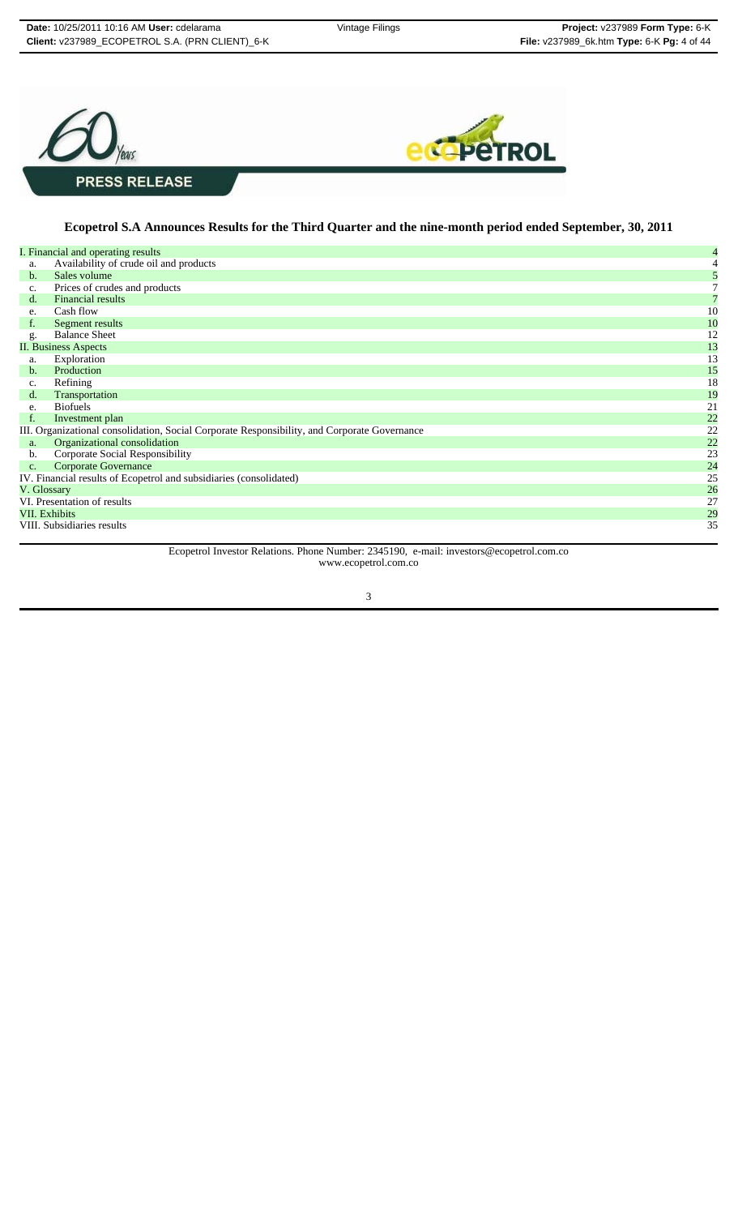PRESS RELEASE

## Ecopetrol S.A Announces Results for the Third Quarter and the nine-month period ended September, 30, 2011

| | | |
|---|---|---|
| I. Financial and operating results | | 4 |
| a. | Availability of crude oil and products | 4 |
| b. | Sales volume | 5 |
| c. | Prices of crudes and products | 7 |
| d. | Financial results | 7 |
| e. | Cash flow | 10 |
| f. | Segment results | 10 |
| g. | Balance Sheet | 12 |
| II. Business Aspects | | 13 |
| a. | Exploration | 13 |
| b. | Production | 15 |
| c. | Refining | 18 |
| d. | Transportation | 19 |
| e. | Biofuels | 21 |
| f. | Investment plan | 22 |
| III. Organizational consolidation, Social Corporate Responsibility, and Corporate Governance | | 22 |
| a. | Organizational consolidation | 22 |
| b. | Corporate Social Responsibility | 23 |
| c. | Corporate Governance | 24 |
| IV. Financial results of Ecopetrol and subsidiaries (consolidated) | | 25 |
| V. Glossary | | 26 |
| VI. Presentation of results | | 27 |
| VII. Exhibits | | 29 |
| VIII. Subsidiaries results | | 35 |

Ecopetrol Investor Relations. Phone Number: 2345190, e-mail: investors@ecopetrol.com.co
www.ecopetrol.com.co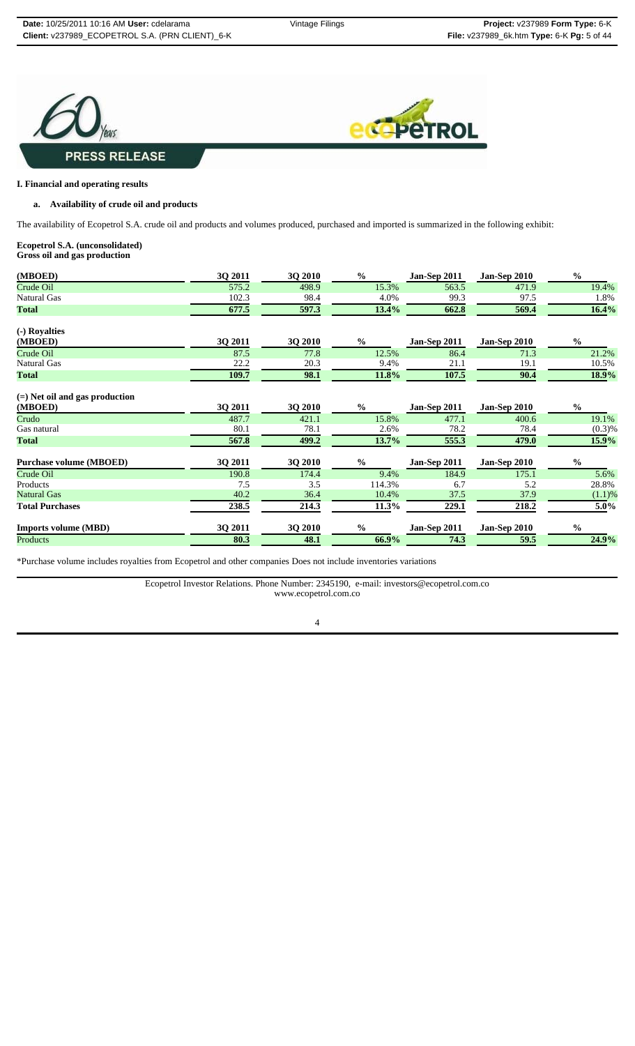# I. Financial and operating results

## a. Availability of crude oil and products

The availability of Ecopetrol S.A. crude oil and products and volumes produced, purchased and imported is summarized in the following exhibit:

**Ecopetrol S.A. (unconsolidated)**
**Gross oil and gas production**

| (MBOED) | 3Q 2011 | 3Q 2010 | % | Jan-Sep 2011 | Jan-Sep 2010 | % |
|---|---|---|---|---|---|---|
| Crude Oil | 575.2 | 498.9 | 15.3% | 563.5 | 471.9 | 19.4% |
| Natural Gas | 102.3 | 98.4 | 4.0% | 99.3 | 97.5 | 1.8% |
| **Total** | **677.5** | **597.3** | **13.4%** | **662.8** | **569.4** | **16.4%** |

**(-) Royalties**

| (MBOED) | 3Q 2011 | 3Q 2010 | % | Jan-Sep 2011 | Jan-Sep 2010 | % |
|---|---|---|---|---|---|---|
| Crude Oil | 87.5 | 77.8 | 12.5% | 86.4 | 71.3 | 21.2% |
| Natural Gas | 22.2 | 20.3 | 9.4% | 21.1 | 19.1 | 10.5% |
| **Total** | **109.7** | **98.1** | **11.8%** | **107.5** | **90.4** | **18.9%** |

**(=) Net oil and gas production**

| (MBOED) | 3Q 2011 | 3Q 2010 | % | Jan-Sep 2011 | Jan-Sep 2010 | % |
|---|---|---|---|---|---|---|
| Crudo | 487.7 | 421.1 | 15.8% | 477.1 | 400.6 | 19.1% |
| Gas natural | 80.1 | 78.1 | 2.6% | 78.2 | 78.4 | (0.3)% |
| **Total** | **567.8** | **499.2** | **13.7%** | **555.3** | **479.0** | **15.9%** |

| Purchase volume (MBOED) | 3Q 2011 | 3Q 2010 | % | Jan-Sep 2011 | Jan-Sep 2010 | % |
|---|---|---|---|---|---|---|
| Crude Oil | 190.8 | 174.4 | 9.4% | 184.9 | 175.1 | 5.6% |
| Products | 7.5 | 3.5 | 114.3% | 6.7 | 5.2 | 28.8% |
| Natural Gas | 40.2 | 36.4 | 10.4% | 37.5 | 37.9 | (1.1)% |
| **Total Purchases** | **238.5** | **214.3** | **11.3%** | **229.1** | **218.2** | **5.0%** |

| Imports volume (MBD) | 3Q 2011 | 3Q 2010 | % | Jan-Sep 2011 | Jan-Sep 2010 | % |
|---|---|---|---|---|---|---|
| Products | **80.3** | **48.1** | **66.9%** | **74.3** | **59.5** | **24.9%** |

*Purchase volume includes royalties from Ecopetrol and other companies Does not include inventories variations

Ecopetrol Investor Relations. Phone Number: 2345190, e-mail: investors@ecopetrol.com.co
www.ecopetrol.com.co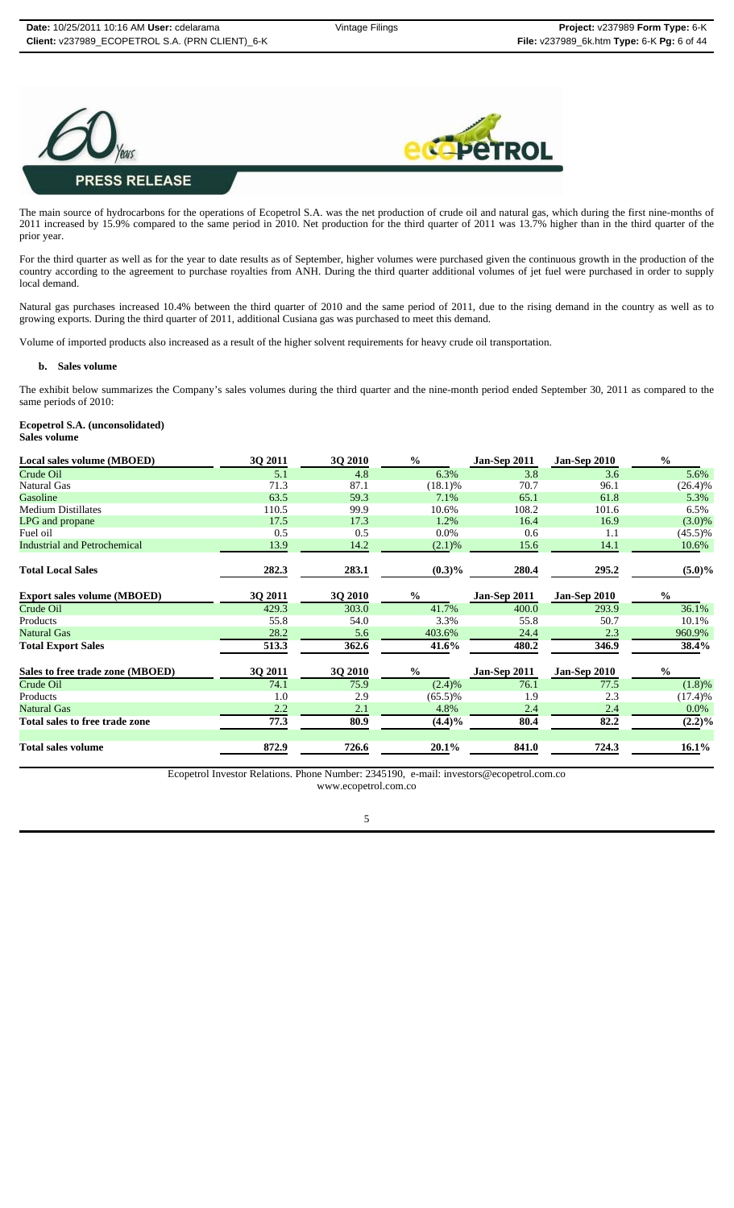The main source of hydrocarbons for the operations of Ecopetrol S.A. was the net production of crude oil and natural gas, which during the first nine-months of 2011 increased by 15.9% compared to the same period in 2010. Net production for the third quarter of 2011 was 13.7% higher than in the third quarter of the prior year.

For the third quarter as well as for the year to date results as of September, higher volumes were purchased given the continuous growth in the production of the country according to the agreement to purchase royalties from ANH. During the third quarter additional volumes of jet fuel were purchased in order to supply local demand.

Natural gas purchases increased 10.4% between the third quarter of 2010 and the same period of 2011, due to the rising demand in the country as well as to growing exports. During the third quarter of 2011, additional Cusiana gas was purchased to meet this demand.

Volume of imported products also increased as a result of the higher solvent requirements for heavy crude oil transportation.

#### b. Sales volume

The exhibit below summarizes the Company's sales volumes during the third quarter and the nine-month period ended September 30, 2011 as compared to the same periods of 2010:

**Ecopetrol S.A. (unconsolidated)**
**Sales volume**

| Local sales volume (MBOED) | 3Q 2011 | 3Q 2010 | % | Jan-Sep 2011 | Jan-Sep 2010 | % |
|---|---|---|---|---|---|---|
| Crude Oil | 5.1 | 4.8 | 6.3% | 3.8 | 3.6 | 5.6% |
| Natural Gas | 71.3 | 87.1 | (18.1)% | 70.7 | 96.1 | (26.4)% |
| Gasoline | 63.5 | 59.3 | 7.1% | 65.1 | 61.8 | 5.3% |
| Medium Distillates | 110.5 | 99.9 | 10.6% | 108.2 | 101.6 | 6.5% |
| LPG and propane | 17.5 | 17.3 | 1.2% | 16.4 | 16.9 | (3.0)% |
| Fuel oil | 0.5 | 0.5 | 0.0% | 0.6 | 1.1 | (45.5)% |
| Industrial and Petrochemical | 13.9 | 14.2 | (2.1)% | 15.6 | 14.1 | 10.6% |
| **Total Local Sales** | **282.3** | **283.1** | **(0.3)%** | **280.4** | **295.2** | **(5.0)%** |

| Export sales volume (MBOED) | 3Q 2011 | 3Q 2010 | % | Jan-Sep 2011 | Jan-Sep 2010 | % |
|---|---|---|---|---|---|---|
| Crude Oil | 429.3 | 303.0 | 41.7% | 400.0 | 293.9 | 36.1% |
| Products | 55.8 | 54.0 | 3.3% | 55.8 | 50.7 | 10.1% |
| Natural Gas | 28.2 | 5.6 | 403.6% | 24.4 | 2.3 | 960.9% |
| **Total Export Sales** | **513.3** | **362.6** | **41.6%** | **480.2** | **346.9** | **38.4%** |

| Sales to free trade zone (MBOED) | 3Q 2011 | 3Q 2010 | % | Jan-Sep 2011 | Jan-Sep 2010 | % |
|---|---|---|---|---|---|---|
| Crude Oil | 74.1 | 75.9 | (2.4)% | 76.1 | 77.5 | (1.8)% |
| Products | 1.0 | 2.9 | (65.5)% | 1.9 | 2.3 | (17.4)% |
| Natural Gas | 2.2 | 2.1 | 4.8% | 2.4 | 2.4 | 0.0% |
| **Total sales to free trade zone** | **77.3** | **80.9** | **(4.4)%** | **80.4** | **82.2** | **(2.2)%** |
| **Total sales volume** | **872.9** | **726.6** | **20.1%** | **841.0** | **724.3** | **16.1%** |

Ecopetrol Investor Relations. Phone Number: 2345190, e-mail: investors@ecopetrol.com.co
www.ecopetrol.com.co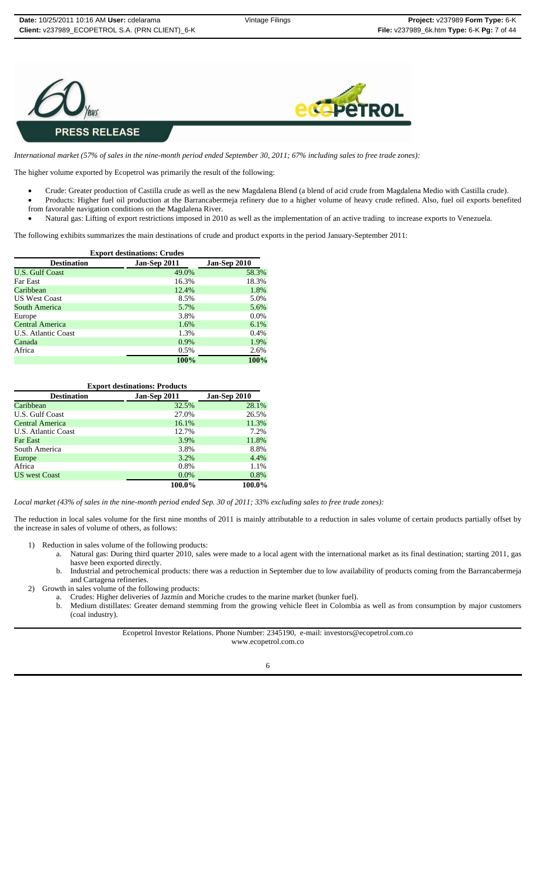*International market (57% of sales in the nine-month period ended September 30, 2011; 67% including sales to free trade zones):*

The higher volume exported by Ecopetrol was primarily the result of the following:

- Crude: Greater production of Castilla crude as well as the new Magdalena Blend (a blend of acid crude from Magdalena Medio with Castilla crude).
- Products: Higher fuel oil production at the Barrancabermeja refinery due to a higher volume of heavy crude refined. Also, fuel oil exports benefited from favorable navigation conditions on the Magdalena River.
- Natural gas: Lifting of export restrictions imposed in 2010 as well as the implementation of an active trading to increase exports to Venezuela.

The following exhibits summarizes the main destinations of crude and product exports in the period January-September 2011:

**Export destinations: Crudes**

| Destination | Jan-Sep 2011 | Jan-Sep 2010 |
|---|---|---|
| U.S. Gulf Coast | 49.0% | 58.3% |
| Far East | 16.3% | 18.3% |
| Caribbean | 12.4% | 1.8% |
| US West Coast | 8.5% | 5.0% |
| South America | 5.7% | 5.6% |
| Europe | 3.8% | 0.0% |
| Central America | 1.6% | 6.1% |
| U.S. Atlantic Coast | 1.3% | 0.4% |
| Canada | 0.9% | 1.9% |
| Africa | 0.5% | 2.6% |
| | **100%** | **100%** |

**Export destinations: Products**

| Destination | Jan-Sep 2011 | Jan-Sep 2010 |
|---|---|---|
| Caribbean | 32.5% | 28.1% |
| U.S. Gulf Coast | 27.0% | 26.5% |
| Central America | 16.1% | 11.3% |
| U.S. Atlantic Coast | 12.7% | 7.2% |
| Far East | 3.9% | 11.8% |
| South America | 3.8% | 8.8% |
| Europe | 3.2% | 4.4% |
| Africa | 0.8% | 1.1% |
| US west Coast | 0.0% | 0.8% |
| | **100.0%** | **100.0%** |

*Local market (43% of sales in the nine-month period ended Sep. 30 of 2011; 33% excluding sales to free trade zones):*

The reduction in local sales volume for the first nine months of 2011 is mainly attributable to a reduction in sales volume of certain products partially offset by the increase in sales of volume of others, as follows:

1) Reduction in sales volume of the following products:
   a. Natural gas: During third quarter 2010, sales were made to a local agent with the international market as its final destination; starting 2011, gas hasve been exported directly.
   b. Industrial and petrochemical products: there was a reduction in September due to low availability of products coming from the Barrancabermeja and Cartagena refineries.
2) Growth in sales volume of the following products:
   a. Crudes: Higher deliveries of Jazmín and Moriche crudes to the marine market (bunker fuel).
   b. Medium distillates: Greater demand stemming from the growing vehicle fleet in Colombia as well as from consumption by major customers (coal industry).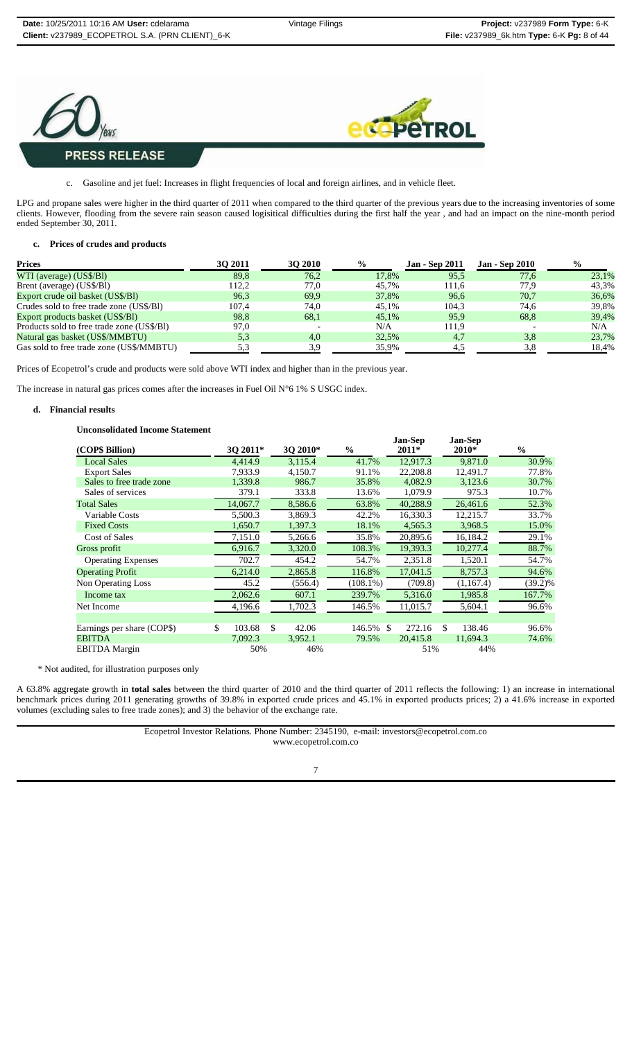c. Gasoline and jet fuel: Increases in flight frequencies of local and foreign airlines, and in vehicle fleet.

LPG and propane sales were higher in the third quarter of 2011 when compared to the third quarter of the previous years due to the increasing inventories of some clients. However, flooding from the severe rain season caused logisitical difficulties during the first half the year , and had an impact on the nine-month period ended September 30, 2011.

### c. Prices of crudes and products

| Prices | 3Q 2011 | 3Q 2010 | % | Jan - Sep 2011 | Jan - Sep 2010 | % |
|---|---|---|---|---|---|---|
| WTI (average) (US$/Bl) | 89,8 | 76,2 | 17,8% | 95,5 | 77,6 | 23,1% |
| Brent (average) (US$/Bl) | 112,2 | 77,0 | 45,7% | 111,6 | 77,9 | 43,3% |
| Export crude oil basket (US$/Bl) | 96,3 | 69,9 | 37,8% | 96,6 | 70,7 | 36,6% |
| Crudes sold to free trade zone (US$/Bl) | 107,4 | 74,0 | 45,1% | 104,3 | 74,6 | 39,8% |
| Export products basket (US$/Bl) | 98,8 | 68,1 | 45,1% | 95,9 | 68,8 | 39,4% |
| Products sold to free trade zone (US$/Bl) | 97,0 | - | N/A | 111,9 | - | N/A |
| Natural gas basket (US$/MMBTU) | 5,3 | 4,0 | 32,5% | 4,7 | 3,8 | 23,7% |
| Gas sold to free trade zone (US$/MMBTU) | 5,3 | 3,9 | 35,9% | 4,5 | 3,8 | 18,4% |

Prices of Ecopetrol's crude and products were sold above WTI index and higher than in the previous year.

The increase in natural gas prices comes after the increases in Fuel Oil N°6 1% S USGC index.

### d. Financial results

**Unconsolidated Income Statement**

| (COP$ Billion) | 3Q 2011* | 3Q 2010* | % | Jan-Sep 2011* | Jan-Sep 2010* | % |
|---|---|---|---|---|---|---|
| Local Sales | 4,414.9 | 3,115.4 | 41.7% | 12,917.3 | 9,871.0 | 30.9% |
| Export Sales | 7,933.9 | 4,150.7 | 91.1% | 22,208.8 | 12,491.7 | 77.8% |
| Sales to free trade zone | 1,339.8 | 986.7 | 35.8% | 4,082.9 | 3,123.6 | 30.7% |
| Sales of services | 379.1 | 333.8 | 13.6% | 1,079.9 | 975.3 | 10.7% |
| Total Sales | 14,067.7 | 8,586.6 | 63.8% | 40,288.9 | 26,461.6 | 52.3% |
| Variable Costs | 5,500.3 | 3,869.3 | 42.2% | 16,330.3 | 12,215.7 | 33.7% |
| Fixed Costs | 1,650.7 | 1,397.3 | 18.1% | 4,565.3 | 3,968.5 | 15.0% |
| Cost of Sales | 7,151.0 | 5,266.6 | 35.8% | 20,895.6 | 16,184.2 | 29.1% |
| Gross profit | 6,916.7 | 3,320.0 | 108.3% | 19,393.3 | 10,277.4 | 88.7% |
| Operating Expenses | 702.7 | 454.2 | 54.7% | 2,351.8 | 1,520.1 | 54.7% |
| Operating Profit | 6,214.0 | 2,865.8 | 116.8% | 17,041.5 | 8,757.3 | 94.6% |
| Non Operating Loss | 45.2 | (556.4) | (108.1%) | (709.8) | (1,167.4) | (39.2)% |
| Income tax | 2,062.6 | 607.1 | 239.7% | 5,316.0 | 1,985.8 | 167.7% |
| Net Income | 4,196.6 | 1,702.3 | 146.5% | 11,015.7 | 5,604.1 | 96.6% |
| | | | | | | |
| Earnings per share (COP$) | $ 103.68 | $ 42.06 | 146.5% | $ 272.16 | $ 138.46 | 96.6% |
| EBITDA | 7,092.3 | 3,952.1 | 79.5% | 20,415.8 | 11,694.3 | 74.6% |
| EBITDA Margin | 50% | 46% | | 51% | 44% | |

\* Not audited, for illustration purposes only

A 63.8% aggregate growth in **total sales** between the third quarter of 2010 and the third quarter of 2011 reflects the following: 1) an increase in international benchmark prices during 2011 generating growths of 39.8% in exported crude prices and 45.1% in exported products prices; 2) a 41.6% increase in exported volumes (excluding sales to free trade zones); and 3) the behavior of the exchange rate.

Ecopetrol Investor Relations. Phone Number: 2345190, e-mail: investors@ecopetrol.com.co
www.ecopetrol.com.co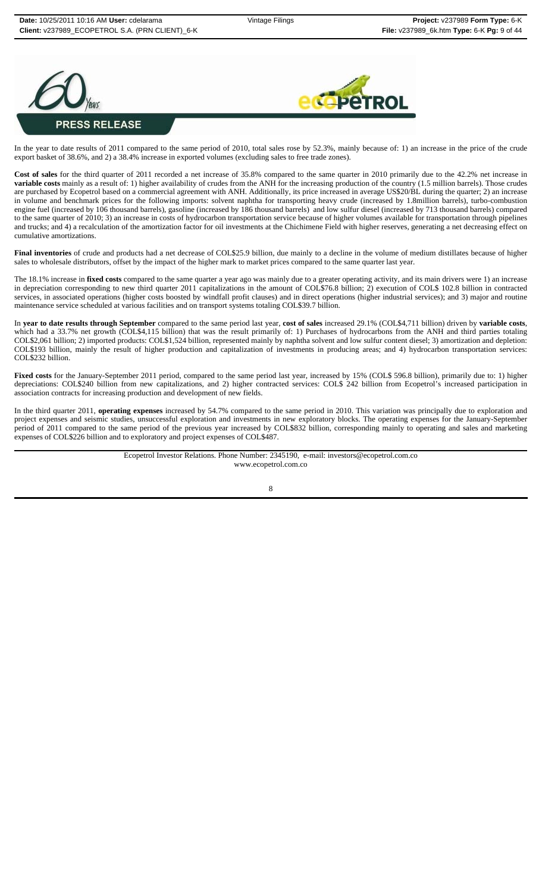**PRESS RELEASE**

In the year to date results of 2011 compared to the same period of 2010, total sales rose by 52.3%, mainly because of: 1) an increase in the price of the crude export basket of 38.6%, and 2) a 38.4% increase in exported volumes (excluding sales to free trade zones).

**Cost of sales** for the third quarter of 2011 recorded a net increase of 35.8% compared to the same quarter in 2010 primarily due to the 42.2% net increase in **variable costs** mainly as a result of: 1) higher availability of crudes from the ANH for the increasing production of the country (1.5 million barrels). Those crudes are purchased by Ecopetrol based on a commercial agreement with ANH. Additionally, its price increased in average US$20/BL during the quarter; 2) an increase in volume and benchmark prices for the following imports: solvent naphtha for transporting heavy crude (increased by 1.8million barrels), turbo-combustion engine fuel (increased by 106 thousand barrels), gasoline (increased by 186 thousand barrels) and low sulfur diesel (increased by 713 thousand barrels) compared to the same quarter of 2010; 3) an increase in costs of hydrocarbon transportation service because of higher volumes available for transportation through pipelines and trucks; and 4) a recalculation of the amortization factor for oil investments at the Chichimene Field with higher reserves, generating a net decreasing effect on cumulative amortizations.

**Final inventories** of crude and products had a net decrease of COL$25.9 billion, due mainly to a decline in the volume of medium distillates because of higher sales to wholesale distributors, offset by the impact of the higher mark to market prices compared to the same quarter last year.

The 18.1% increase in **fixed costs** compared to the same quarter a year ago was mainly due to a greater operating activity, and its main drivers were 1) an increase in depreciation corresponding to new third quarter 2011 capitalizations in the amount of COL$76.8 billion; 2) execution of COL$ 102.8 billion in contracted services, in associated operations (higher costs boosted by windfall profit clauses) and in direct operations (higher industrial services); and 3) major and routine maintenance service scheduled at various facilities and on transport systems totaling COL$39.7 billion.

In **year to date results through September** compared to the same period last year, **cost of sales** increased 29.1% (COL$4,711 billion) driven by **variable costs**, which had a 33.7% net growth (COL$4,115 billion) that was the result primarily of: 1) Purchases of hydrocarbons from the ANH and third parties totaling COL$2,061 billion; 2) imported products: COL$1,524 billion, represented mainly by naphtha solvent and low sulfur content diesel; 3) amortization and depletion: COL$193 billion, mainly the result of higher production and capitalization of investments in producing areas; and 4) hydrocarbon transportation services: COL$232 billion.

**Fixed costs** for the January-September 2011 period, compared to the same period last year, increased by 15% (COL$ 596.8 billion), primarily due to: 1) higher depreciations: COL$240 billion from new capitalizations, and 2) higher contracted services: COL$ 242 billion from Ecopetrol's increased participation in association contracts for increasing production and development of new fields.

In the third quarter 2011, **operating expenses** increased by 54.7% compared to the same period in 2010. This variation was principally due to exploration and project expenses and seismic studies, unsuccessful exploration and investments in new exploratory blocks. The operating expenses for the January-September period of 2011 compared to the same period of the previous year increased by COL$832 billion, corresponding mainly to operating and sales and marketing expenses of COL$226 billion and to exploratory and project expenses of COL$487.

Ecopetrol Investor Relations. Phone Number: 2345190, e-mail: investors@ecopetrol.com.co
www.ecopetrol.com.co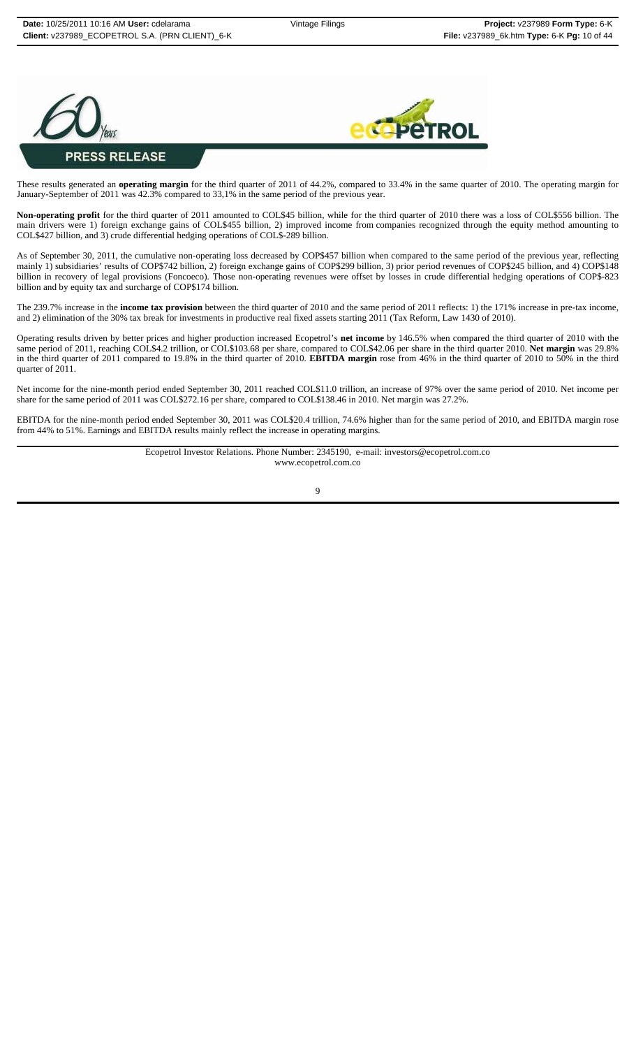These results generated an **operating margin** for the third quarter of 2011 of 44.2%, compared to 33.4% in the same quarter of 2010. The operating margin for January-September of 2011 was 42.3% compared to 33,1% in the same period of the previous year.

**Non-operating profit** for the third quarter of 2011 amounted to COL$45 billion, while for the third quarter of 2010 there was a loss of COL$556 billion. The main drivers were 1) foreign exchange gains of COL$455 billion, 2) improved income from companies recognized through the equity method amounting to COL$427 billion, and 3) crude differential hedging operations of COL$-289 billion.

As of September 30, 2011, the cumulative non-operating loss decreased by COP$457 billion when compared to the same period of the previous year, reflecting mainly 1) subsidiaries' results of COP$742 billion, 2) foreign exchange gains of COP$299 billion, 3) prior period revenues of COP$245 billion, and 4) COP$148 billion in recovery of legal provisions (Foncoeco). Those non-operating revenues were offset by losses in crude differential hedging operations of COP$-823 billion and by equity tax and surcharge of COP$174 billion.

The 239.7% increase in the **income tax provision** between the third quarter of 2010 and the same period of 2011 reflects: 1) the 171% increase in pre-tax income, and 2) elimination of the 30% tax break for investments in productive real fixed assets starting 2011 (Tax Reform, Law 1430 of 2010).

Operating results driven by better prices and higher production increased Ecopetrol's **net income** by 146.5% when compared the third quarter of 2010 with the same period of 2011, reaching COL$4.2 trillion, or COL$103.68 per share, compared to COL$42.06 per share in the third quarter 2010. **Net margin** was 29.8% in the third quarter of 2011 compared to 19.8% in the third quarter of 2010. **EBITDA margin** rose from 46% in the third quarter of 2010 to 50% in the third quarter of 2011.

Net income for the nine-month period ended September 30, 2011 reached COL$11.0 trillion, an increase of 97% over the same period of 2010. Net income per share for the same period of 2011 was COL$272.16 per share, compared to COL$138.46 in 2010. Net margin was 27.2%.

EBITDA for the nine-month period ended September 30, 2011 was COL$20.4 trillion, 74.6% higher than for the same period of 2010, and EBITDA margin rose from 44% to 51%. Earnings and EBITDA results mainly reflect the increase in operating margins.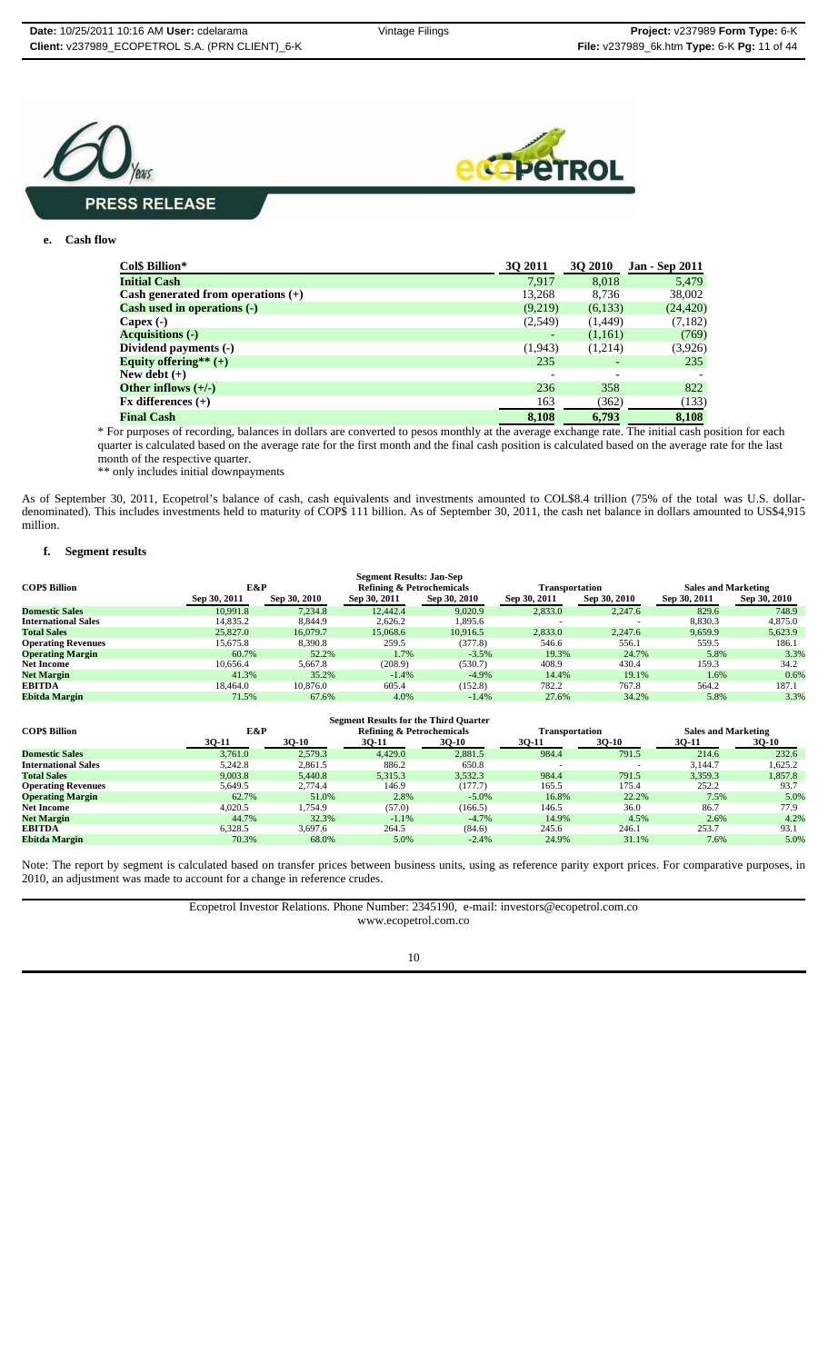**PRESS RELEASE**

**e. Cash flow**

| Col$ Billion* | 3Q 2011 | 3Q 2010 | Jan - Sep 2011 |
|---|---|---|---|
| **Initial Cash** | 7,917 | 8,018 | 5,479 |
| **Cash generated from operations (+)** | 13,268 | 8,736 | 38,002 |
| **Cash used in operations (-)** | (9,219) | (6,133) | (24,420) |
| **Capex (-)** | (2,549) | (1,449) | (7,182) |
| **Acquisitions (-)** | - | (1,161) | (769) |
| **Dividend payments (-)** | (1,943) | (1,214) | (3,926) |
| **Equity offering** (+)** | 235 | - | 235 |
| **New debt (+)** | - | - | - |
| **Other inflows (+/-)** | 236 | 358 | 822 |
| **Fx differences (+)** | 163 | (362) | (133) |
| **Final Cash** | **8,108** | **6,793** | **8,108** |

* For purposes of recording, balances in dollars are converted to pesos monthly at the average exchange rate. The initial cash position for each quarter is calculated based on the average rate for the first month and the final cash position is calculated based on the average rate for the last month of the respective quarter.

** only includes initial downpayments

As of September 30, 2011, Ecopetrol's balance of cash, cash equivalents and investments amounted to COL$8.4 trillion (75% of the total was U.S. dollar-denominated). This includes investments held to maturity of COP$ 111 billion. As of September 30, 2011, the cash net balance in dollars amounted to US$4,915 million.

**f. Segment results**

**Segment Results: Jan-Sep**

| COP$ Billion | E&P | | Refining & Petrochemicals | | Transportation | | Sales and Marketing | |
|---|---|---|---|---|---|---|---|---|
| | Sep 30, 2011 | Sep 30, 2010 | Sep 30, 2011 | Sep 30, 2010 | Sep 30, 2011 | Sep 30, 2010 | Sep 30, 2011 | Sep 30, 2010 |
| **Domestic Sales** | 10,991.8 | 7,234.8 | 12,442.4 | 9,020.9 | 2,833.0 | 2,247.6 | 829.6 | 748.9 |
| **International Sales** | 14,835.2 | 8,844.9 | 2,626.2 | 1,895.6 | - | - | 8,830.3 | 4,875.0 |
| **Total Sales** | 25,827.0 | 16,079.7 | 15,068.6 | 10,916.5 | 2,833.0 | 2,247.6 | 9,659.9 | 5,623.9 |
| **Operating Revenues** | 15,675.8 | 8,390.8 | 259.5 | (377.8) | 546.6 | 556.1 | 559.5 | 186.1 |
| **Operating Margin** | 60.7% | 52.2% | 1.7% | -3.5% | 19.3% | 24.7% | 5.8% | 3.3% |
| **Net Income** | 10,656.4 | 5,667.8 | (208.9) | (530.7) | 408.9 | 430.4 | 159.3 | 34.2 |
| **Net Margin** | 41.3% | 35.2% | -1.4% | -4.9% | 14.4% | 19.1% | 1.6% | 0.6% |
| **EBITDA** | 18,464.0 | 10,876.0 | 605.4 | (152.8) | 782.2 | 767.8 | 564.2 | 187.1 |
| **Ebitda Margin** | 71.5% | 67.6% | 4.0% | -1.4% | 27.6% | 34.2% | 5.8% | 3.3% |

**Segment Results for the Third Quarter**

| COP$ Billion | E&P | | Refining & Petrochemicals | | Transportation | | Sales and Marketing | |
|---|---|---|---|---|---|---|---|---|
| | 3Q-11 | 3Q-10 | 3Q-11 | 3Q-10 | 3Q-11 | 3Q-10 | 3Q-11 | 3Q-10 |
| **Domestic Sales** | 3,761.0 | 2,579.3 | 4,429.0 | 2,881.5 | 984.4 | 791.5 | 214.6 | 232.6 |
| **International Sales** | 5,242.8 | 2,861.5 | 886.2 | 650.8 | - | - | 3,144.7 | 1,625.2 |
| **Total Sales** | 9,003.8 | 5,440.8 | 5,315.3 | 3,532.3 | 984.4 | 791.5 | 3,359.3 | 1,857.8 |
| **Operating Revenues** | 5,649.5 | 2,774.4 | 146.9 | (177.7) | 165.5 | 175.4 | 252.2 | 93.7 |
| **Operating Margin** | 62.7% | 51.0% | 2.8% | -5.0% | 16.8% | 22.2% | 7.5% | 5.0% |
| **Net Income** | 4,020.5 | 1,754.9 | (57.0) | (166.5) | 146.5 | 36.0 | 86.7 | 77.9 |
| **Net Margin** | 44.7% | 32.3% | -1.1% | -4.7% | 14.9% | 4.5% | 2.6% | 4.2% |
| **EBITDA** | 6,328.5 | 3,697.6 | 264.5 | (84.6) | 245.6 | 246.1 | 253.7 | 93.1 |
| **Ebitda Margin** | 70.3% | 68.0% | 5.0% | -2.4% | 24.9% | 31.1% | 7.6% | 5.0% |

Note: The report by segment is calculated based on transfer prices between business units, using as reference parity export prices. For comparative purposes, in 2010, an adjustment was made to account for a change in reference crudes.

Ecopetrol Investor Relations. Phone Number: 2345190, e-mail: investors@ecopetrol.com.co
www.ecopetrol.com.co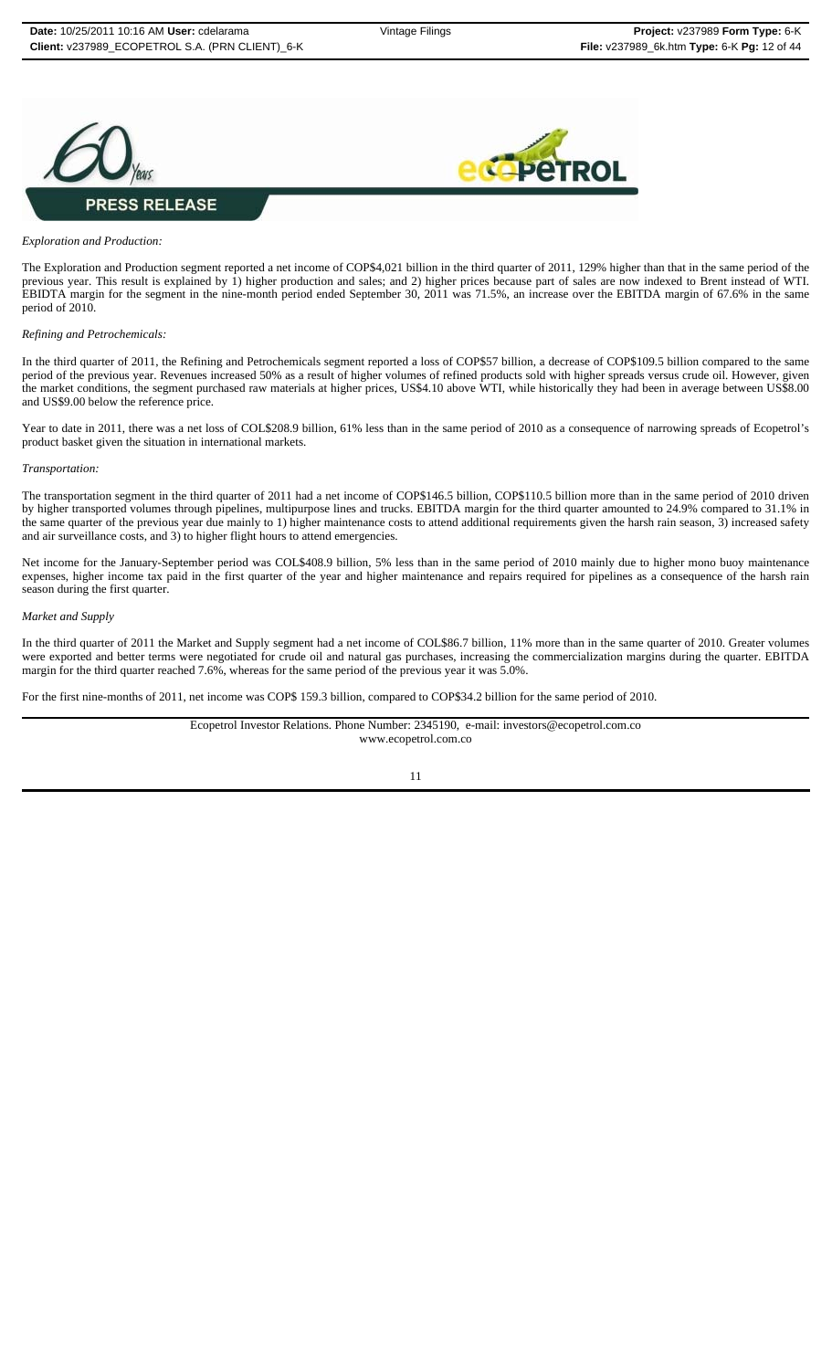*Exploration and Production:*

The Exploration and Production segment reported a net income of COP$4,021 billion in the third quarter of 2011, 129% higher than that in the same period of the previous year. This result is explained by 1) higher production and sales; and 2) higher prices because part of sales are now indexed to Brent instead of WTI. EBIDTA margin for the segment in the nine-month period ended September 30, 2011 was 71.5%, an increase over the EBITDA margin of 67.6% in the same period of 2010.

*Refining and Petrochemicals:*

In the third quarter of 2011, the Refining and Petrochemicals segment reported a loss of COP$57 billion, a decrease of COP$109.5 billion compared to the same period of the previous year. Revenues increased 50% as a result of higher volumes of refined products sold with higher spreads versus crude oil. However, given the market conditions, the segment purchased raw materials at higher prices, US$4.10 above WTI, while historically they had been in average between US$8.00 and US$9.00 below the reference price.

Year to date in 2011, there was a net loss of COL$208.9 billion, 61% less than in the same period of 2010 as a consequence of narrowing spreads of Ecopetrol's product basket given the situation in international markets.

*Transportation:*

The transportation segment in the third quarter of 2011 had a net income of COP$146.5 billion, COP$110.5 billion more than in the same period of 2010 driven by higher transported volumes through pipelines, multipurpose lines and trucks. EBITDA margin for the third quarter amounted to 24.9% compared to 31.1% in the same quarter of the previous year due mainly to 1) higher maintenance costs to attend additional requirements given the harsh rain season, 3) increased safety and air surveillance costs, and 3) to higher flight hours to attend emergencies.

Net income for the January-September period was COL$408.9 billion, 5% less than in the same period of 2010 mainly due to higher mono buoy maintenance expenses, higher income tax paid in the first quarter of the year and higher maintenance and repairs required for pipelines as a consequence of the harsh rain season during the first quarter.

*Market and Supply*

In the third quarter of 2011 the Market and Supply segment had a net income of COL$86.7 billion, 11% more than in the same quarter of 2010. Greater volumes were exported and better terms were negotiated for crude oil and natural gas purchases, increasing the commercialization margins during the quarter. EBITDA margin for the third quarter reached 7.6%, whereas for the same period of the previous year it was 5.0%.

For the first nine-months of 2011, net income was COP$ 159.3 billion, compared to COP$34.2 billion for the same period of 2010.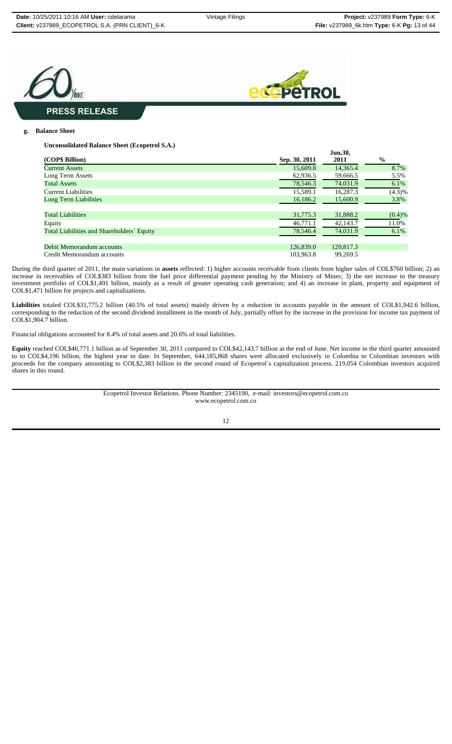**PRESS RELEASE**

**g. Balance Sheet**

**Unconsolidated Balance Sheet (Ecopetrol S.A.)**

| (COP$ Billion) | Sep. 30, 2011 | Jun.30, 2011 | % |
|---|---|---|---|
| Current Assets | 15,609.8 | 14,365.4 | 8.7% |
| Long Term Assets | 62,936.5 | 59,666.5 | 5.5% |
| Total Assets | 78,546.3 | 74,031.9 | 6.1% |
| Current Liabilities | 15,589.1 | 16,287.3 | (4.3)% |
| Long Term Liabilities | 16,186.2 | 15,600.9 | 3.8% |
| Total Liabilities | 31,775.3 | 31,888.2 | (0.4)% |
| Equity | 46,771.1 | 42,143.7 | 11.0% |
| Total Liabilities and Shareholders´ Equity | 78,546.4 | 74,031.9 | 6.1% |
| Debit Memorandum accounts | 126,839.0 | 120,817.3 | |
| Credit Memorandum accounts | 103,963.8 | 99,269.5 | |

During the third quarter of 2011, the main variations in **assets** reflected: 1) higher accounts receivable from clients from higher sales of COL$760 billion; 2) an increase in receivables of COL$383 billion from the fuel price differential payment pending by the Ministry of Mines; 3) the net increase in the treasury investment portfolio of COL$1,491 billion, mainly as a result of greater operating cash generation; and 4) an increase in plant, property and equipment of COL$1,471 billion for projects and capitalizations.

**Liabilities** totaled COL$31,775.2 billion (40.5% of total assets) mainly driven by a reduction in accounts payable in the amount of COL$1,942.6 billion, corresponding to the reduction of the second dividend installment in the month of July, partially offset by the increase in the provision for income tax payment of COL$1,904.7 billion.

Financial obligations accounted for 8.4% of total assets and 20.6% of total liabilities.

**Equity** reached COL$46,771.1 billion as of September 30, 2011 compared to COL$42,143.7 billion at the end of June. Net income in the third quarter amounted to to COL$4,196 billion, the highest year to date. In September, 644,185,868 shares were allocated exclusively in Colombia to Colombian investors with proceeds for the company amounting to COL$2,383 billion in the second round of Ecopetrol´s capitalization process. 219,054 Colombian investors acquired shares in this round.

Ecopetrol Investor Relations. Phone Number: 2345190, e-mail: investors@ecopetrol.com.co
www.ecopetrol.com.co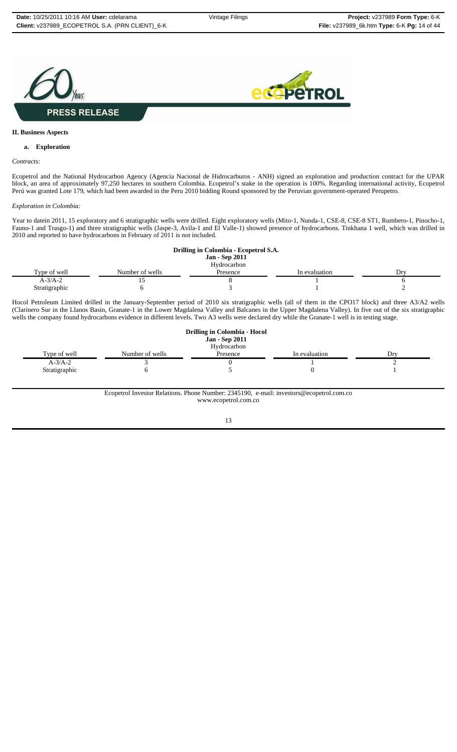## II. Business Aspects

### a. Exploration

*Contracts:*

Ecopetrol and the National Hydrocarbon Agency (Agencia Nacional de Hidrocarburos - ANH) signed an exploration and production contract for the UPAR block, an area of approximately 97,250 hectares in southern Colombia. Ecopetrol's stake in the operation is 100%. Regarding international activity, Ecopetrol Perú was granted Lote 179, which had been awarded in the Peru 2010 bidding Round sponsored by the Peruvian government-operated Perupetro.

*Exploration in Colombia:*

Year to datein 2011, 15 exploratory and 6 stratigraphic wells were drilled. Eight exploratory wells (Mito-1, Nunda-1, CSE-8, CSE-8 ST1, Rumbero-1, Pinocho-1, Fauno-1 and Trasgo-1) and three stratigraphic wells (Jaspe-3, Avila-1 and El Valle-1) showed presence of hydrocarbons. Tinkhana 1 well, which was drilled in 2010 and reported to have hydrocarbons in February of 2011 is not included.

**Drilling in Colombia - Ecopetrol S.A.**
**Jan - Sep 2011**

| Type of well | Number of wells | Hydrocarbon Presence | In evaluation | Dry |
|---|---|---|---|---|
| A-3/A-2 | 15 | 8 | 1 | 6 |
| Stratigraphic | 6 | 3 | 1 | 2 |

Hocol Petroleum Limited drilled in the January-September period of 2010 six stratigraphic wells (all of them in the CPO17 block) and three A3/A2 wells (Clarinero Sur in the Llanos Basin, Granate-1 in the Lower Magdalena Valley and Balcanes in the Upper Magdalena Valley). In five out of the six stratigraphic wells the company found hydrocarbons evidence in different levels. Two A3 wells were declared dry while the Granate-1 well is in testing stage.

**Drilling in Colombia - Hocol**
**Jan - Sep 2011**

| Type of well | Number of wells | Hydrocarbon Presence | In evaluation | Dry |
|---|---|---|---|---|
| A-3/A-2 | 3 | 0 | 1 | 2 |
| Stratigraphic | 6 | 5 | 0 | 1 |

Ecopetrol Investor Relations. Phone Number: 2345190, e-mail: investors@ecopetrol.com.co
www.ecopetrol.com.co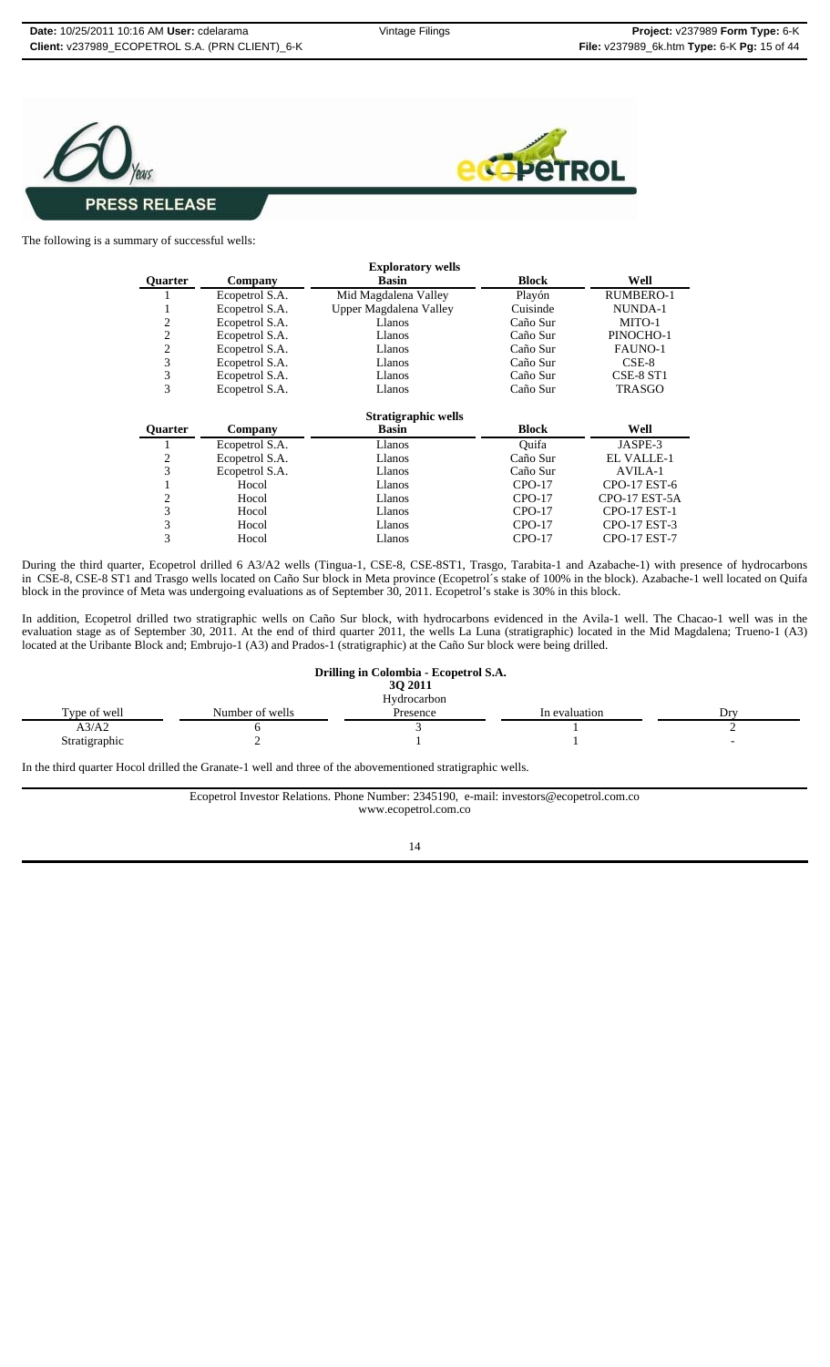The following is a summary of successful wells:

**Exploratory wells**

| Quarter | Company | Basin | Block | Well |
|---|---|---|---|---|
| 1 | Ecopetrol S.A. | Mid Magdalena Valley | Playón | RUMBERO-1 |
| 1 | Ecopetrol S.A. | Upper Magdalena Valley | Cuisinde | NUNDA-1 |
| 2 | Ecopetrol S.A. | Llanos | Caño Sur | MITO-1 |
| 2 | Ecopetrol S.A. | Llanos | Caño Sur | PINOCHO-1 |
| 2 | Ecopetrol S.A. | Llanos | Caño Sur | FAUNO-1 |
| 3 | Ecopetrol S.A. | Llanos | Caño Sur | CSE-8 |
| 3 | Ecopetrol S.A. | Llanos | Caño Sur | CSE-8 ST1 |
| 3 | Ecopetrol S.A. | Llanos | Caño Sur | TRASGO |

**Stratigraphic wells**

| Quarter | Company | Basin | Block | Well |
|---|---|---|---|---|
| 1 | Ecopetrol S.A. | Llanos | Quifa | JASPE-3 |
| 2 | Ecopetrol S.A. | Llanos | Caño Sur | EL VALLE-1 |
| 3 | Ecopetrol S.A. | Llanos | Caño Sur | AVILA-1 |
| 1 | Hocol | Llanos | CPO-17 | CPO-17 EST-6 |
| 2 | Hocol | Llanos | CPO-17 | CPO-17 EST-5A |
| 3 | Hocol | Llanos | CPO-17 | CPO-17 EST-1 |
| 3 | Hocol | Llanos | CPO-17 | CPO-17 EST-3 |
| 3 | Hocol | Llanos | CPO-17 | CPO-17 EST-7 |

During the third quarter, Ecopetrol drilled 6 A3/A2 wells (Tingua-1, CSE-8, CSE-8ST1, Trasgo, Tarabita-1 and Azabache-1) with presence of hydrocarbons in CSE-8, CSE-8 ST1 and Trasgo wells located on Caño Sur block in Meta province (Ecopetrol´s stake of 100% in the block). Azabache-1 well located on Quifa block in the province of Meta was undergoing evaluations as of September 30, 2011. Ecopetrol's stake is 30% in this block.

In addition, Ecopetrol drilled two stratigraphic wells on Caño Sur block, with hydrocarbons evidenced in the Avila-1 well. The Chacao-1 well was in the evaluation stage as of September 30, 2011. At the end of third quarter 2011, the wells La Luna (stratigraphic) located in the Mid Magdalena; Trueno-1 (A3) located at the Uribante Block and; Embrujo-1 (A3) and Prados-1 (stratigraphic) at the Caño Sur block were being drilled.

**Drilling in Colombia - Ecopetrol S.A.**
**3Q 2011**

| Type of well | Number of wells | Hydrocarbon Presence | In evaluation | Dry |
|---|---|---|---|---|
| A3/A2 | 6 | 3 | 1 | 2 |
| Stratigraphic | 2 | 1 | 1 | - |

In the third quarter Hocol drilled the Granate-1 well and three of the abovementioned stratigraphic wells.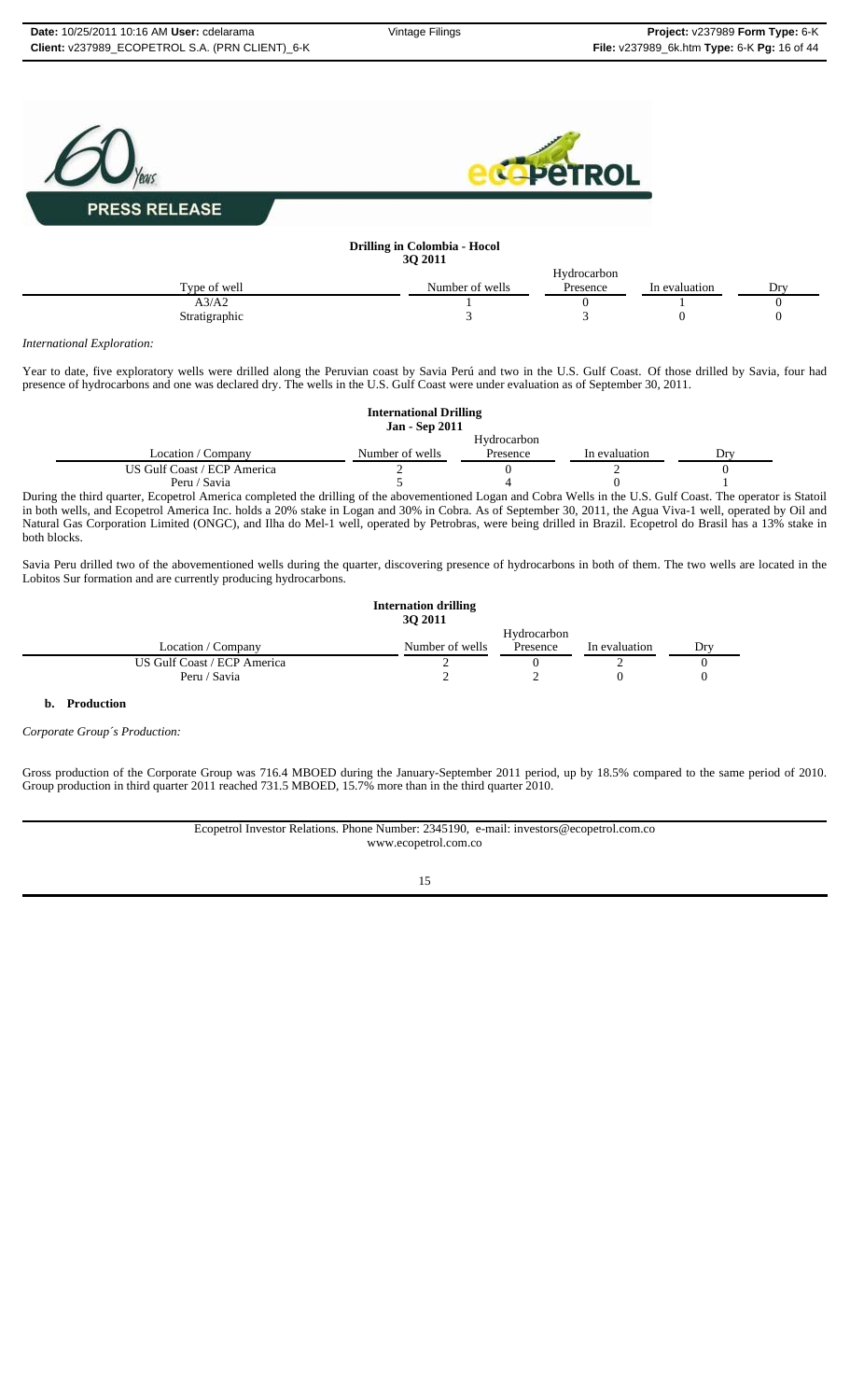**PRESS RELEASE**

**Drilling in Colombia - Hocol**
**3Q 2011**

| Type of well | Number of wells | Hydrocarbon Presence | In evaluation | Dry |
|---|---|---|---|---|
| A3/A2 | 1 | 0 | 1 | 0 |
| Stratigraphic | 3 | 3 | 0 | 0 |

*International Exploration:*

Year to date, five exploratory wells were drilled along the Peruvian coast by Savia Perú and two in the U.S. Gulf Coast. Of those drilled by Savia, four had presence of hydrocarbons and one was declared dry. The wells in the U.S. Gulf Coast were under evaluation as of September 30, 2011.

**International Drilling**
**Jan - Sep 2011**

| Location / Company | Number of wells | Hydrocarbon Presence | In evaluation | Dry |
|---|---|---|---|---|
| US Gulf Coast / ECP America | 2 | 0 | 2 | 0 |
| Peru / Savia | 5 | 4 | 0 | 1 |

During the third quarter, Ecopetrol America completed the drilling of the abovementioned Logan and Cobra Wells in the U.S. Gulf Coast. The operator is Statoil in both wells, and Ecopetrol America Inc. holds a 20% stake in Logan and 30% in Cobra. As of September 30, 2011, the Agua Viva-1 well, operated by Oil and Natural Gas Corporation Limited (ONGC), and Ilha do Mel-1 well, operated by Petrobras, were being drilled in Brazil. Ecopetrol do Brasil has a 13% stake in both blocks.

Savia Peru drilled two of the abovementioned wells during the quarter, discovering presence of hydrocarbons in both of them. The two wells are located in the Lobitos Sur formation and are currently producing hydrocarbons.

**Internation drilling**
**3Q 2011**

| Location / Company | Number of wells | Hydrocarbon Presence | In evaluation | Dry |
|---|---|---|---|---|
| US Gulf Coast / ECP America | 2 | 0 | 2 | 0 |
| Peru / Savia | 2 | 2 | 0 | 0 |

**b. Production**

*Corporate Group´s Production:*

Gross production of the Corporate Group was 716.4 MBOED during the January-September 2011 period, up by 18.5% compared to the same period of 2010. Group production in third quarter 2011 reached 731.5 MBOED, 15.7% more than in the third quarter 2010.

Ecopetrol Investor Relations. Phone Number: 2345190, e-mail: investors@ecopetrol.com.co
www.ecopetrol.com.co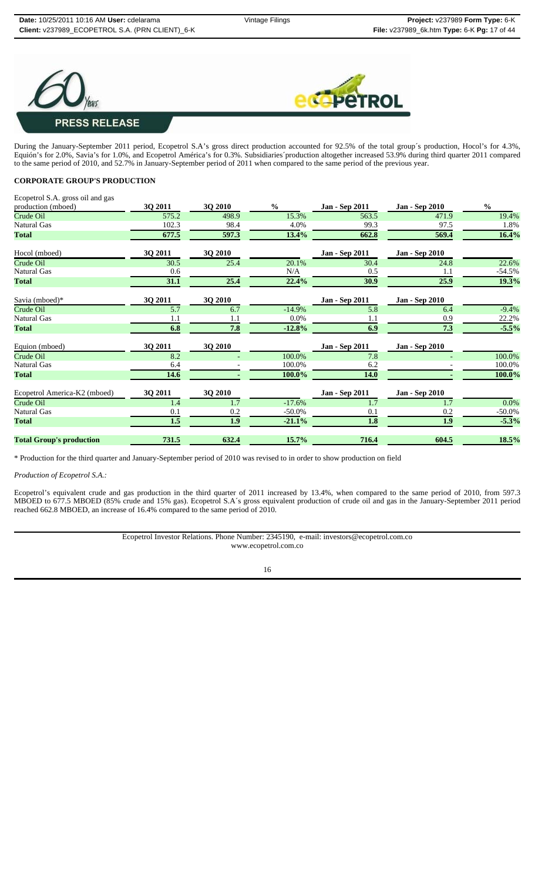**PRESS RELEASE**

During the January-September 2011 period, Ecopetrol S.A's gross direct production accounted for 92.5% of the total group´s production, Hocol's for 4.3%, Equión's for 2.0%, Savia's for 1.0%, and Ecopetrol América's for 0.3%. Subsidiaries´production altogether increased 53.9% during third quarter 2011 compared to the same period of 2010, and 52.7% in January-September period of 2011 when compared to the same period of the previous year.

## CORPORATE GROUP'S PRODUCTION

| Ecopetrol S.A. gross oil and gas production (mboed) | 3Q 2011 | 3Q 2010 | % | Jan - Sep 2011 | Jan - Sep 2010 | % |
|---|---|---|---|---|---|---|
| Crude Oil | 575.2 | 498.9 | 15.3% | 563.5 | 471.9 | 19.4% |
| Natural Gas | 102.3 | 98.4 | 4.0% | 99.3 | 97.5 | 1.8% |
| **Total** | **677.5** | **597.3** | **13.4%** | **662.8** | **569.4** | **16.4%** |
| Hocol (mboed) | 3Q 2011 | 3Q 2010 | | Jan - Sep 2011 | Jan - Sep 2010 | |
| Crude Oil | 30.5 | 25.4 | 20.1% | 30.4 | 24.8 | 22.6% |
| Natural Gas | 0.6 | | N/A | 0.5 | 1.1 | -54.5% |
| **Total** | **31.1** | **25.4** | **22.4%** | **30.9** | **25.9** | **19.3%** |
| Savia (mboed)* | 3Q 2011 | 3Q 2010 | | Jan - Sep 2011 | Jan - Sep 2010 | |
| Crude Oil | 5.7 | 6.7 | -14.9% | 5.8 | 6.4 | -9.4% |
| Natural Gas | 1.1 | 1.1 | 0.0% | 1.1 | 0.9 | 22.2% |
| **Total** | **6.8** | **7.8** | **-12.8%** | **6.9** | **7.3** | **-5.5%** |
| Equion (mboed) | 3Q 2011 | 3Q 2010 | | Jan - Sep 2011 | Jan - Sep 2010 | |
| Crude Oil | 8.2 | - | 100.0% | 7.8 | - | 100.0% |
| Natural Gas | 6.4 | - | 100.0% | 6.2 | - | 100.0% |
| **Total** | **14.6** | **-** | **100.0%** | **14.0** | **-** | **100.0%** |
| Ecopetrol America-K2 (mboed) | 3Q 2011 | 3Q 2010 | | Jan - Sep 2011 | Jan - Sep 2010 | |
| Crude Oil | 1.4 | 1.7 | -17.6% | 1.7 | 1.7 | 0.0% |
| Natural Gas | 0.1 | 0.2 | -50.0% | 0.1 | 0.2 | -50.0% |
| **Total** | **1.5** | **1.9** | **-21.1%** | **1.8** | **1.9** | **-5.3%** |
| **Total Group's production** | **731.5** | **632.4** | **15.7%** | **716.4** | **604.5** | **18.5%** |

\* Production for the third quarter and January-September period of 2010 was revised to in order to show production on field

*Production of Ecopetrol S.A.:*

Ecopetrol's equivalent crude and gas production in the third quarter of 2011 increased by 13.4%, when compared to the same period of 2010, from 597.3 MBOED to 677.5 MBOED (85% crude and 15% gas). Ecopetrol S.A´s gross equivalent production of crude oil and gas in the January-September 2011 period reached 662.8 MBOED, an increase of 16.4% compared to the same period of 2010.

Ecopetrol Investor Relations. Phone Number: 2345190, e-mail: investors@ecopetrol.com.co
www.ecopetrol.com.co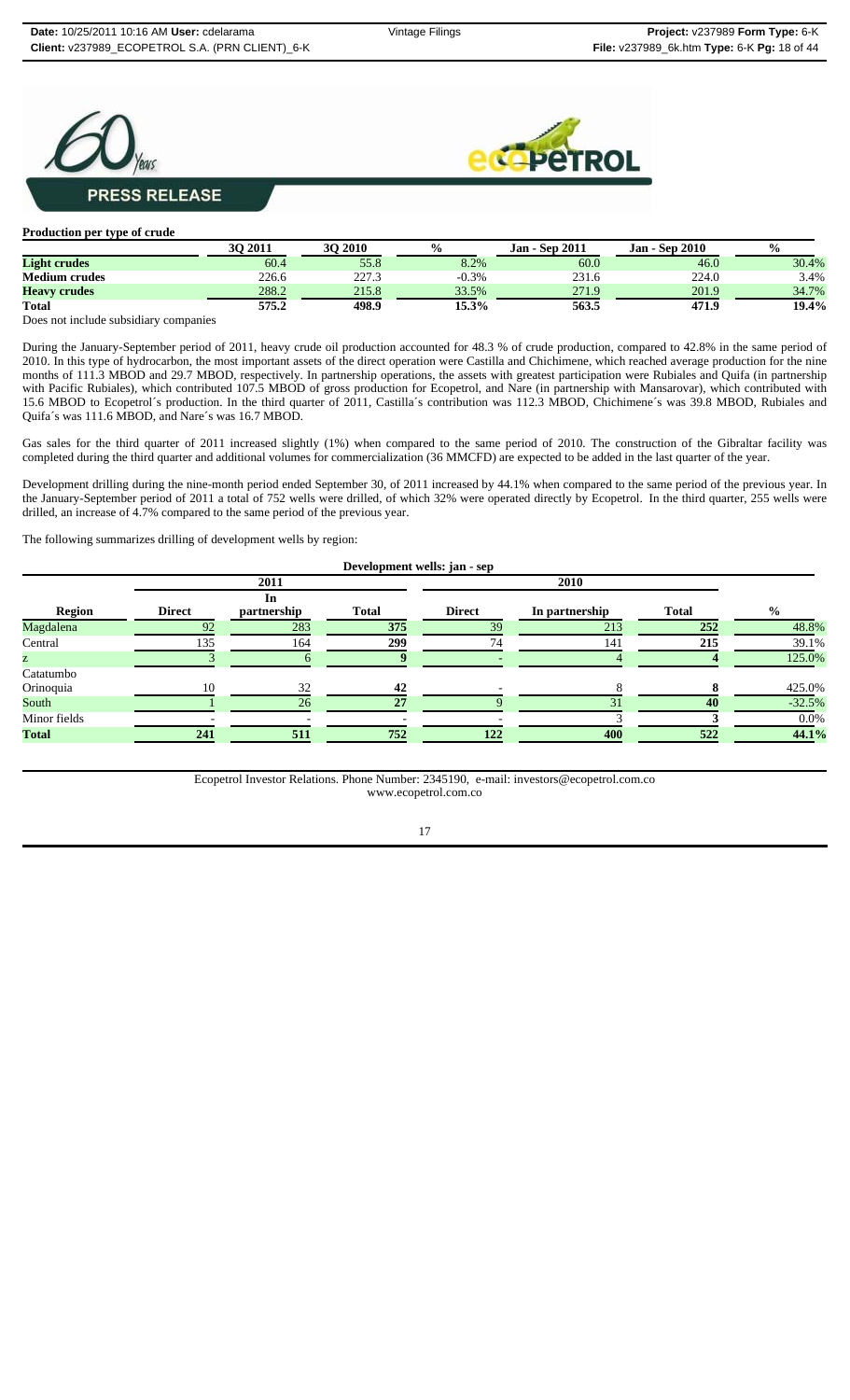**PRESS RELEASE**

**Production per type of crude**

| | 3Q 2011 | 3Q 2010 | % | Jan - Sep 2011 | Jan - Sep 2010 | % |
|---|---|---|---|---|---|---|
| **Light crudes** | 60.4 | 55.8 | 8.2% | 60.0 | 46.0 | 30.4% |
| **Medium crudes** | 226.6 | 227.3 | -0.3% | 231.6 | 224.0 | 3.4% |
| **Heavy crudes** | 288.2 | 215.8 | 33.5% | 271.9 | 201.9 | 34.7% |
| **Total** | **575.2** | **498.9** | **15.3%** | **563.5** | **471.9** | **19.4%** |

Does not include subsidiary companies

During the January-September period of 2011, heavy crude oil production accounted for 48.3 % of crude production, compared to 42.8% in the same period of 2010. In this type of hydrocarbon, the most important assets of the direct operation were Castilla and Chichimene, which reached average production for the nine months of 111.3 MBOD and 29.7 MBOD, respectively. In partnership operations, the assets with greatest participation were Rubiales and Quifa (in partnership with Pacific Rubiales), which contributed 107.5 MBOD of gross production for Ecopetrol, and Nare (in partnership with Mansarovar), which contributed with 15.6 MBOD to Ecopetrol´s production. In the third quarter of 2011, Castilla´s contribution was 112.3 MBOD, Chichimene´s was 39.8 MBOD, Rubiales and Quifa´s was 111.6 MBOD, and Nare´s was 16.7 MBOD.

Gas sales for the third quarter of 2011 increased slightly (1%) when compared to the same period of 2010. The construction of the Gibraltar facility was completed during the third quarter and additional volumes for commercialization (36 MMCFD) are expected to be added in the last quarter of the year.

Development drilling during the nine-month period ended September 30, of 2011 increased by 44.1% when compared to the same period of the previous year. In the January-September period of 2011 a total of 752 wells were drilled, of which 32% were operated directly by Ecopetrol. In the third quarter, 255 wells were drilled, an increase of 4.7% compared to the same period of the previous year.

The following summarizes drilling of development wells by region:

**Development wells: jan - sep**

| | 2011 | | | 2010 | | | |
|---|---|---|---|---|---|---|---|
| **Region** | **Direct** | **In partnership** | **Total** | **Direct** | **In partnership** | **Total** | **%** |
| Magdalena | 92 | 283 | **375** | 39 | 213 | **252** | 48.8% |
| Central | 135 | 164 | **299** | 74 | 141 | **215** | 39.1% |
| Catatumbo | 3 | 6 | **9** | - | 4 | **4** | 125.0% |
| Orinoquia | 10 | 32 | **42** | - | 8 | **8** | 425.0% |
| South | 1 | 26 | **27** | 9 | 31 | **40** | -32.5% |
| Minor fields | - | - | **-** | - | 3 | **3** | 0.0% |
| **Total** | **241** | **511** | **752** | **122** | **400** | **522** | **44.1%** |

Ecopetrol Investor Relations. Phone Number: 2345190, e-mail: investors@ecopetrol.com.co
www.ecopetrol.com.co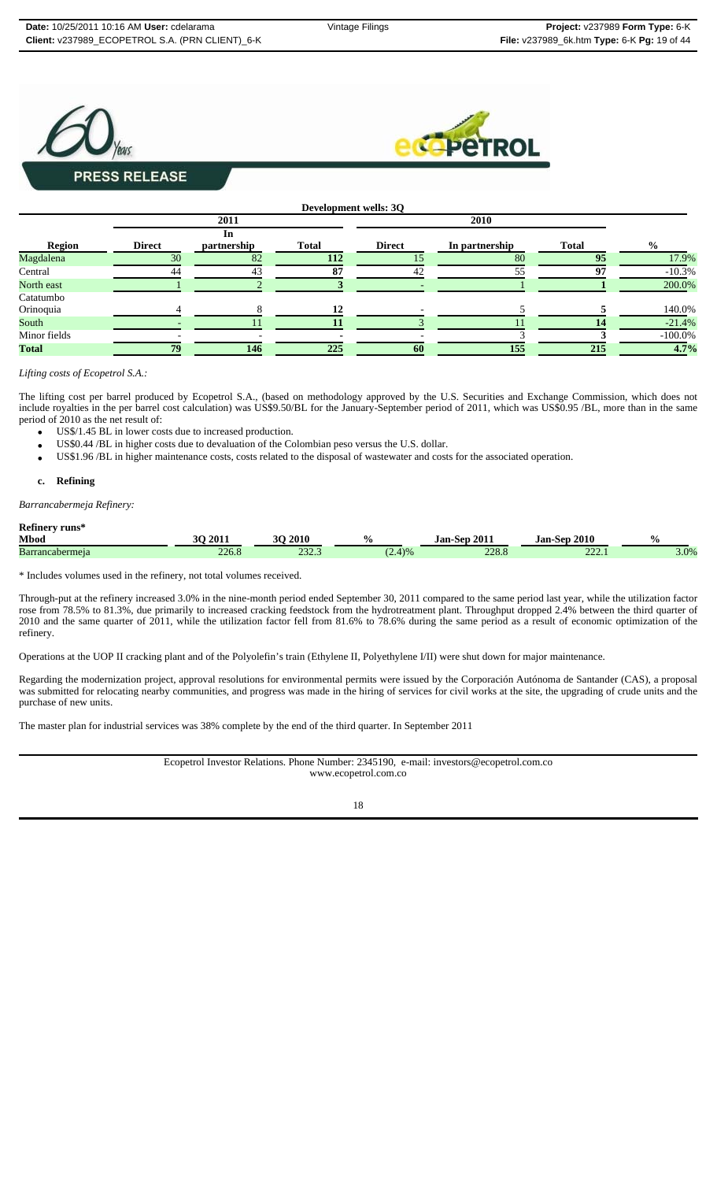**Development wells: 3Q**

| Region | 2011 | | | 2010 | | | |
|---|---|---|---|---|---|---|---|
| | Direct | In partnership | Total | Direct | In partnership | Total | % |
| Magdalena | 30 | 82 | 112 | 15 | 80 | 95 | 17.9% |
| Central | 44 | 43 | 87 | 42 | 55 | 97 | -10.3% |
| North east | 1 | 2 | 3 | - | 1 | 1 | 200.0% |
| Catatumbo Orinoquia | 4 | 8 | 12 | - | 5 | 5 | 140.0% |
| South | - | 11 | 11 | 3 | 11 | 14 | -21.4% |
| Minor fields | - | - | - | - | 3 | 3 | -100.0% |
| **Total** | **79** | **146** | **225** | **60** | **155** | **215** | **4.7%** |

*Lifting costs of Ecopetrol S.A.:*

The lifting cost per barrel produced by Ecopetrol S.A., (based on methodology approved by the U.S. Securities and Exchange Commission, which does not include royalties in the per barrel cost calculation) was US$9.50/BL for the January-September period of 2011, which was US$0.95 /BL, more than in the same period of 2010 as the net result of:

- US$/1.45 BL in lower costs due to increased production.
- US$0.44 /BL in higher costs due to devaluation of the Colombian peso versus the U.S. dollar.
- US$1.96 /BL in higher maintenance costs, costs related to the disposal of wastewater and costs for the associated operation.

**c. Refining**

*Barrancabermeja Refinery:*

| Refinery runs* Mbod | 3Q 2011 | 3Q 2010 | % | Jan-Sep 2011 | Jan-Sep 2010 | % |
|---|---|---|---|---|---|---|
| Barrancabermeja | 226.8 | 232.3 | (2.4)% | 228.8 | 222.1 | 3.0% |

* Includes volumes used in the refinery, not total volumes received.

Through-put at the refinery increased 3.0% in the nine-month period ended September 30, 2011 compared to the same period last year, while the utilization factor rose from 78.5% to 81.3%, due primarily to increased cracking feedstock from the hydrotreatment plant. Throughput dropped 2.4% between the third quarter of 2010 and the same quarter of 2011, while the utilization factor fell from 81.6% to 78.6% during the same period as a result of economic optimization of the refinery.

Operations at the UOP II cracking plant and of the Polyolefin's train (Ethylene II, Polyethylene I/II) were shut down for major maintenance.

Regarding the modernization project, approval resolutions for environmental permits were issued by the Corporación Autónoma de Santander (CAS), a proposal was submitted for relocating nearby communities, and progress was made in the hiring of services for civil works at the site, the upgrading of crude units and the purchase of new units.

The master plan for industrial services was 38% complete by the end of the third quarter. In September 2011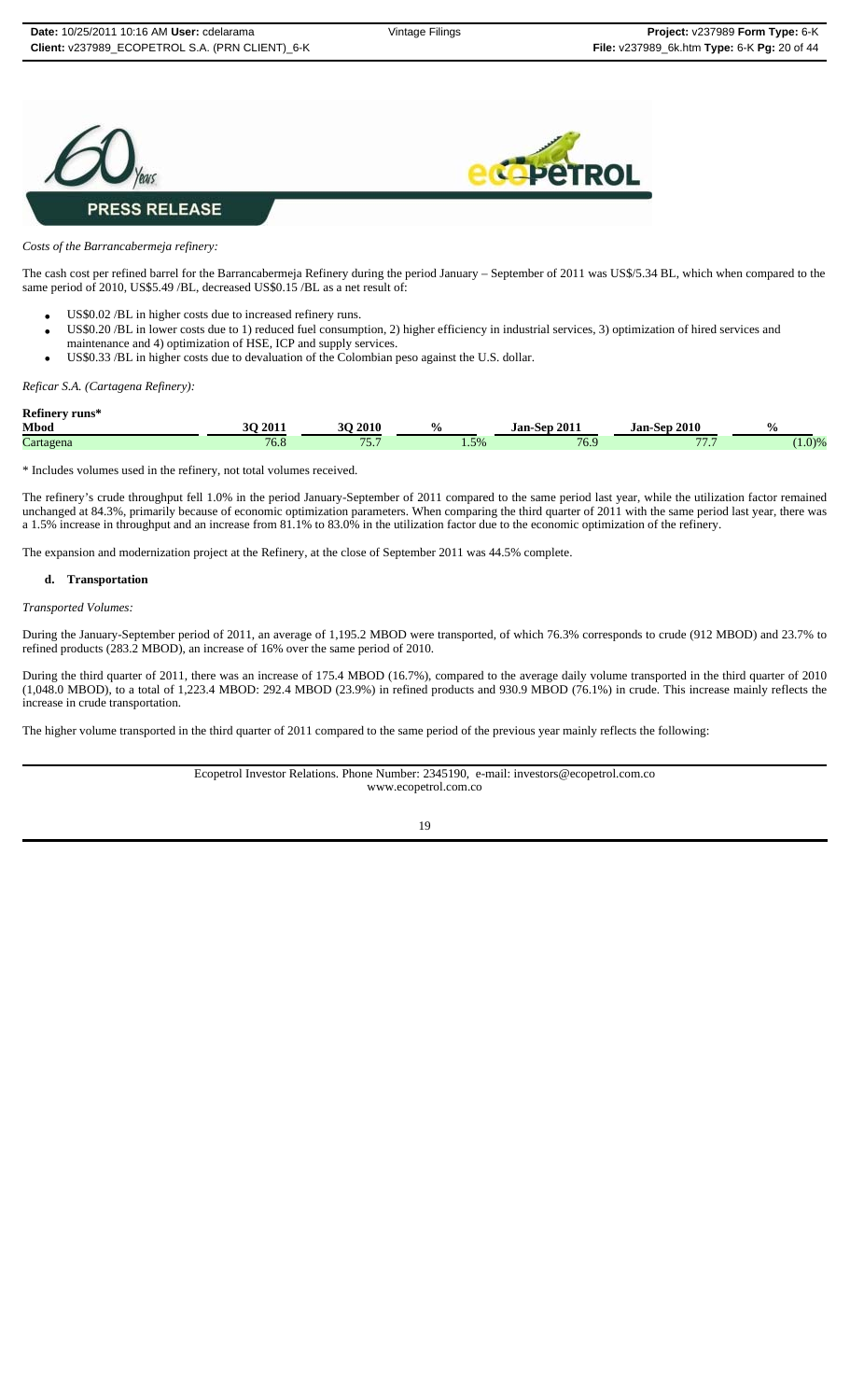*Costs of the Barrancabermeja refinery:*

The cash cost per refined barrel for the Barrancabermeja Refinery during the period January – September of 2011 was US$/5.34 BL, which when compared to the same period of 2010, US$5.49 /BL, decreased US$0.15 /BL as a net result of:

- US$0.02 /BL in higher costs due to increased refinery runs.
- US$0.20 /BL in lower costs due to 1) reduced fuel consumption, 2) higher efficiency in industrial services, 3) optimization of hired services and maintenance and 4) optimization of HSE, ICP and supply services.
- US$0.33 /BL in higher costs due to devaluation of the Colombian peso against the U.S. dollar.

*Reficar S.A. (Cartagena Refinery):*

**Refinery runs***

| Mbod | 3Q 2011 | 3Q 2010 | % | Jan-Sep 2011 | Jan-Sep 2010 | % |
|---|---|---|---|---|---|---|
| Cartagena | 76.8 | 75.7 | 1.5% | 76.9 | 77.7 | (1.0)% |

\* Includes volumes used in the refinery, not total volumes received.

The refinery's crude throughput fell 1.0% in the period January-September of 2011 compared to the same period last year, while the utilization factor remained unchanged at 84.3%, primarily because of economic optimization parameters. When comparing the third quarter of 2011 with the same period last year, there was a 1.5% increase in throughput and an increase from 81.1% to 83.0% in the utilization factor due to the economic optimization of the refinery.

The expansion and modernization project at the Refinery, at the close of September 2011 was 44.5% complete.

### d. Transportation

*Transported Volumes:*

During the January-September period of 2011, an average of 1,195.2 MBOD were transported, of which 76.3% corresponds to crude (912 MBOD) and 23.7% to refined products (283.2 MBOD), an increase of 16% over the same period of 2010.

During the third quarter of 2011, there was an increase of 175.4 MBOD (16.7%), compared to the average daily volume transported in the third quarter of 2010 (1,048.0 MBOD), to a total of 1,223.4 MBOD: 292.4 MBOD (23.9%) in refined products and 930.9 MBOD (76.1%) in crude. This increase mainly reflects the increase in crude transportation.

The higher volume transported in the third quarter of 2011 compared to the same period of the previous year mainly reflects the following: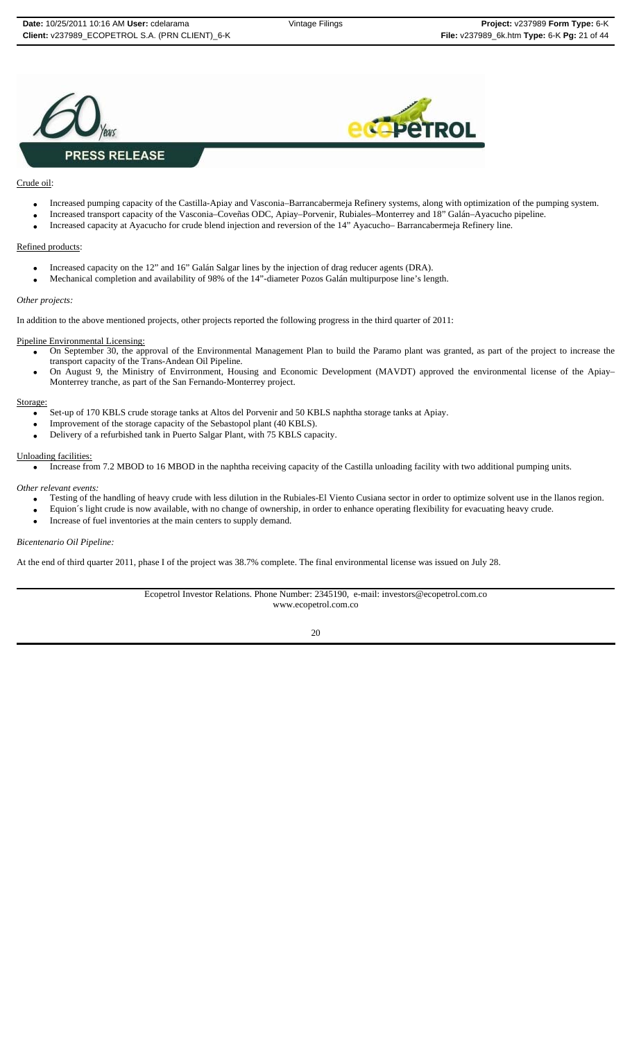Crude oil:

- Increased pumping capacity of the Castilla-Apiay and Vasconia–Barrancabermeja Refinery systems, along with optimization of the pumping system.
- Increased transport capacity of the Vasconia–Coveñas ODC, Apiay–Porvenir, Rubiales–Monterrey and 18” Galán–Ayacucho pipeline.
- Increased capacity at Ayacucho for crude blend injection and reversion of the 14” Ayacucho– Barrancabermeja Refinery line.

Refined products:

- Increased capacity on the 12” and 16” Galán Salgar lines by the injection of drag reducer agents (DRA).
- Mechanical completion and availability of 98% of the 14”-diameter Pozos Galán multipurpose line’s length.

*Other projects:*

In addition to the above mentioned projects, other projects reported the following progress in the third quarter of 2011:

Pipeline Environmental Licensing:

- On September 30, the approval of the Environmental Management Plan to build the Paramo plant was granted, as part of the project to increase the transport capacity of the Trans-Andean Oil Pipeline.
- On August 9, the Ministry of Envirronment, Housing and Economic Development (MAVDT) approved the environmental license of the Apiay–Monterrey tranche, as part of the San Fernando-Monterrey project.

Storage:

- Set-up of 170 KBLS crude storage tanks at Altos del Porvenir and 50 KBLS naphtha storage tanks at Apiay.
- Improvement of the storage capacity of the Sebastopol plant (40 KBLS).
- Delivery of a refurbished tank in Puerto Salgar Plant, with 75 KBLS capacity.

Unloading facilities:

- Increase from 7.2 MBOD to 16 MBOD in the naphtha receiving capacity of the Castilla unloading facility with two additional pumping units.

*Other relevant events:*

- Testing of the handling of heavy crude with less dilution in the Rubiales-El Viento Cusiana sector in order to optimize solvent use in the llanos region.
- Equion´s light crude is now available, with no change of ownership, in order to enhance operating flexibility for evacuating heavy crude.
- Increase of fuel inventories at the main centers to supply demand.

*Bicentenario Oil Pipeline:*

At the end of third quarter 2011, phase I of the project was 38.7% complete. The final environmental license was issued on July 28.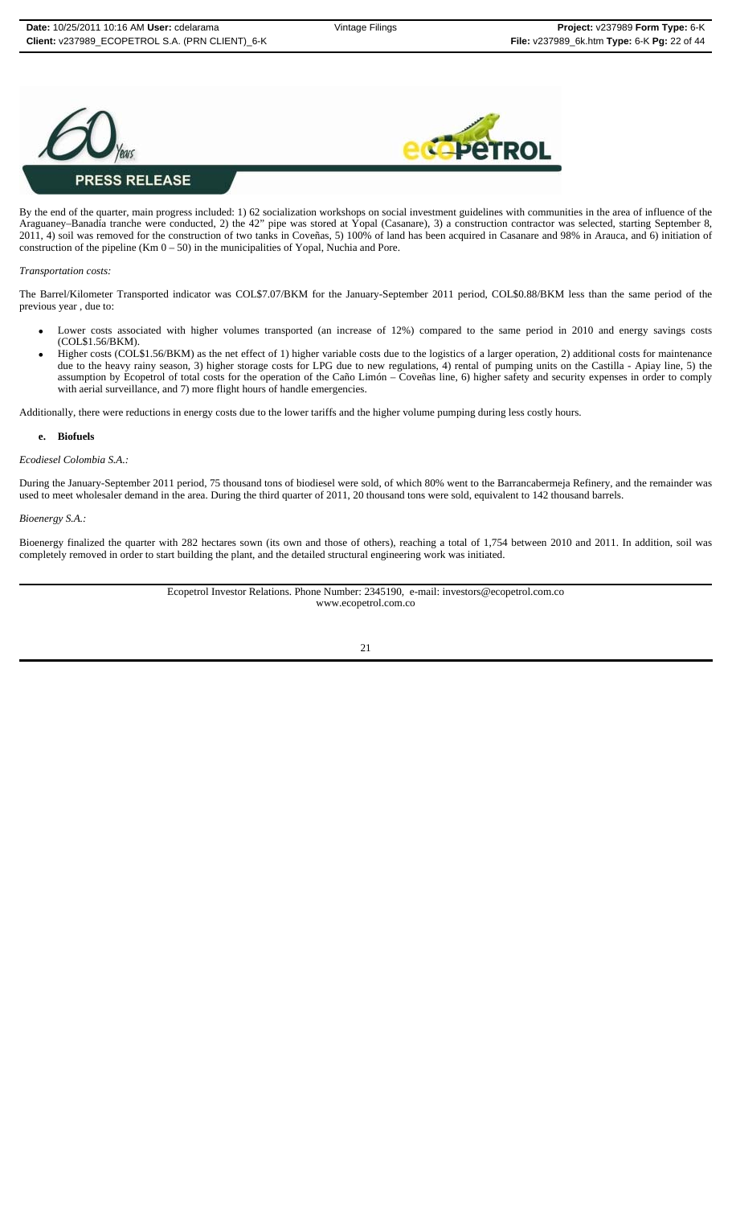By the end of the quarter, main progress included: 1) 62 socialization workshops on social investment guidelines with communities in the area of influence of the Araguaney–Banadia tranche were conducted, 2) the 42" pipe was stored at Yopal (Casanare), 3) a construction contractor was selected, starting September 8, 2011, 4) soil was removed for the construction of two tanks in Coveñas, 5) 100% of land has been acquired in Casanare and 98% in Arauca, and 6) initiation of construction of the pipeline (Km 0 – 50) in the municipalities of Yopal, Nuchia and Pore.

*Transportation costs:*

The Barrel/Kilometer Transported indicator was COL$7.07/BKM for the January-September 2011 period, COL$0.88/BKM less than the same period of the previous year , due to:

- Lower costs associated with higher volumes transported (an increase of 12%) compared to the same period in 2010 and energy savings costs (COL$1.56/BKM).
- Higher costs (COL$1.56/BKM) as the net effect of 1) higher variable costs due to the logistics of a larger operation, 2) additional costs for maintenance due to the heavy rainy season, 3) higher storage costs for LPG due to new regulations, 4) rental of pumping units on the Castilla - Apiay line, 5) the assumption by Ecopetrol of total costs for the operation of the Caño Limón – Coveñas line, 6) higher safety and security expenses in order to comply with aerial surveillance, and 7) more flight hours of handle emergencies.

Additionally, there were reductions in energy costs due to the lower tariffs and the higher volume pumping during less costly hours.

**e. Biofuels**

*Ecodiesel Colombia S.A.:*

During the January-September 2011 period, 75 thousand tons of biodiesel were sold, of which 80% went to the Barrancabermeja Refinery, and the remainder was used to meet wholesaler demand in the area. During the third quarter of 2011, 20 thousand tons were sold, equivalent to 142 thousand barrels.

*Bioenergy S.A.:*

Bioenergy finalized the quarter with 282 hectares sown (its own and those of others), reaching a total of 1,754 between 2010 and 2011. In addition, soil was completely removed in order to start building the plant, and the detailed structural engineering work was initiated.

Ecopetrol Investor Relations. Phone Number: 2345190, e-mail: investors@ecopetrol.com.co
www.ecopetrol.com.co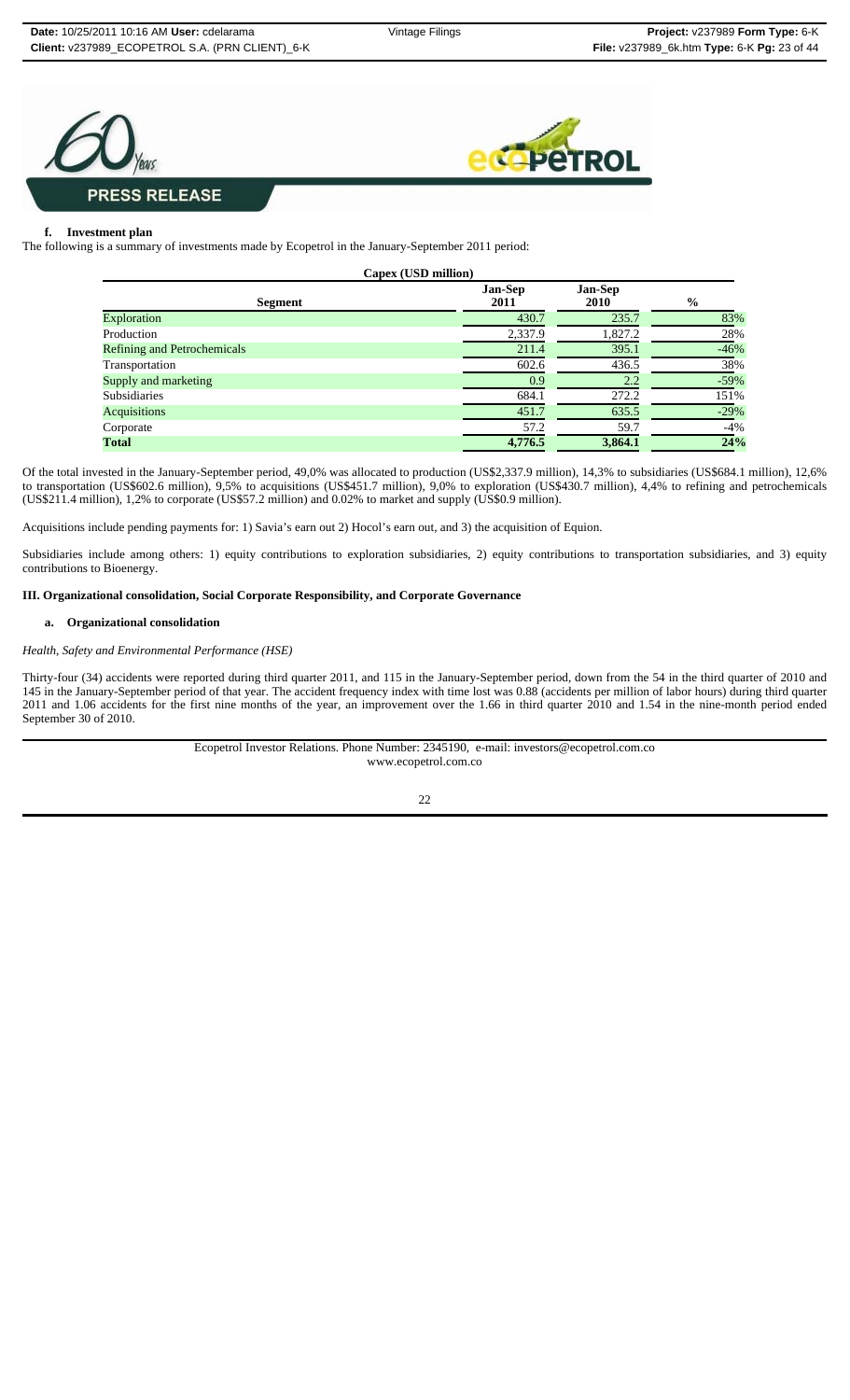**f. Investment plan**

The following is a summary of investments made by Ecopetrol in the January-September 2011 period:

| Capex (USD million) | | | |
|---|---|---|---|
| **Segment** | **Jan-Sep 2011** | **Jan-Sep 2010** | **%** |
| Exploration | 430.7 | 235.7 | 83% |
| Production | 2,337.9 | 1,827.2 | 28% |
| Refining and Petrochemicals | 211.4 | 395.1 | -46% |
| Transportation | 602.6 | 436.5 | 38% |
| Supply and marketing | 0.9 | 2.2 | -59% |
| Subsidiaries | 684.1 | 272.2 | 151% |
| Acquisitions | 451.7 | 635.5 | -29% |
| Corporate | 57.2 | 59.7 | -4% |
| **Total** | **4,776.5** | **3,864.1** | **24%** |

Of the total invested in the January-September period, 49,0% was allocated to production (US$2,337.9 million), 14,3% to subsidiaries (US$684.1 million), 12,6% to transportation (US$602.6 million), 9,5% to acquisitions (US$451.7 million), 9,0% to exploration (US$430.7 million), 4,4% to refining and petrochemicals (US$211.4 million), 1,2% to corporate (US$57.2 million) and 0.02% to market and supply (US$0.9 million).

Acquisitions include pending payments for: 1) Savia's earn out 2) Hocol's earn out, and 3) the acquisition of Equion.

Subsidiaries include among others: 1) equity contributions to exploration subsidiaries, 2) equity contributions to transportation subsidiaries, and 3) equity contributions to Bioenergy.

## III. Organizational consolidation, Social Corporate Responsibility, and Corporate Governance

### a. Organizational consolidation

*Health, Safety and Environmental Performance (HSE)*

Thirty-four (34) accidents were reported during third quarter 2011, and 115 in the January-September period, down from the 54 in the third quarter of 2010 and 145 in the January-September period of that year. The accident frequency index with time lost was 0.88 (accidents per million of labor hours) during third quarter 2011 and 1.06 accidents for the first nine months of the year, an improvement over the 1.66 in third quarter 2010 and 1.54 in the nine-month period ended September 30 of 2010.

Ecopetrol Investor Relations. Phone Number: 2345190, e-mail: investors@ecopetrol.com.co
www.ecopetrol.com.co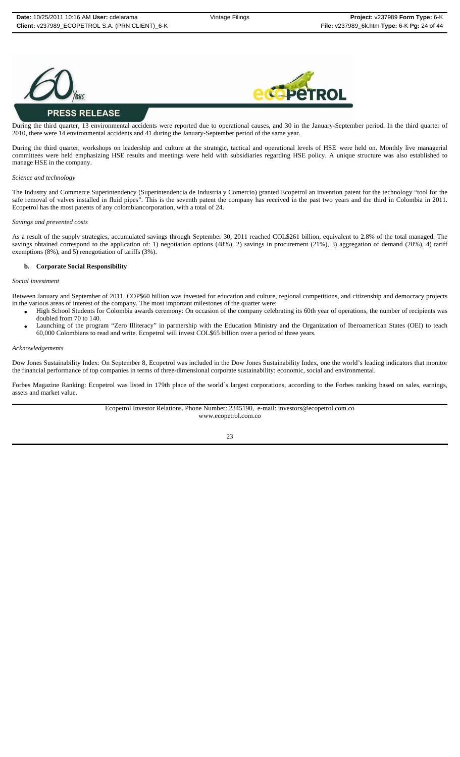**PRESS RELEASE**

During the third quarter, 13 environmental accidents were reported due to operational causes, and 30 in the January-September period. In the third quarter of 2010, there were 14 environmental accidents and 41 during the January-September period of the same year.

During the third quarter, workshops on leadership and culture at the strategic, tactical and operational levels of HSE were held on. Monthly live managerial committees were held emphasizing HSE results and meetings were held with subsidiaries regarding HSE policy. A unique structure was also established to manage HSE in the company.

*Science and technology*

The Industry and Commerce Superintendency (Superintendencia de Industria y Comercio) granted Ecopetrol an invention patent for the technology "tool for the safe removal of valves installed in fluid pipes". This is the seventh patent the company has received in the past two years and the third in Colombia in 2011. Ecopetrol has the most patents of any colombiancorporation, with a total of 24.

*Savings and prevented costs*

As a result of the supply strategies, accumulated savings through September 30, 2011 reached COL$261 billion, equivalent to 2.8% of the total managed. The savings obtained correspond to the application of: 1) negotiation options (48%), 2) savings in procurement (21%), 3) aggregation of demand (20%), 4) tariff exemptions (8%), and 5) renegotiation of tariffs (3%).

**b. Corporate Social Responsibility**

*Social investment*

Between January and September of 2011, COP$60 billion was invested for education and culture, regional competitions, and citizenship and democracy projects in the various areas of interest of the company. The most important milestones of the quarter were:

- High School Students for Colombia awards ceremony: On occasion of the company celebrating its 60th year of operations, the number of recipients was doubled from 70 to 140.
- Launching of the program "Zero Illiteracy" in partnership with the Education Ministry and the Organization of Iberoamerican States (OEI) to teach 60,000 Colombians to read and write. Ecopetrol will invest COL$65 billion over a period of three years.

*Acknowledgements*

Dow Jones Sustainability Index: On September 8, Ecopetrol was included in the Dow Jones Sustainability Index, one the world's leading indicators that monitor the financial performance of top companies in terms of three-dimensional corporate sustainability: economic, social and environmental.

Forbes Magazine Ranking: Ecopetrol was listed in 179th place of the world´s largest corporations, according to the Forbes ranking based on sales, earnings, assets and market value.

Ecopetrol Investor Relations. Phone Number: 2345190, e-mail: investors@ecopetrol.com.co
www.ecopetrol.com.co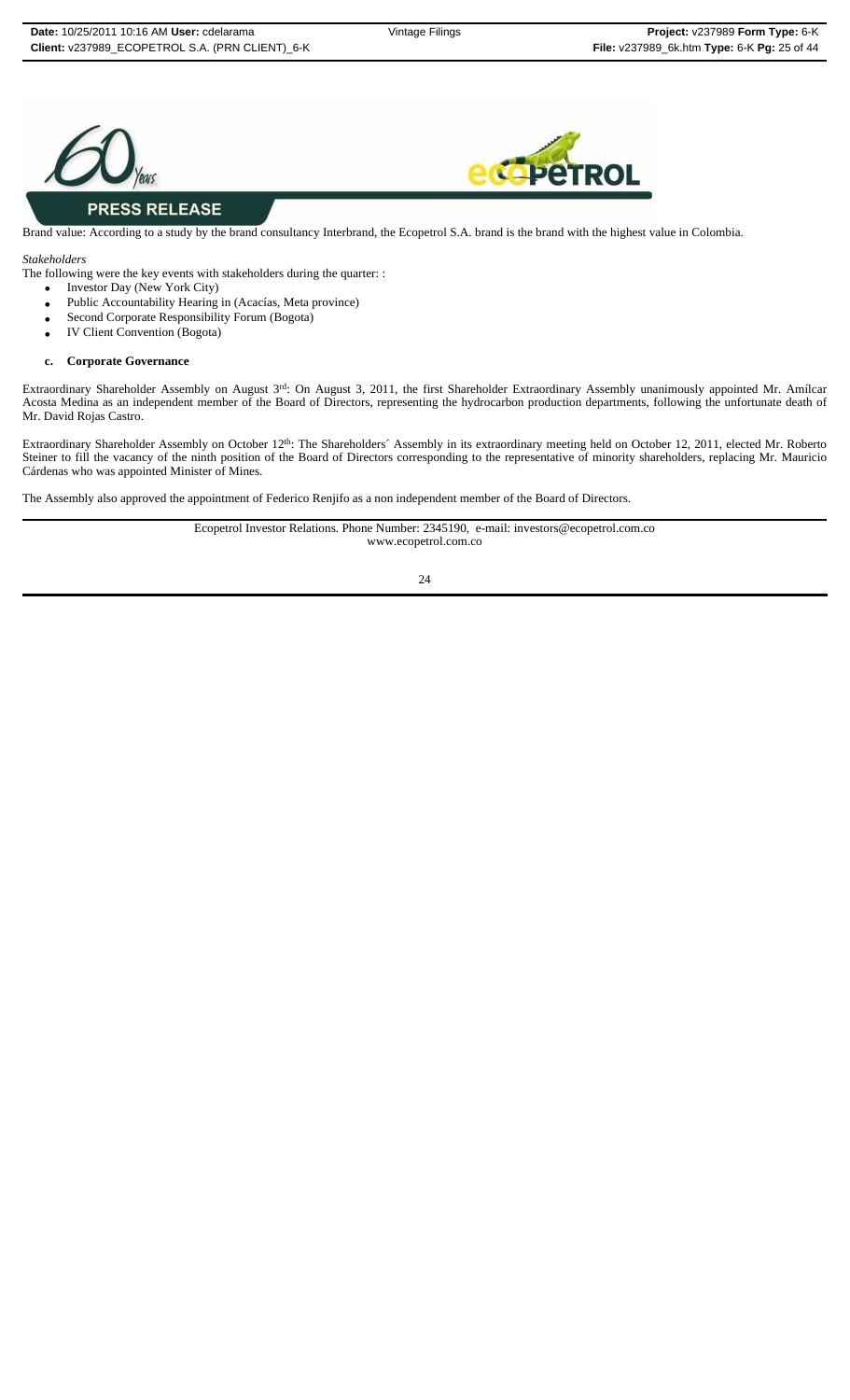Brand value: According to a study by the brand consultancy Interbrand, the Ecopetrol S.A. brand is the brand with the highest value in Colombia.

*Stakeholders*

The following were the key events with stakeholders during the quarter: :

- Investor Day (New York City)
- Public Accountability Hearing in (Acacías, Meta province)
- Second Corporate Responsibility Forum (Bogota)
- IV Client Convention (Bogota)

**c. Corporate Governance**

Extraordinary Shareholder Assembly on August 3rd: On August 3, 2011, the first Shareholder Extraordinary Assembly unanimously appointed Mr. Amílcar Acosta Medina as an independent member of the Board of Directors, representing the hydrocarbon production departments, following the unfortunate death of Mr. David Rojas Castro.

Extraordinary Shareholder Assembly on October 12th: The Shareholders´ Assembly in its extraordinary meeting held on October 12, 2011, elected Mr. Roberto Steiner to fill the vacancy of the ninth position of the Board of Directors corresponding to the representative of minority shareholders, replacing Mr. Mauricio Cárdenas who was appointed Minister of Mines.

The Assembly also approved the appointment of Federico Renjifo as a non independent member of the Board of Directors.

Ecopetrol Investor Relations. Phone Number: 2345190, e-mail: investors@ecopetrol.com.co
www.ecopetrol.com.co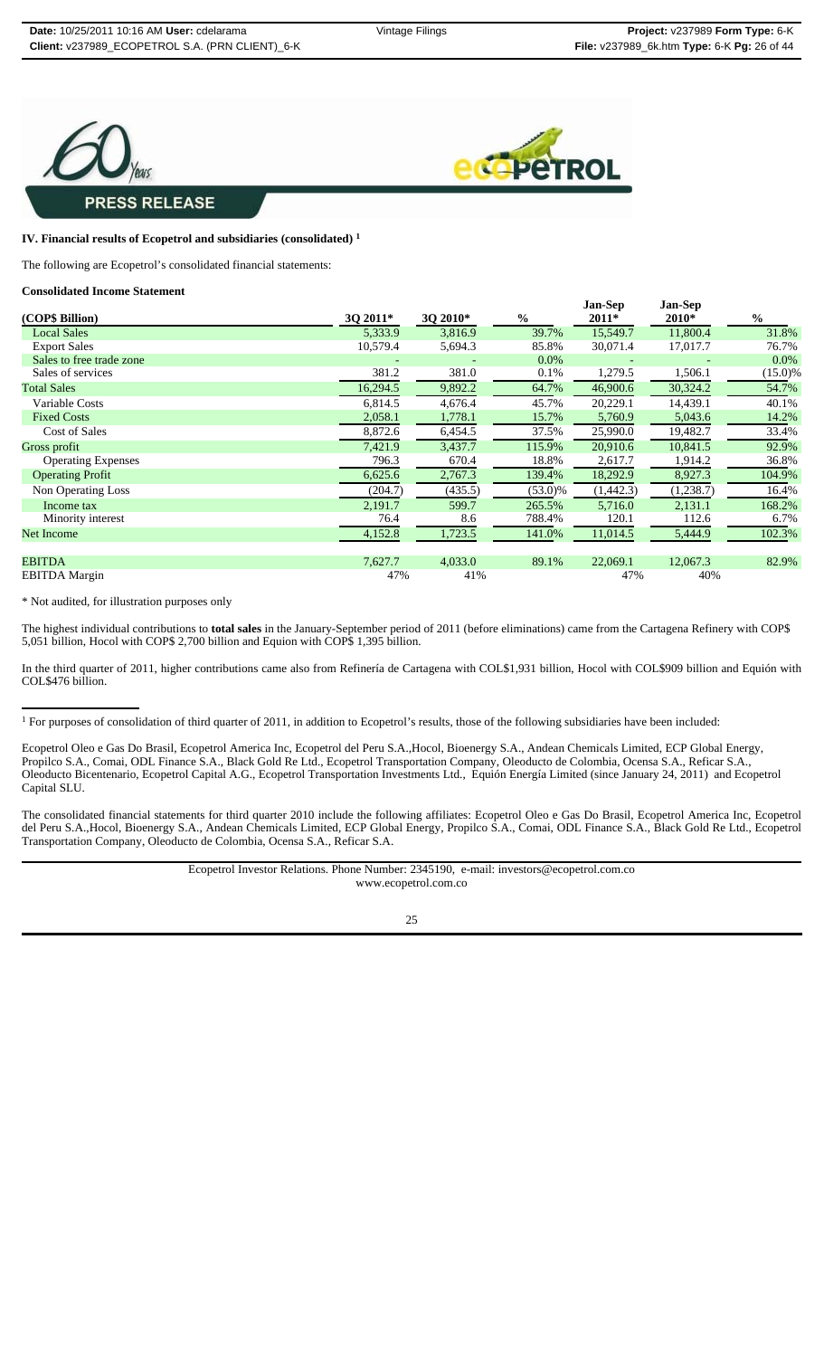PRESS RELEASE

## IV. Financial results of Ecopetrol and subsidiaries (consolidated) [1]

The following are Ecopetrol's consolidated financial statements:

### Consolidated Income Statement

| (COP$ Billion) | 3Q 2011* | 3Q 2010* | % | Jan-Sep 2011* | Jan-Sep 2010* | % |
|---|---|---|---|---|---|---|
| Local Sales | 5,333.9 | 3,816.9 | 39.7% | 15,549.7 | 11,800.4 | 31.8% |
| Export Sales | 10,579.4 | 5,694.3 | 85.8% | 30,071.4 | 17,017.7 | 76.7% |
| Sales to free trade zone | - | - | 0.0% | - | - | 0.0% |
| Sales of services | 381.2 | 381.0 | 0.1% | 1,279.5 | 1,506.1 | (15.0)% |
| Total Sales | 16,294.5 | 9,892.2 | 64.7% | 46,900.6 | 30,324.2 | 54.7% |
| Variable Costs | 6,814.5 | 4,676.4 | 45.7% | 20,229.1 | 14,439.1 | 40.1% |
| Fixed Costs | 2,058.1 | 1,778.1 | 15.7% | 5,760.9 | 5,043.6 | 14.2% |
| Cost of Sales | 8,872.6 | 6,454.5 | 37.5% | 25,990.0 | 19,482.7 | 33.4% |
| Gross profit | 7,421.9 | 3,437.7 | 115.9% | 20,910.6 | 10,841.5 | 92.9% |
| Operating Expenses | 796.3 | 670.4 | 18.8% | 2,617.7 | 1,914.2 | 36.8% |
| Operating Profit | 6,625.6 | 2,767.3 | 139.4% | 18,292.9 | 8,927.3 | 104.9% |
| Non Operating Loss | (204.7) | (435.5) | (53.0)% | (1,442.3) | (1,238.7) | 16.4% |
| Income tax | 2,191.7 | 599.7 | 265.5% | 5,716.0 | 2,131.1 | 168.2% |
| Minority interest | 76.4 | 8.6 | 788.4% | 120.1 | 112.6 | 6.7% |
| Net Income | 4,152.8 | 1,723.5 | 141.0% | 11,014.5 | 5,444.9 | 102.3% |
| | | | | | | |
| EBITDA | 7,627.7 | 4,033.0 | 89.1% | 22,069.1 | 12,067.3 | 82.9% |
| EBITDA Margin | 47% | 41% | | 47% | 40% | |

\* Not audited, for illustration purposes only

The highest individual contributions to **total sales** in the January-September period of 2011 (before eliminations) came from the Cartagena Refinery with COP$ 5,051 billion, Hocol with COP$ 2,700 billion and Equion with COP$ 1,395 billion.

In the third quarter of 2011, higher contributions came also from Refinería de Cartagena with COL$1,931 billion, Hocol with COL$909 billion and Equión with COL$476 billion.

---

[1] For purposes of consolidation of third quarter of 2011, in addition to Ecopetrol's results, those of the following subsidiaries have been included:

Ecopetrol Oleo e Gas Do Brasil, Ecopetrol America Inc, Ecopetrol del Peru S.A.,Hocol, Bioenergy S.A., Andean Chemicals Limited, ECP Global Energy, Propilco S.A., Comai, ODL Finance S.A., Black Gold Re Ltd., Ecopetrol Transportation Company, Oleoducto de Colombia, Ocensa S.A., Reficar S.A., Oleoducto Bicentenario, Ecopetrol Capital A.G., Ecopetrol Transportation Investments Ltd., Equión Energía Limited (since January 24, 2011) and Ecopetrol Capital SLU.

The consolidated financial statements for third quarter 2010 include the following affiliates: Ecopetrol Oleo e Gas Do Brasil, Ecopetrol America Inc, Ecopetrol del Peru S.A.,Hocol, Bioenergy S.A., Andean Chemicals Limited, ECP Global Energy, Propilco S.A., Comai, ODL Finance S.A., Black Gold Re Ltd., Ecopetrol Transportation Company, Oleoducto de Colombia, Ocensa S.A., Reficar S.A.

Ecopetrol Investor Relations. Phone Number: 2345190, e-mail: investors@ecopetrol.com.co
www.ecopetrol.com.co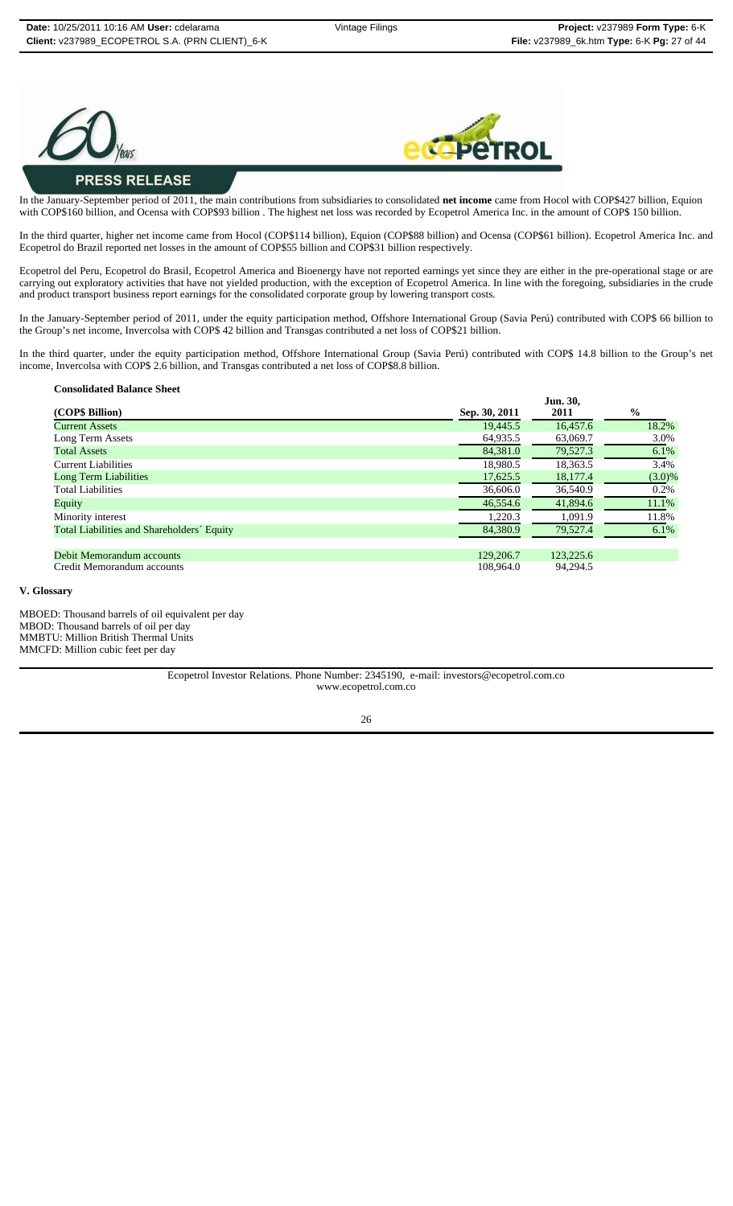In the January-September period of 2011, the main contributions from subsidiaries to consolidated **net income** came from Hocol with COP$427 billion, Equion with COP$160 billion, and Ocensa with COP$93 billion . The highest net loss was recorded by Ecopetrol America Inc. in the amount of COP$ 150 billion.

In the third quarter, higher net income came from Hocol (COP$114 billion), Equion (COP$88 billion) and Ocensa (COP$61 billion). Ecopetrol America Inc. and Ecopetrol do Brazil reported net losses in the amount of COP$55 billion and COP$31 billion respectively.

Ecopetrol del Peru, Ecopetrol do Brasil, Ecopetrol America and Bioenergy have not reported earnings yet since they are either in the pre-operational stage or are carrying out exploratory activities that have not yielded production, with the exception of Ecopetrol America. In line with the foregoing, subsidiaries in the crude and product transport business report earnings for the consolidated corporate group by lowering transport costs.

In the January-September period of 2011, under the equity participation method, Offshore International Group (Savia Perú) contributed with COP$ 66 billion to the Group's net income, Invercolsa with COP$ 42 billion and Transgas contributed a net loss of COP$21 billion.

In the third quarter, under the equity participation method, Offshore International Group (Savia Perú) contributed with COP$ 14.8 billion to the Group's net income, Invercolsa with COP$ 2.6 billion, and Transgas contributed a net loss of COP$8.8 billion.

**Consolidated Balance Sheet**

| (COP$ Billion) | Sep. 30, 2011 | Jun. 30, 2011 | % |
|---|---|---|---|
| Current Assets | 19,445.5 | 16,457.6 | 18.2% |
| Long Term Assets | 64,935.5 | 63,069.7 | 3.0% |
| Total Assets | 84,381.0 | 79,527.3 | 6.1% |
| Current Liabilities | 18,980.5 | 18,363.5 | 3.4% |
| Long Term Liabilities | 17,625.5 | 18,177.4 | (3.0)% |
| Total Liabilities | 36,606.0 | 36,540.9 | 0.2% |
| Equity | 46,554.6 | 41,894.6 | 11.1% |
| Minority interest | 1,220.3 | 1,091.9 | 11.8% |
| Total Liabilities and Shareholders´ Equity | 84,380.9 | 79,527.4 | 6.1% |
| | | | |
| Debit Memorandum accounts | 129,206.7 | 123,225.6 | |
| Credit Memorandum accounts | 108,964.0 | 94,294.5 | |

**V. Glossary**

MBOED: Thousand barrels of oil equivalent per day
MBOD: Thousand barrels of oil per day
MMBTU: Million British Thermal Units
MMCFD: Million cubic feet per day

Ecopetrol Investor Relations. Phone Number: 2345190, e-mail: investors@ecopetrol.com.co
www.ecopetrol.com.co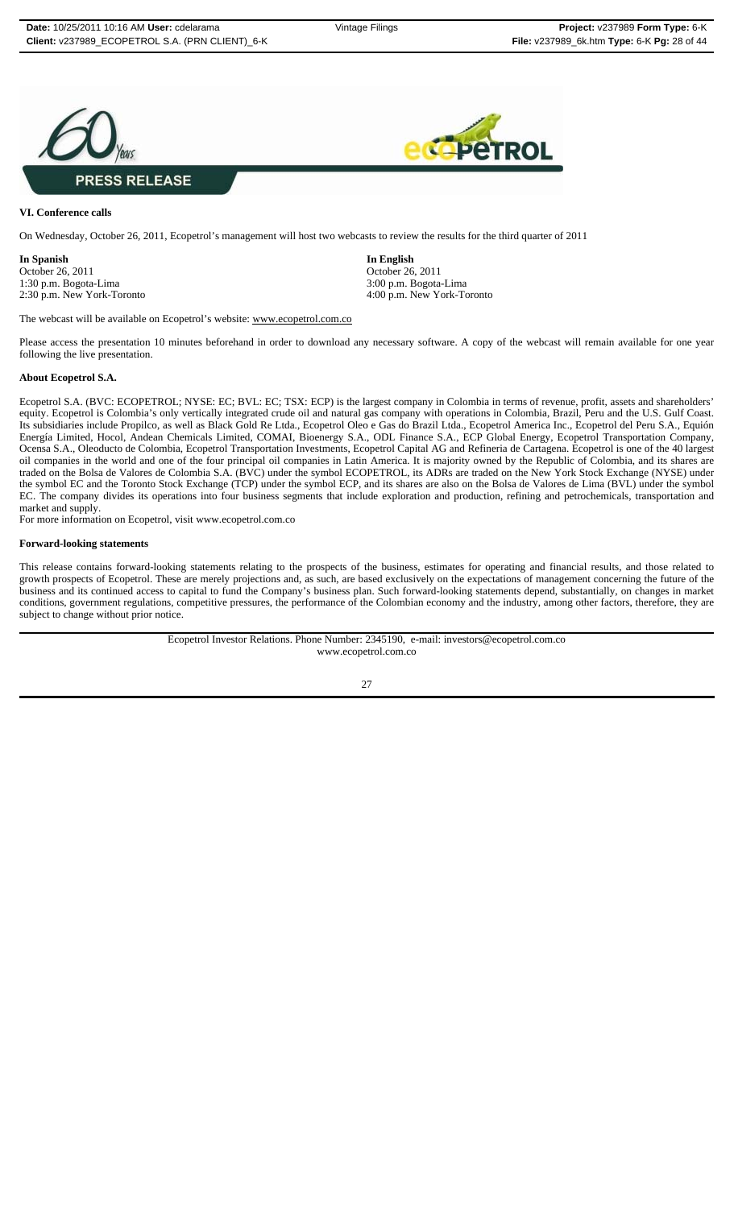**PRESS RELEASE**

### VI. Conference calls

On Wednesday, October 26, 2011, Ecopetrol's management will host two webcasts to review the results for the third quarter of 2011

**In Spanish**
October 26, 2011
1:30 p.m. Bogota-Lima
2:30 p.m. New York-Toronto

**In English**
October 26, 2011
3:00 p.m. Bogota-Lima
4:00 p.m. New York-Toronto

The webcast will be available on Ecopetrol's website: www.ecopetrol.com.co

Please access the presentation 10 minutes beforehand in order to download any necessary software. A copy of the webcast will remain available for one year following the live presentation.

### About Ecopetrol S.A.

Ecopetrol S.A. (BVC: ECOPETROL; NYSE: EC; BVL: EC; TSX: ECP) is the largest company in Colombia in terms of revenue, profit, assets and shareholders' equity. Ecopetrol is Colombia's only vertically integrated crude oil and natural gas company with operations in Colombia, Brazil, Peru and the U.S. Gulf Coast. Its subsidiaries include Propilco, as well as Black Gold Re Ltda., Ecopetrol Oleo e Gas do Brazil Ltda., Ecopetrol America Inc., Ecopetrol del Peru S.A., Equión Energía Limited, Hocol, Andean Chemicals Limited, COMAI, Bioenergy S.A., ODL Finance S.A., ECP Global Energy, Ecopetrol Transportation Company, Ocensa S.A., Oleoducto de Colombia, Ecopetrol Transportation Investments, Ecopetrol Capital AG and Refineria de Cartagena. Ecopetrol is one of the 40 largest oil companies in the world and one of the four principal oil companies in Latin America. It is majority owned by the Republic of Colombia, and its shares are traded on the Bolsa de Valores de Colombia S.A. (BVC) under the symbol ECOPETROL, its ADRs are traded on the New York Stock Exchange (NYSE) under the symbol EC and the Toronto Stock Exchange (TCP) under the symbol ECP, and its shares are also on the Bolsa de Valores de Lima (BVL) under the symbol EC. The company divides its operations into four business segments that include exploration and production, refining and petrochemicals, transportation and market and supply.

For more information on Ecopetrol, visit www.ecopetrol.com.co

### Forward-looking statements

This release contains forward-looking statements relating to the prospects of the business, estimates for operating and financial results, and those related to growth prospects of Ecopetrol. These are merely projections and, as such, are based exclusively on the expectations of management concerning the future of the business and its continued access to capital to fund the Company's business plan. Such forward-looking statements depend, substantially, on changes in market conditions, government regulations, competitive pressures, the performance of the Colombian economy and the industry, among other factors, therefore, they are subject to change without prior notice.

Ecopetrol Investor Relations. Phone Number: 2345190, e-mail: investors@ecopetrol.com.co
www.ecopetrol.com.co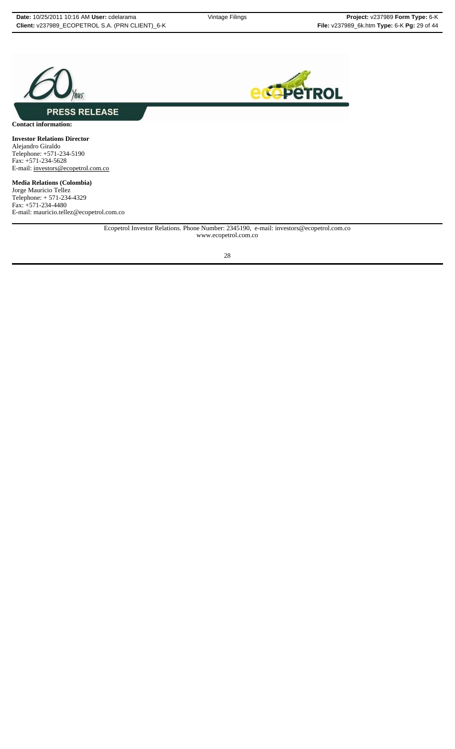**PRESS RELEASE**

**Contact information:**

**Investor Relations Director**
Alejandro Giraldo
Telephone: +571-234-5190
Fax: +571-234-5628
E-mail: investors@ecopetrol.com.co

**Media Relations (Colombia)**
Jorge Mauricio Tellez
Telephone: + 571-234-4329
Fax: +571-234-4480
E-mail: mauricio.tellez@ecopetrol.com.co

Ecopetrol Investor Relations. Phone Number: 2345190, e-mail: investors@ecopetrol.com.co
www.ecopetrol.com.co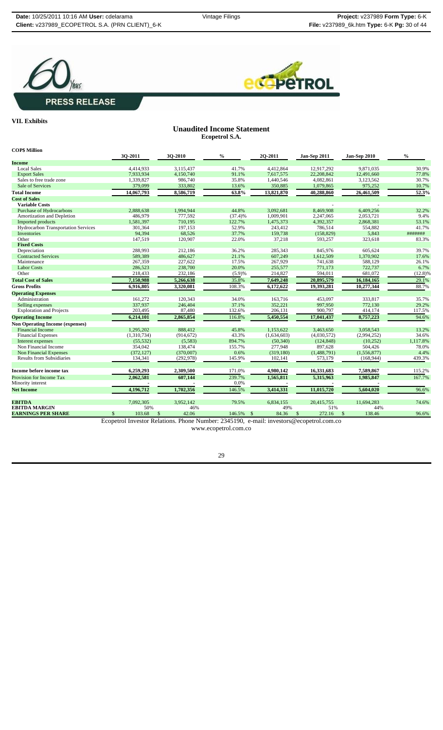**PRESS RELEASE**

## VII. Exhibits

### Unaudited Income Statement
**Ecopetrol S.A.**

| COP$ Million | 3Q-2011 | 3Q-2010 | % | 2Q-2011 | Jan-Sep 2011 | Jan-Sep 2010 | % |
|---|---|---|---|---|---|---|---|
| **Income** | | | | | | | |
| Local Sales | 4,414,933 | 3,115,437 | 41.7% | 4,412,864 | 12,917,292 | 9,871,035 | 30.9% |
| Export Sales | 7,933,934 | 4,150,740 | 91.1% | 7,617,575 | 22,208,842 | 12,491,660 | 77.8% |
| Sales to free trade zone | 1,339,827 | 986,740 | 35.8% | 1,440,546 | 4,082,861 | 3,123,562 | 30.7% |
| Sale of Services | 379,099 | 333,802 | 13.6% | 350,885 | 1,079,865 | 975,252 | 10.7% |
| **Total Income** | **14,067,793** | **8,586,719** | **63.8%** | **13,821,870** | **40,288,860** | **26,461,509** | **52.3%** |
| **Cost of Sales** | | | | | | | |
| **Variable Costs** | | | | | - | | |
| Purchase of Hydrocarbons | 2,888,638 | 1,994,944 | 44.8% | 3,092,681 | 8,469,908 | 6,409,256 | 32.2% |
| Amortization and Depletion | 486,979 | 777,592 | (37.4)% | 1,009,901 | 2,247,065 | 2,053,721 | 9.4% |
| Imported products | 1,581,397 | 710,195 | 122.7% | 1,475,373 | 4,392,357 | 2,868,381 | 53.1% |
| Hydrocarbon Transportation Services | 301,364 | 197,153 | 52.9% | 243,412 | 786,514 | 554,882 | 41.7% |
| Inventories | 94,394 | 68,526 | 37.7% | 159,738 | (158,829) | 5,843 | ####### |
| Other | 147,519 | 120,907 | 22.0% | 37,218 | 593,257 | 323,618 | 83.3% |
| **Fixed Costs** | | | | | | | |
| Depreciation | 288,993 | 212,186 | 36.2% | 285,343 | 845,976 | 605,624 | 39.7% |
| Contracted Services | 589,389 | 486,627 | 21.1% | 607,249 | 1,612,509 | 1,370,902 | 17.6% |
| Maintenance | 267,359 | 227,622 | 17.5% | 267,929 | 741,638 | 588,129 | 26.1% |
| Labor Costs | 286,523 | 238,700 | 20.0% | 255,577 | 771,173 | 722,737 | 6.7% |
| Other | 218,433 | 232,186 | (5.9)% | 214,827 | 594,011 | 681,072 | (12.8)% |
| **Total Cost of Sales** | **7,150,988** | **5,266,638** | 35.8% | **7,649,248** | **20,895,579** | **16,184,165** | 29.1% |
| **Gross Profits** | **6,916,805** | **3,320,081** | 108.3% | **6,172,622** | **19,393,281** | **10,277,344** | 88.7% |
| **Operating Expenses** | | | | | | | |
| Administration | 161,272 | 120,343 | 34.0% | 163,716 | 453,097 | 333,817 | 35.7% |
| Selling expenses | 337,937 | 246,404 | 37.1% | 352,221 | 997,950 | 772,130 | 29.2% |
| Exploration and Projects | 203,495 | 87,480 | 132.6% | 206,131 | 900,797 | 414,174 | 117.5% |
| **Operating Income** | **6,214,101** | **2,865,854** | 116.8% | **5,450,554** | **17,041,437** | **8,757,223** | 94.6% |
| **Non Operating Income (expenses)** | | | | | | | |
| Financial Income | 1,295,202 | 888,412 | 45.8% | 1,153,622 | 3,463,650 | 3,058,543 | 13.2% |
| Financial Expenses | (1,310,734) | (914,672) | 43.3% | (1,634,603) | (4,030,572) | (2,994,252) | 34.6% |
| Interest expenses | (55,532) | (5,583) | 894.7% | (50,340) | (124,848) | (10,252) | 1,117.8% |
| Non Financial Income | 354,042 | 138,474 | 155.7% | 277,948 | 897,628 | 504,426 | 78.0% |
| Non Financial Expenses | (372,127) | (370,007) | 0.6% | (319,180) | (1,488,791) | (1,556,877) | 4.4% |
| Results from Subsidiaries | 134,341 | (292,978) | 145.9% | 102,141 | 573,179 | (168,944) | 439.3% |
| **Income before income tax** | **6,259,293** | **2,309,500** | 171.0% | **4,980,142** | **16,331,683** | **7,589,867** | 115.2% |
| Provision for Income Tax | **2,062,581** | **607,144** | 239.7% | **1,565,811** | **5,315,963** | **1,985,847** | 167.7% |
| Minority interest | - | - | 0.0% | - | - | - | |
| **Net Income** | **4,196,712** | **1,702,356** | 146.5% | **3,414,331** | **11,015,720** | **5,604,020** | 96.6% |
| **EBITDA** | 7,092,305 | 3,952,142 | 79.5% | 6,834,155 | 20,415,755 | 11,694,283 | 74.6% |
| **EBITDA MARGIN** | 50% | 46% | | 49% | 51% | 44% | |
| **EARNINGS PER SHARE** | $ 103.68 | $ 42.06 | 146.5% | $ 84.36 | $ 272.16 | $ 138.46 | 96.6% |

Ecopetrol Investor Relations. Phone Number: 2345190, e-mail: investors@ecopetrol.com.co
www.ecopetrol.com.co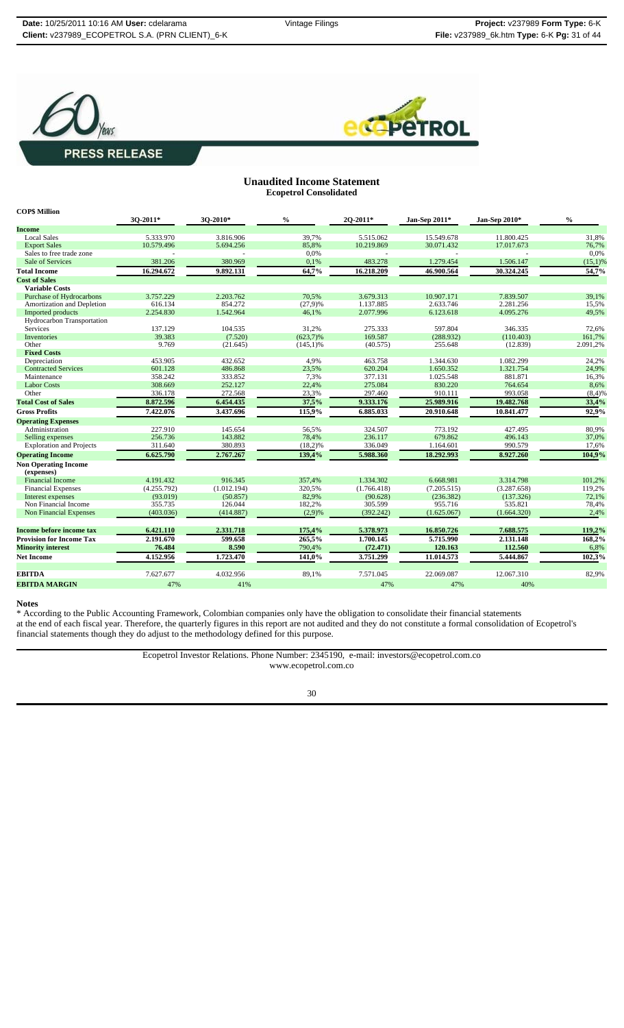**PRESS RELEASE**

## Unaudited Income Statement
### Ecopetrol Consolidated

| COP$ Million | 3Q-2011* | 3Q-2010* | % | 2Q-2011* | Jan-Sep 2011* | Jan-Sep 2010* | % |
|---|---|---|---|---|---|---|---|
| **Income** | | | | | | | |
| Local Sales | 5.333.970 | 3.816.906 | 39,7% | 5.515.062 | 15.549.678 | 11.800.425 | 31,8% |
| Export Sales | 10.579.496 | 5.694.256 | 85,8% | 10.219.869 | 30.071.432 | 17.017.673 | 76,7% |
| Sales to free trade zone | - | - | 0,0% | - | - | - | 0,0% |
| Sale of Services | 381.206 | 380.969 | 0,1% | 483.278 | 1.279.454 | 1.506.147 | (15,1)% |
| **Total Income** | **16.294.672** | **9.892.131** | **64,7%** | **16.218.209** | **46.900.564** | **30.324.245** | **54,7%** |
| **Cost of Sales** | | | | | | | |
| **Variable Costs** | | | | | | | |
| Purchase of Hydrocarbons | 3.757.229 | 2.203.762 | 70,5% | 3.679.313 | 10.907.171 | 7.839.507 | 39,1% |
| Amortization and Depletion | 616.134 | 854.272 | (27,9)% | 1.137.885 | 2.633.746 | 2.281.256 | 15,5% |
| Imported products | 2.254.830 | 1.542.964 | 46,1% | 2.077.996 | 6.123.618 | 4.095.276 | 49,5% |
| Hydrocarbon Transportation Services | 137.129 | 104.535 | 31,2% | 275.333 | 597.804 | 346.335 | 72,6% |
| Inventories | 39.383 | (7.520) | (623,7)% | 169.587 | (288.932) | (110.403) | 161,7% |
| Other | 9.769 | (21.645) | (145,1)% | (40.575) | 255.648 | (12.839) | 2.091,2% |
| **Fixed Costs** | | | | | | | |
| Depreciation | 453.905 | 432.652 | 4,9% | 463.758 | 1.344.630 | 1.082.299 | 24,2% |
| Contracted Services | 601.128 | 486.868 | 23,5% | 620.204 | 1.650.352 | 1.321.754 | 24,9% |
| Maintenance | 358.242 | 333.852 | 7,3% | 377.131 | 1.025.548 | 881.871 | 16,3% |
| Labor Costs | 308.669 | 252.127 | 22,4% | 275.084 | 830.220 | 764.654 | 8,6% |
| Other | 336.178 | 272.568 | 23,3% | 297.460 | 910.111 | 993.058 | (8,4)% |
| **Total Cost of Sales** | **8.872.596** | **6.454.435** | **37,5%** | **9.333.176** | **25.989.916** | **19.482.768** | **33,4%** |
| **Gross Profits** | **7.422.076** | **3.437.696** | **115,9%** | **6.885.033** | **20.910.648** | **10.841.477** | **92,9%** |
| **Operating Expenses** | | | | | | | |
| Administration | 227.910 | 145.654 | 56,5% | 324.507 | 773.192 | 427.495 | 80,9% |
| Selling expenses | 256.736 | 143.882 | 78,4% | 236.117 | 679.862 | 496.143 | 37,0% |
| Exploration and Projects | 311.640 | 380.893 | (18,2)% | 336.049 | 1.164.601 | 990.579 | 17,6% |
| **Operating Income** | **6.625.790** | **2.767.267** | **139,4%** | **5.988.360** | **18.292.993** | **8.927.260** | **104,9%** |
| **Non Operating Income (expenses)** | | | | | | | |
| Financial Income | 4.191.432 | 916.345 | 357,4% | 1.334.302 | 6.668.981 | 3.314.798 | 101,2% |
| Financial Expenses | (4.255.792) | (1.012.194) | 320,5% | (1.766.418) | (7.205.515) | (3.287.658) | 119,2% |
| Interest expenses | (93.019) | (50.857) | 82,9% | (90.628) | (236.382) | (137.326) | 72,1% |
| Non Financial Income | 355.735 | 126.044 | 182,2% | 305.599 | 955.716 | 535.821 | 78,4% |
| Non Financial Expenses | (403.036) | (414.887) | (2,9)% | (392.242) | (1.625.067) | (1.664.320) | 2,4% |
| **Income before income tax** | **6.421.110** | **2.331.718** | **175,4%** | **5.378.973** | **16.850.726** | **7.688.575** | **119,2%** |
| **Provision for Income Tax** | **2.191.670** | **599.658** | **265,5%** | **1.700.145** | **5.715.990** | **2.131.148** | **168,2%** |
| **Minority interest** | **76.484** | **8.590** | **790,4%** | **(72.471)** | **120.163** | **112.560** | **6,8%** |
| **Net Income** | **4.152.956** | **1.723.470** | **141,0%** | **3.751.299** | **11.014.573** | **5.444.867** | **102,3%** |
| **EBITDA** | 7.627.677 | 4.032.956 | 89,1% | 7.571.045 | 22.069.087 | 12.067.310 | 82,9% |
| **EBITDA MARGIN** | 47% | 41% | | 47% | 47% | 40% | |

**Notes**

\* According to the Public Accounting Framework, Colombian companies only have the obligation to consolidate their financial statements at the end of each fiscal year. Therefore, the quarterly figures in this report are not audited and they do not constitute a formal consolidation of Ecopetrol's financial statements though they do adjust to the methodology defined for this purpose.

Ecopetrol Investor Relations. Phone Number: 2345190, e-mail: investors@ecopetrol.com.co
www.ecopetrol.com.co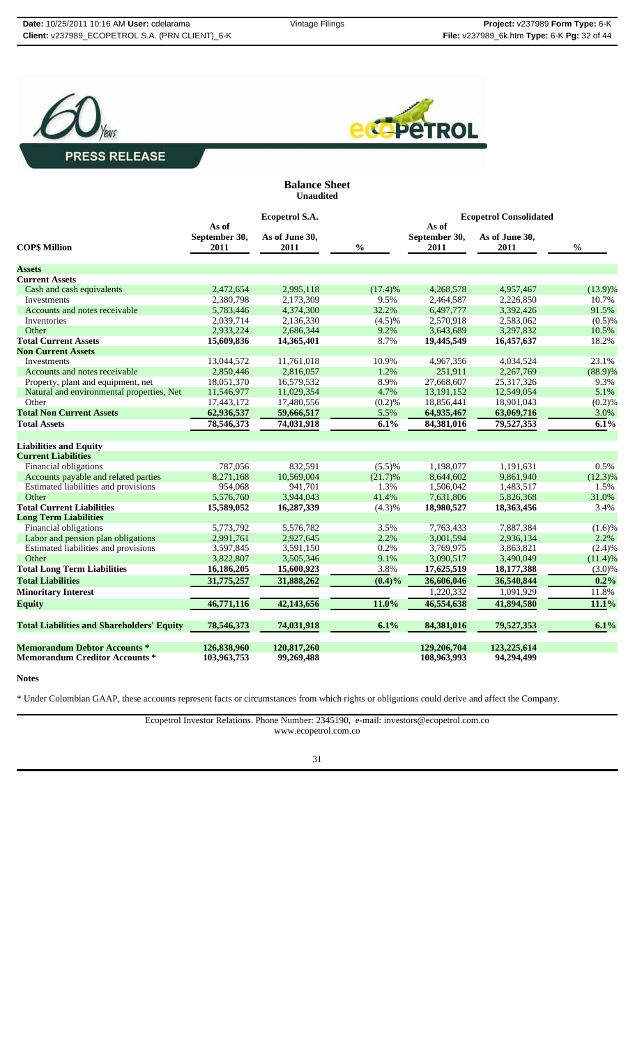PRESS RELEASE

## Balance Sheet

**Unaudited**

| COP$ Million | Ecopetrol S.A. As of September 30, 2011 | Ecopetrol S.A. As of June 30, 2011 | % | Ecopetrol Consolidated As of September 30, 2011 | Ecopetrol Consolidated As of June 30, 2011 | % |
|---|---|---|---|---|---|---|
| **Assets** | | | | | | |
| **Current Assets** | | | | | | |
| Cash and cash equivalents | 2,472,654 | 2,995,118 | (17.4)% | 4,268,578 | 4,957,467 | (13.9)% |
| Investments | 2,380,798 | 2,173,309 | 9.5% | 2,464,587 | 2,226,850 | 10.7% |
| Accounts and notes receivable | 5,783,446 | 4,374,300 | 32.2% | 6,497,777 | 3,392,426 | 91.5% |
| Inventories | 2,039,714 | 2,136,330 | (4.5)% | 2,570,918 | 2,583,062 | (0.5)% |
| Other | 2,933,224 | 2,686,344 | 9.2% | 3,643,689 | 3,297,832 | 10.5% |
| **Total Current Assets** | **15,609,836** | **14,365,401** | 8.7% | **19,445,549** | **16,457,637** | 18.2% |
| **Non Current Assets** | | | | | | |
| Investments | 13,044,572 | 11,761,018 | 10.9% | 4,967,356 | 4,034,524 | 23.1% |
| Accounts and notes receivable | 2,850,446 | 2,816,057 | 1.2% | 251,911 | 2,267,769 | (88.9)% |
| Property, plant and equipment, net | 18,051,370 | 16,579,532 | 8.9% | 27,668,607 | 25,317,326 | 9.3% |
| Natural and environmental properties, Net | 11,546,977 | 11,029,354 | 4.7% | 13,191,152 | 12,549,054 | 5.1% |
| Other | 17,443,172 | 17,480,556 | (0.2)% | 18,856,441 | 18,901,043 | (0.2)% |
| **Total Non Current Assets** | **62,936,537** | **59,666,517** | 5.5% | **64,935,467** | **63,069,716** | 3.0% |
| **Total Assets** | **78,546,373** | **74,031,918** | **6.1%** | **84,381,016** | **79,527,353** | **6.1%** |
| **Liabilities and Equity** | | | | | | |
| **Current Liabilities** | | | | | | |
| Financial obligations | 787,056 | 832,591 | (5.5)% | 1,198,077 | 1,191,631 | 0.5% |
| Accounts payable and related parties | 8,271,168 | 10,569,004 | (21.7)% | 8,644,602 | 9,861,940 | (12.3)% |
| Estimated liabilities and provisions | 954,068 | 941,701 | 1.3% | 1,506,042 | 1,483,517 | 1.5% |
| Other | 5,576,760 | 3,944,043 | 41.4% | 7,631,806 | 5,826,368 | 31.0% |
| **Total Current Liabilities** | **15,589,052** | **16,287,339** | (4.3)% | **18,980,527** | **18,363,456** | 3.4% |
| **Long Term Liabilities** | | | | | | |
| Financial obligations | 5,773,792 | 5,576,782 | 3.5% | 7,763,433 | 7,887,384 | (1.6)% |
| Labor and pension plan obligations | 2,991,761 | 2,927,645 | 2.2% | 3,001,594 | 2,936,134 | 2.2% |
| Estimated liabilities and provisions | 3,597,845 | 3,591,150 | 0.2% | 3,769,975 | 3,863,821 | (2.4)% |
| Other | 3,822,807 | 3,505,346 | 9.1% | 3,090,517 | 3,490,049 | (11.4)% |
| **Total Long Term Liabilities** | **16,186,205** | **15,600,923** | 3.8% | **17,625,519** | **18,177,388** | (3.0)% |
| **Total Liabilities** | **31,775,257** | **31,888,262** | **(0.4)%** | **36,606,046** | **36,540,844** | **0.2%** |
| **Minoritary Interest** | | | | 1,220,332 | 1,091,929 | 11.8% |
| **Equity** | **46,771,116** | **42,143,656** | **11.0%** | **46,554,638** | **41,894,580** | **11.1%** |
| **Total Liabilities and Shareholders' Equity** | **78,546,373** | **74,031,918** | **6.1%** | **84,381,016** | **79,527,353** | **6.1%** |
| **Memorandum Debtor Accounts *** | **126,838,960** | **120,817,260** | | **129,206,704** | **123,225,614** | |
| **Memorandum Creditor Accounts *** | **103,963,753** | **99,269,488** | | **108,963,993** | **94,294,499** | |

**Notes**

* Under Colombian GAAP, these accounts represent facts or circumstances from which rights or obligations could derive and affect the Company.

Ecopetrol Investor Relations. Phone Number: 2345190, e-mail: investors@ecopetrol.com.co
www.ecopetrol.com.co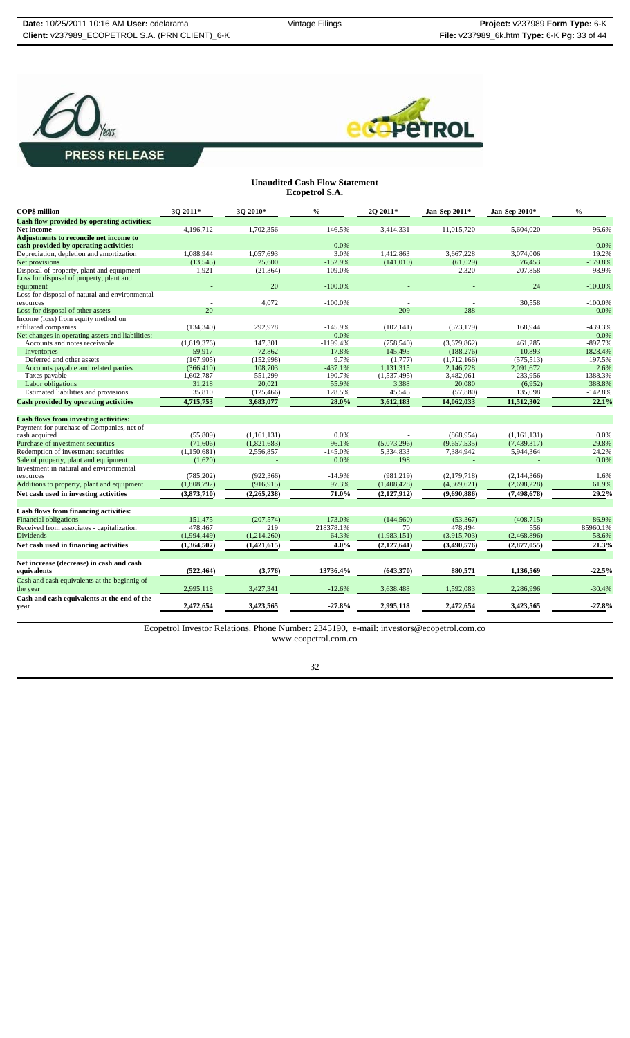**PRESS RELEASE**

## Unaudited Cash Flow Statement
## Ecopetrol S.A.

| COP$ million | 3Q 2011* | 3Q 2010* | % | 2Q 2011* | Jan-Sep 2011* | Jan-Sep 2010* | % |
|---|---|---|---|---|---|---|---|
| **Cash flow provided by operating activities:** | | | | | | | |
| **Net income** | 4,196,712 | 1,702,356 | 146.5% | 3,414,331 | 11,015,720 | 5,604,020 | 96.6% |
| **Adjustments to reconcile net income to cash provided by operating activities:** | - | - | 0.0% | - | - | - | 0.0% |
| Depreciation, depletion and amortization | 1,088,944 | 1,057,693 | 3.0% | 1,412,863 | 3,667,228 | 3,074,006 | 19.2% |
| Net provisions | (13,545) | 25,600 | -152.9% | (141,010) | (61,029) | 76,453 | -179.8% |
| Disposal of property, plant and equipment | 1,921 | (21,364) | 109.0% | - | 2,320 | 207,858 | -98.9% |
| Loss for disposal of property, plant and equipment | - | 20 | -100.0% | - | - | 24 | -100.0% |
| Loss for disposal of natural and environmental resources | - | 4,072 | -100.0% | - | - | 30,558 | -100.0% |
| Loss for disposal of other assets | 20 | - | | 209 | 288 | - | 0.0% |
| Income (loss) from equity method on affiliated companies | (134,340) | 292,978 | -145.9% | (102,141) | (573,179) | 168,944 | -439.3% |
| Net changes in operating assets and liabilities: | - | - | 0.0% | - | - | - | 0.0% |
| Accounts and notes receivable | (1,619,376) | 147,301 | -1199.4% | (758,540) | (3,679,862) | 461,285 | -897.7% |
| Inventories | 59,917 | 72,862 | -17.8% | 145,495 | (188,276) | 10,893 | -1828.4% |
| Deferred and other assets | (167,905) | (152,998) | 9.7% | (1,777) | (1,712,166) | (575,513) | 197.5% |
| Accounts payable and related parties | (366,410) | 108,703 | -437.1% | 1,131,315 | 2,146,728 | 2,091,672 | 2.6% |
| Taxes payable | 1,602,787 | 551,299 | 190.7% | (1,537,495) | 3,482,061 | 233,956 | 1388.3% |
| Labor obligations | 31,218 | 20,021 | 55.9% | 3,388 | 20,080 | (6,952) | 388.8% |
| Estimated liabilities and provisions | 35,810 | (125,466) | 128.5% | 45,545 | (57,880) | 135,098 | -142.8% |
| **Cash provided by operating activities** | **4,715,753** | **3,683,077** | **28.0%** | **3,612,183** | **14,062,033** | **11,512,302** | **22.1%** |
| | | | | | | | |
| **Cash flows from investing activities:** | | | | | | | |
| Payment for purchase of Companies, net of cash acquired | (55,809) | (1,161,131) | 0.0% | - | (868,954) | (1,161,131) | 0.0% |
| Purchase of investment securities | (71,606) | (1,821,683) | 96.1% | (5,073,296) | (9,657,535) | (7,439,317) | 29.8% |
| Redemption of investment securities | (1,150,681) | 2,556,857 | -145.0% | 5,334,833 | 7,384,942 | 5,944,364 | 24.2% |
| Sale of property, plant and equipment | (1,620) | - | 0.0% | 198 | - | - | 0.0% |
| Investment in natural and environmental resources | (785,202) | (922,366) | -14.9% | (981,219) | (2,179,718) | (2,144,366) | 1.6% |
| Additions to property, plant and equipment | (1,808,792) | (916,915) | 97.3% | (1,408,428) | (4,369,621) | (2,698,228) | 61.9% |
| **Net cash used in investing activities** | **(3,873,710)** | **(2,265,238)** | **71.0%** | **(2,127,912)** | **(9,690,886)** | **(7,498,678)** | **29.2%** |
| | | | | | | | |
| **Cash flows from financing activities:** | | | | | | | |
| Financial obligations | 151,475 | (207,574) | 173.0% | (144,560) | (53,367) | (408,715) | 86.9% |
| Received from associates - capitalization | 478,467 | 219 | 218378.1% | 70 | 478,494 | 556 | 85960.1% |
| Dividends | (1,994,449) | (1,214,260) | 64.3% | (1,983,151) | (3,915,703) | (2,468,896) | 58.6% |
| **Net cash used in financing activities** | **(1,364,507)** | **(1,421,615)** | **4.0%** | **(2,127,641)** | **(3,490,576)** | **(2,877,055)** | **21.3%** |
| | | | | | | | |
| **Net increase (decrease) in cash and cash equivalents** | **(522,464)** | **(3,776)** | **13736.4%** | **(643,370)** | **880,571** | **1,136,569** | **-22.5%** |
| Cash and cash equivalents at the beginnig of the year | 2,995,118 | 3,427,341 | -12.6% | 3,638,488 | 1,592,083 | 2,286,996 | -30.4% |
| **Cash and cash equivalents at the end of the year** | **2,472,654** | **3,423,565** | **-27.8%** | **2,995,118** | **2,472,654** | **3,423,565** | **-27.8%** |

Ecopetrol Investor Relations. Phone Number: 2345190, e-mail: investors@ecopetrol.com.co
www.ecopetrol.com.co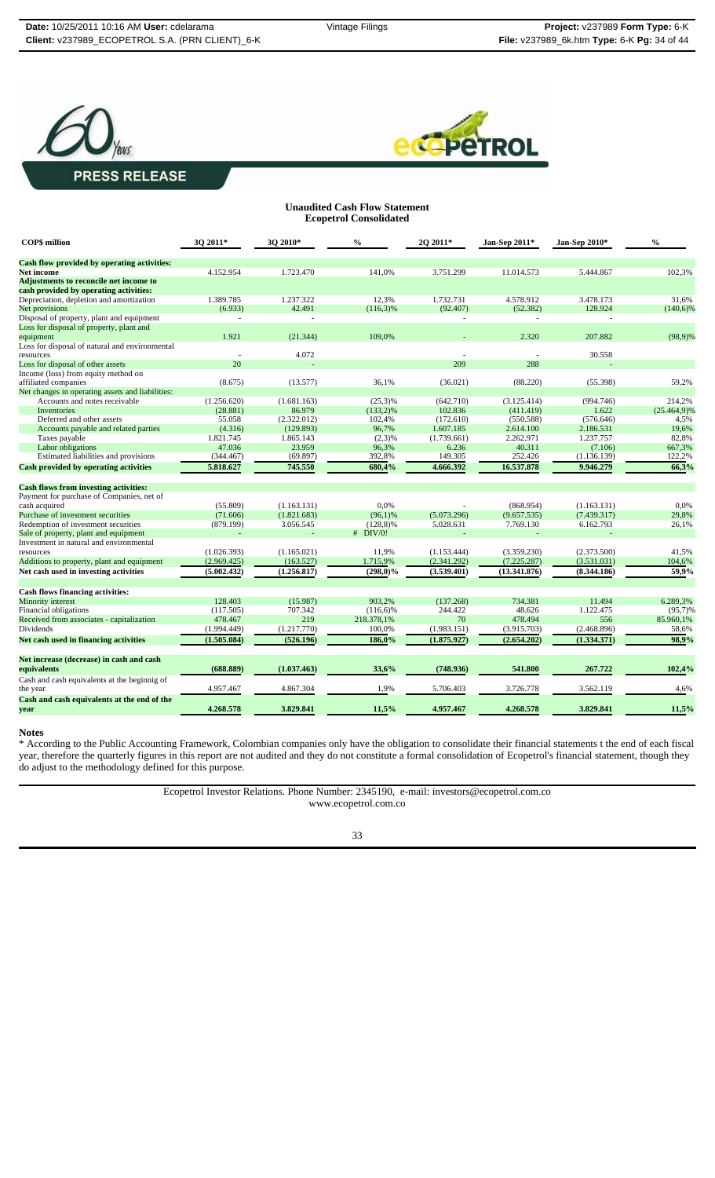PRESS RELEASE

**Unaudited Cash Flow Statement**
**Ecopetrol Consolidated**

| COP$ million | 3Q 2011* | 3Q 2010* | % | 2Q 2011* | Jan-Sep 2011* | Jan-Sep 2010* | % |
|---|---|---|---|---|---|---|---|
| **Cash flow provided by operating activities:** | | | | | | | |
| **Net income** | 4.152.954 | 1.723.470 | 141,0% | 3.751.299 | 11.014.573 | 5.444.867 | 102,3% |
| **Adjustments to reconcile net income to cash provided by operating activities:** | | | | | | | |
| Depreciation, depletion and amortization | 1.389.785 | 1.237.322 | 12,3% | 1.732.731 | 4.578.912 | 3.478.173 | 31,6% |
| Net provisions | (6.933) | 42.491 | (116,3)% | (92.407) | (52.382) | 128.924 | (140,6)% |
| Disposal of property, plant and equipment | - | - | | - | - | - | |
| Loss for disposal of property, plant and equipment | 1.921 | (21.344) | 109,0% | - | 2.320 | 207.882 | (98,9)% |
| Loss for disposal of natural and environmental resources | - | 4.072 | | - | - | 30.558 | |
| Loss for disposal of other assets | 20 | - | | 209 | 288 | - | |
| Income (loss) from equity method on affiliated companies | (8.675) | (13.577) | 36,1% | (36.021) | (88.220) | (55.398) | 59,2% |
| Net changes in operating assets and liabilities: | | | | | | | |
| Accounts and notes receivable | (1.256.620) | (1.681.163) | (25,3)% | (642.710) | (3.125.414) | (994.746) | 214,2% |
| Inventories | (28.881) | 86.979 | (133,2)% | 102.836 | (411.419) | 1.622 | (25.464,9)% |
| Deferred and other assets | 55.058 | (2.322.012) | 102,4% | (172.610) | (550.588) | (576.646) | 4,5% |
| Accounts payable and related parties | (4.316) | (129.893) | 96,7% | 1.607.185 | 2.614.100 | 2.186.531 | 19,6% |
| Taxes payable | 1.821.745 | 1.865.143 | (2,3)% | (1.739.661) | 2.262.971 | 1.237.757 | 82,8% |
| Labor obligations | 47.036 | 23.959 | 96,3% | 6.236 | 40.311 | (7.106) | 667,3% |
| Estimated liabilities and provisions | (344.467) | (69.897) | 392,8% | 149.305 | 252.426 | (1.136.139) | 122,2% |
| **Cash provided by operating activities** | **5.818.627** | **745.550** | **680,4%** | **4.666.392** | **16.537.878** | **9.946.279** | **66,3%** |
| **Cash flows from investing activities:** | | | | | | | |
| Payment for purchase of Companies, net of cash acquired | (55.809) | (1.163.131) | 0,0% | - | (868.954) | (1.163.131) | 0,0% |
| Purchase of investment securities | (71.606) | (1.821.683) | (96,1)% | (5.073.296) | (9.657.535) | (7.439.317) | 29,8% |
| Redemption of investment securities | (879.199) | 3.056.545 | (128,8)% | 5.028.631 | 7.769.130 | 6.162.793 | 26,1% |
| Sale of property, plant and equipment | - | - | # DIV/0! | - | - | - | |
| Investment in natural and environmental resources | (1.026.393) | (1.165.021) | 11,9% | (1.153.444) | (3.359.230) | (2.373.500) | 41,5% |
| Additions to property, plant and equipment | (2.969.425) | (163.527) | 1.715,9% | (2.341.292) | (7.225.287) | (3.531.031) | 104,6% |
| **Net cash used in investing activities** | **(5.002.432)** | **(1.256.817)** | **(298,0)%** | **(3.539.401)** | **(13.341.876)** | **(8.344.186)** | **59,9%** |
| **Cash flows financing activities:** | | | | | | | |
| Minority interest | 128.403 | (15.987) | 903,2% | (137.268) | 734.381 | 11.494 | 6.289,3% |
| Financial obligations | (117.505) | 707.342 | (116,6)% | 244.422 | 48.626 | 1.122.475 | (95,7)% |
| Received from associates - capitalization | 478.467 | 219 | 218.378,1% | 70 | 478.494 | 556 | 85.960,1% |
| Dividends | (1.994.449) | (1.217.770) | 100,0% | (1.983.151) | (3.915.703) | (2.468.896) | 58,6% |
| **Net cash used in financing activities** | **(1.505.084)** | **(526.196)** | **186,0%** | **(1.875.927)** | **(2.654.202)** | **(1.334.371)** | **98,9%** |
| **Net increase (decrease) in cash and cash equivalents** | **(688.889)** | **(1.037.463)** | **33,6%** | **(748.936)** | **541.800** | **267.722** | **102,4%** |
| Cash and cash equivalents at the beginnig of the year | 4.957.467 | 4.867.304 | 1,9% | 5.706.403 | 3.726.778 | 3.562.119 | 4,6% |
| **Cash and cash equivalents at the end of the year** | **4.268.578** | **3.829.841** | **11,5%** | **4.957.467** | **4.268.578** | **3.829.841** | **11,5%** |

**Notes**

* According to the Public Accounting Framework, Colombian companies only have the obligation to consolidate their financial statements t the end of each fiscal year, therefore the quarterly figures in this report are not audited and they do not constitute a formal consolidation of Ecopetrol's financial statement, though they do adjust to the methodology defined for this purpose.

Ecopetrol Investor Relations. Phone Number: 2345190, e-mail: investors@ecopetrol.com.co
www.ecopetrol.com.co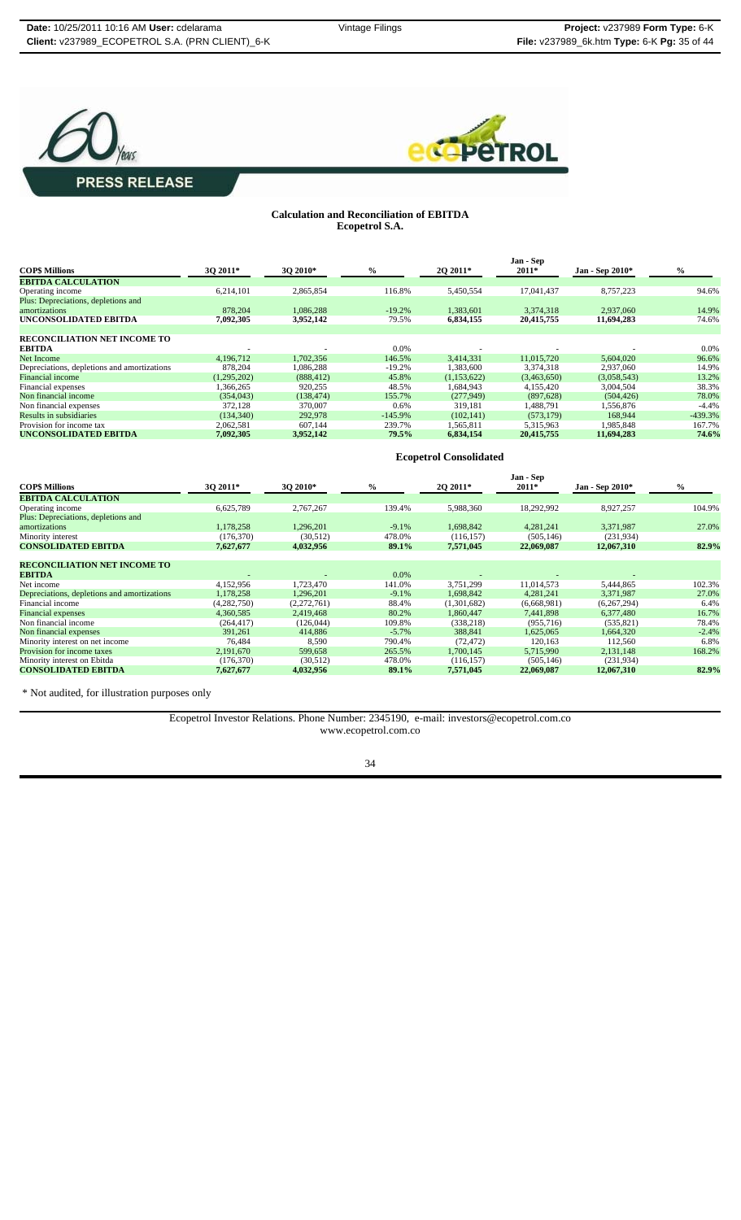**PRESS RELEASE**

## Calculation and Reconciliation of EBITDA
### Ecopetrol S.A.

| COP$ Millions | 3Q 2011* | 3Q 2010* | % | 2Q 2011* | Jan - Sep 2011* | Jan - Sep 2010* | % |
|---|---|---|---|---|---|---|---|
| **EBITDA CALCULATION** | | | | | | | |
| Operating income | 6,214,101 | 2,865,854 | 116.8% | 5,450,554 | 17,041,437 | 8,757,223 | 94.6% |
| Plus: Depreciations, depletions and amortizations | 878,204 | 1,086,288 | -19.2% | 1,383,601 | 3,374,318 | 2,937,060 | 14.9% |
| **UNCONSOLIDATED EBITDA** | **7,092,305** | **3,952,142** | 79.5% | **6,834,155** | **20,415,755** | **11,694,283** | 74.6% |
| **RECONCILIATION NET INCOME TO EBITDA** | - | - | 0.0% | - | - | - | 0.0% |
| Net Income | 4,196,712 | 1,702,356 | 146.5% | 3,414,331 | 11,015,720 | 5,604,020 | 96.6% |
| Depreciations, depletions and amortizations | 878,204 | 1,086,288 | -19.2% | 1,383,600 | 3,374,318 | 2,937,060 | 14.9% |
| Financial income | (1,295,202) | (888,412) | 45.8% | (1,153,622) | (3,463,650) | (3,058,543) | 13.2% |
| Financial expenses | 1,366,265 | 920,255 | 48.5% | 1,684,943 | 4,155,420 | 3,004,504 | 38.3% |
| Non financial income | (354,043) | (138,474) | 155.7% | (277,949) | (897,628) | (504,426) | 78.0% |
| Non financial expenses | 372,128 | 370,007 | 0.6% | 319,181 | 1,488,791 | 1,556,876 | -4.4% |
| Results in subsidiaries | (134,340) | 292,978 | -145.9% | (102,141) | (573,179) | 168,944 | -439.3% |
| Provision for income tax | 2,062,581 | 607,144 | 239.7% | 1,565,811 | 5,315,963 | 1,985,848 | 167.7% |
| **UNCONSOLIDATED EBITDA** | **7,092,305** | **3,952,142** | **79.5%** | **6,834,154** | **20,415,755** | **11,694,283** | **74.6%** |

### Ecopetrol Consolidated

| COP$ Millions | 3Q 2011* | 3Q 2010* | % | 2Q 2011* | Jan - Sep 2011* | Jan - Sep 2010* | % |
|---|---|---|---|---|---|---|---|
| **EBITDA CALCULATION** | | | | | | | |
| Operating income | 6,625,789 | 2,767,267 | 139.4% | 5,988,360 | 18,292,992 | 8,927,257 | 104.9% |
| Plus: Depreciations, depletions and amortizations | 1,178,258 | 1,296,201 | -9.1% | 1,698,842 | 4,281,241 | 3,371,987 | 27.0% |
| Minority interest | (176,370) | (30,512) | 478.0% | (116,157) | (505,146) | (231,934) | |
| **CONSOLIDATED EBITDA** | **7,627,677** | **4,032,956** | **89.1%** | **7,571,045** | **22,069,087** | **12,067,310** | **82.9%** |
| **RECONCILIATION NET INCOME TO EBITDA** | - | - | 0.0% | - | - | - | |
| Net income | 4,152,956 | 1,723,470 | 141.0% | 3,751,299 | 11,014,573 | 5,444,865 | 102.3% |
| Depreciations, depletions and amortizations | 1,178,258 | 1,296,201 | -9.1% | 1,698,842 | 4,281,241 | 3,371,987 | 27.0% |
| Financial income | (4,282,750) | (2,272,761) | 88.4% | (1,301,682) | (6,668,981) | (6,267,294) | 6.4% |
| Financial expenses | 4,360,585 | 2,419,468 | 80.2% | 1,860,447 | 7,441,898 | 6,377,480 | 16.7% |
| Non financial income | (264,417) | (126,044) | 109.8% | (338,218) | (955,716) | (535,821) | 78.4% |
| Non financial expenses | 391,261 | 414,886 | -5.7% | 388,841 | 1,625,065 | 1,664,320 | -2.4% |
| Minority interest on net income | 76,484 | 8,590 | 790.4% | (72,472) | 120,163 | 112,560 | 6.8% |
| Provision for income taxes | 2,191,670 | 599,658 | 265.5% | 1,700,145 | 5,715,990 | 2,131,148 | 168.2% |
| Minority interest on Ebitda | (176,370) | (30,512) | 478.0% | (116,157) | (505,146) | (231,934) | |
| **CONSOLIDATED EBITDA** | **7,627,677** | **4,032,956** | **89.1%** | **7,571,045** | **22,069,087** | **12,067,310** | **82.9%** |

\* Not audited, for illustration purposes only

Ecopetrol Investor Relations. Phone Number: 2345190, e-mail: investors@ecopetrol.com.co
www.ecopetrol.com.co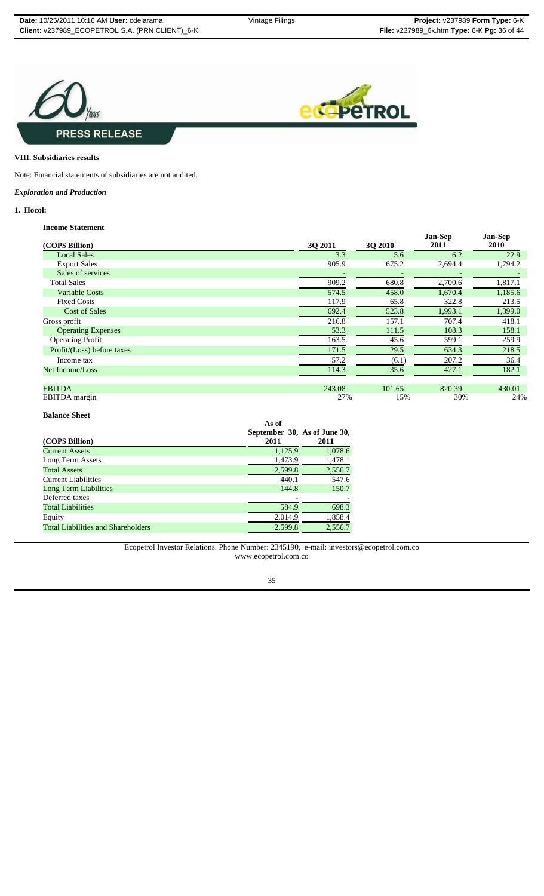## VIII. Subsidiaries results

Note: Financial statements of subsidiaries are not audited.

*Exploration and Production*

### 1. Hocol:

**Income Statement**

| (COP$ Billion) | 3Q 2011 | 3Q 2010 | Jan-Sep 2011 | Jan-Sep 2010 |
|---|---|---|---|---|
| Local Sales | 3.3 | 5.6 | 6.2 | 22.9 |
| Export Sales | 905.9 | 675.2 | 2,694.4 | 1,794.2 |
| Sales of services | - | - | - | - |
| Total Sales | 909.2 | 680.8 | 2,700.6 | 1,817.1 |
| Variable Costs | 574.5 | 458.0 | 1,670.4 | 1,185.6 |
| Fixed Costs | 117.9 | 65.8 | 322.8 | 213.5 |
| Cost of Sales | 692.4 | 523.8 | 1,993.1 | 1,399.0 |
| Gross profit | 216.8 | 157.1 | 707.4 | 418.1 |
| Operating Expenses | 53.3 | 111.5 | 108.3 | 158.1 |
| Operating Profit | 163.5 | 45.6 | 599.1 | 259.9 |
| Profit/(Loss) before taxes | 171.5 | 29.5 | 634.3 | 218.5 |
| Income tax | 57.2 | (6.1) | 207.2 | 36.4 |
| Net Income/Loss | 114.3 | 35.6 | 427.1 | 182.1 |
| | | | | |
| EBITDA | 243.08 | 101.65 | 820.39 | 430.01 |
| EBITDA margin | 27% | 15% | 30% | 24% |

**Balance Sheet**

| (COP$ Billion) | As of September 30, 2011 | As of June 30, 2011 |
|---|---|---|
| Current Assets | 1,125.9 | 1,078.6 |
| Long Term Assets | 1,473.9 | 1,478.1 |
| Total Assets | 2,599.8 | 2,556.7 |
| Current Liabilities | 440.1 | 547.6 |
| Long Term Liabilities | 144.8 | 150.7 |
| Deferred taxes | - | - |
| Total Liabilities | 584.9 | 698.3 |
| Equity | 2,014.9 | 1,858.4 |
| Total Liabilities and Shareholders | 2,599.8 | 2,556.7 |

Ecopetrol Investor Relations. Phone Number: 2345190, e-mail: investors@ecopetrol.com.co
www.ecopetrol.com.co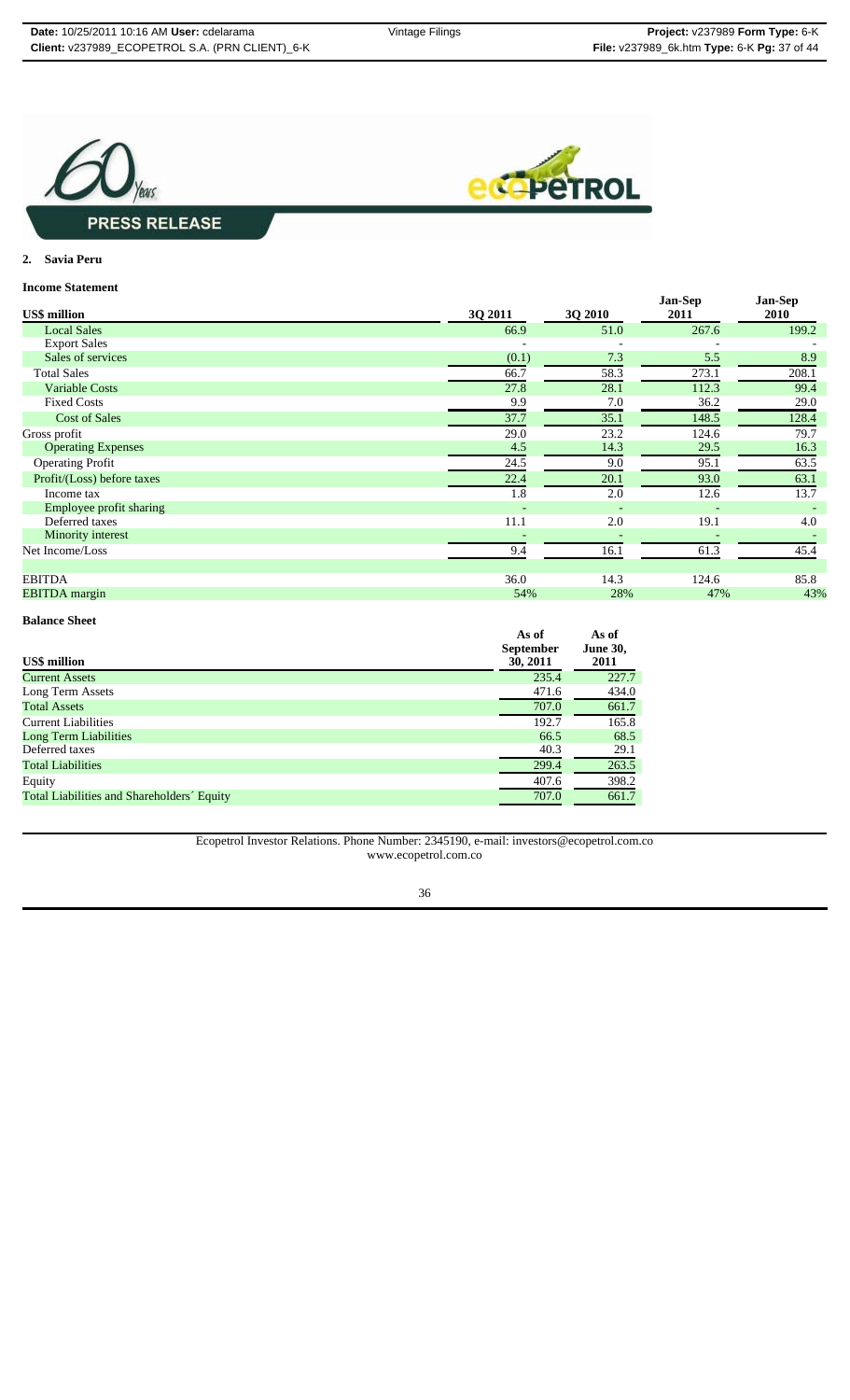**PRESS RELEASE**

## 2. Savia Peru

### Income Statement

| US$ million | 3Q 2011 | 3Q 2010 | Jan-Sep 2011 | Jan-Sep 2010 |
|---|---|---|---|---|
| Local Sales | 66.9 | 51.0 | 267.6 | 199.2 |
| Export Sales | - | - | - | - |
| Sales of services | (0.1) | 7.3 | 5.5 | 8.9 |
| Total Sales | 66.7 | 58.3 | 273.1 | 208.1 |
| Variable Costs | 27.8 | 28.1 | 112.3 | 99.4 |
| Fixed Costs | 9.9 | 7.0 | 36.2 | 29.0 |
| Cost of Sales | 37.7 | 35.1 | 148.5 | 128.4 |
| Gross profit | 29.0 | 23.2 | 124.6 | 79.7 |
| Operating Expenses | 4.5 | 14.3 | 29.5 | 16.3 |
| Operating Profit | 24.5 | 9.0 | 95.1 | 63.5 |
| Profit/(Loss) before taxes | 22.4 | 20.1 | 93.0 | 63.1 |
| Income tax | 1.8 | 2.0 | 12.6 | 13.7 |
| Employee profit sharing | - | - | - | - |
| Deferred taxes | 11.1 | 2.0 | 19.1 | 4.0 |
| Minority interest | - | - | - | - |
| Net Income/Loss | 9.4 | 16.1 | 61.3 | 45.4 |
| | | | | |
| EBITDA | 36.0 | 14.3 | 124.6 | 85.8 |
| EBITDA margin | 54% | 28% | 47% | 43% |

### Balance Sheet

| US$ million | As of September 30, 2011 | As of June 30, 2011 |
|---|---|---|
| Current Assets | 235.4 | 227.7 |
| Long Term Assets | 471.6 | 434.0 |
| Total Assets | 707.0 | 661.7 |
| Current Liabilities | 192.7 | 165.8 |
| Long Term Liabilities | 66.5 | 68.5 |
| Deferred taxes | 40.3 | 29.1 |
| Total Liabilities | 299.4 | 263.5 |
| Equity | 407.6 | 398.2 |
| Total Liabilities and Shareholders´ Equity | 707.0 | 661.7 |

Ecopetrol Investor Relations. Phone Number: 2345190, e-mail: investors@ecopetrol.com.co
www.ecopetrol.com.co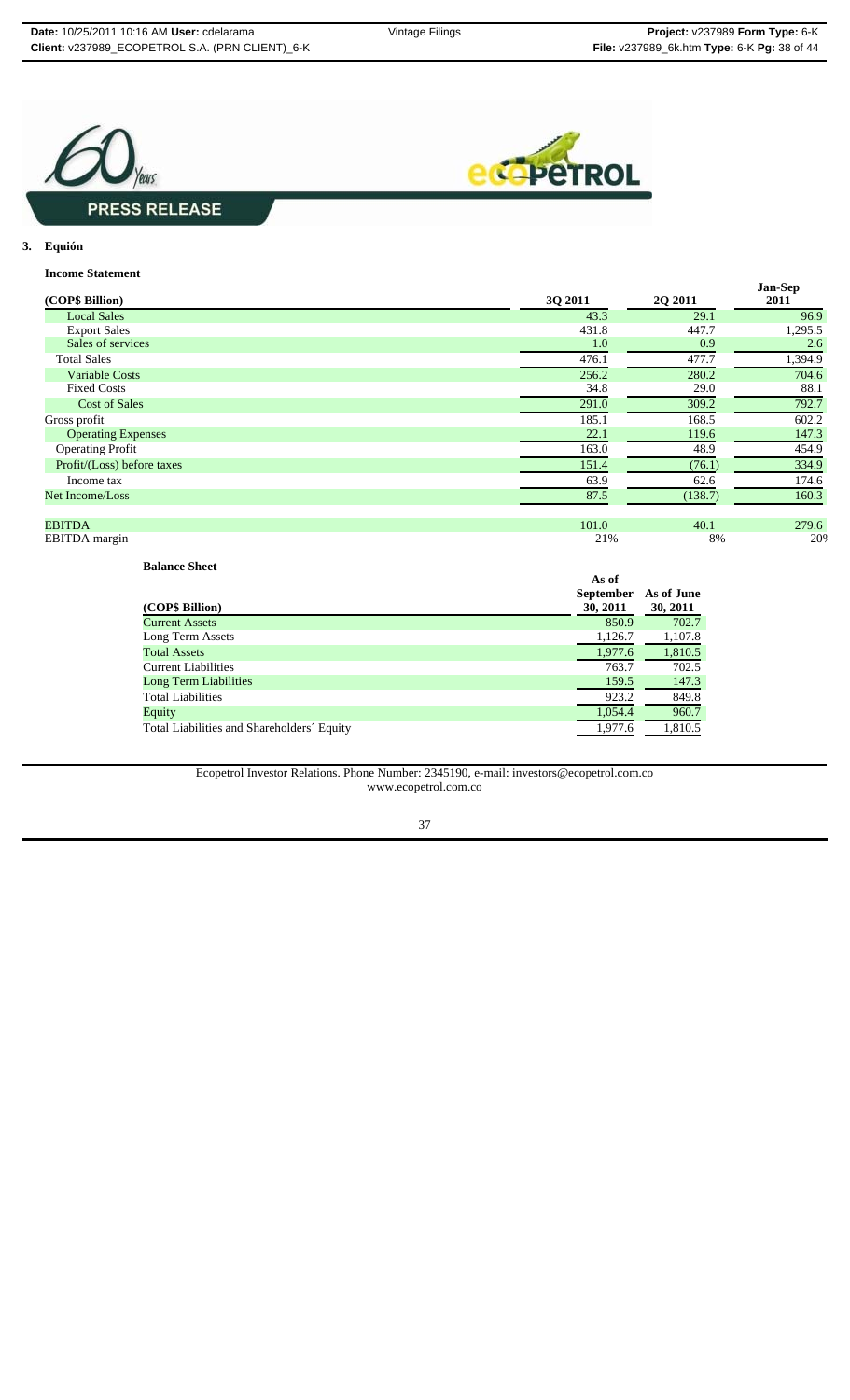PRESS RELEASE

## 3. Equión

**Income Statement**

| (COP$ Billion) | 3Q 2011 | 2Q 2011 | Jan-Sep 2011 |
|---|---|---|---|
| Local Sales | 43.3 | 29.1 | 96.9 |
| Export Sales | 431.8 | 447.7 | 1,295.5 |
| Sales of services | 1.0 | 0.9 | 2.6 |
| Total Sales | 476.1 | 477.7 | 1,394.9 |
| Variable Costs | 256.2 | 280.2 | 704.6 |
| Fixed Costs | 34.8 | 29.0 | 88.1 |
| Cost of Sales | 291.0 | 309.2 | 792.7 |
| Gross profit | 185.1 | 168.5 | 602.2 |
| Operating Expenses | 22.1 | 119.6 | 147.3 |
| Operating Profit | 163.0 | 48.9 | 454.9 |
| Profit/(Loss) before taxes | 151.4 | (76.1) | 334.9 |
| Income tax | 63.9 | 62.6 | 174.6 |
| Net Income/Loss | 87.5 | (138.7) | 160.3 |
| | | | |
| EBITDA | 101.0 | 40.1 | 279.6 |
| EBITDA margin | 21% | 8% | 20% |

**Balance Sheet**

| (COP$ Billion) | As of September 30, 2011 | As of June 30, 2011 |
|---|---|---|
| Current Assets | 850.9 | 702.7 |
| Long Term Assets | 1,126.7 | 1,107.8 |
| Total Assets | 1,977.6 | 1,810.5 |
| Current Liabilities | 763.7 | 702.5 |
| Long Term Liabilities | 159.5 | 147.3 |
| Total Liabilities | 923.2 | 849.8 |
| Equity | 1,054.4 | 960.7 |
| Total Liabilities and Shareholders´ Equity | 1,977.6 | 1,810.5 |

Ecopetrol Investor Relations. Phone Number: 2345190, e-mail: investors@ecopetrol.com.co
www.ecopetrol.com.co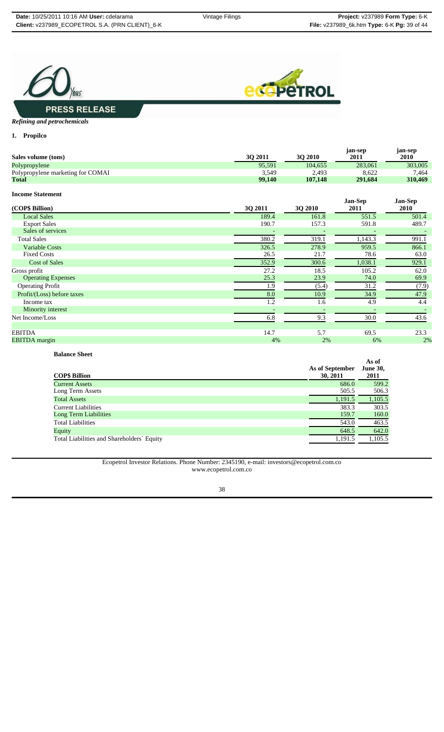**PRESS RELEASE**

*Refining and petrochemicals*

**1. Propilco**

| Sales volume (tons) | 3Q 2011 | 3Q 2010 | jan-sep 2011 | jan-sep 2010 |
|---|---|---|---|---|
| Polypropylene | 95,591 | 104,655 | 283,061 | 303,005 |
| Polypropylene marketing for COMAI | 3,549 | 2,493 | 8,622 | 7,464 |
| **Total** | **99,140** | **107,148** | **291,684** | **310,469** |

**Income Statement**

| (COP$ Billion) | 3Q 2011 | 3Q 2010 | Jan-Sep 2011 | Jan-Sep 2010 |
|---|---|---|---|---|
| Local Sales | 189.4 | 161.8 | 551.5 | 501.4 |
| Export Sales | 190.7 | 157.3 | 591.8 | 489.7 |
| Sales of services | - | - | - | - |
| Total Sales | 380.2 | 319.1 | 1,143.3 | 991.1 |
| Variable Costs | 326.5 | 278.9 | 959.5 | 866.1 |
| Fixed Costs | 26.5 | 21.7 | 78.6 | 63.0 |
| Cost of Sales | 352.9 | 300.6 | 1,038.1 | 929.1 |
| Gross profit | 27.2 | 18.5 | 105.2 | 62.0 |
| Operating Expenses | 25.3 | 23.9 | 74.0 | 69.9 |
| Operating Profit | 1.9 | (5.4) | 31.2 | (7.9) |
| Profit/(Loss) before taxes | 8.0 | 10.9 | 34.9 | 47.9 |
| Income tax | 1.2 | 1.6 | 4.9 | 4.4 |
| Minority interest | - | - | - | - |
| Net Income/Loss | 6.8 | 9.3 | 30.0 | 43.6 |
| | | | | |
| EBITDA | 14.7 | 5.7 | 69.5 | 23.3 |
| EBITDA margin | 4% | 2% | 6% | 2% |

**Balance Sheet**

| COP$ Billion | As of September 30, 2011 | As of June 30, 2011 |
|---|---|---|
| Current Assets | 686.0 | 599.2 |
| Long Term Assets | 505.5 | 506.3 |
| Total Assets | 1,191.5 | 1,105.5 |
| Current Liabilities | 383.3 | 303.5 |
| Long Term Liabilities | 159.7 | 160.0 |
| Total Liabilities | 543.0 | 463.5 |
| Equity | 648.5 | 642.0 |
| Total Liabilities and Shareholders´ Equity | 1,191.5 | 1,105.5 |

Ecopetrol Investor Relations. Phone Number: 2345190, e-mail: investors@ecopetrol.com.co
www.ecopetrol.com.co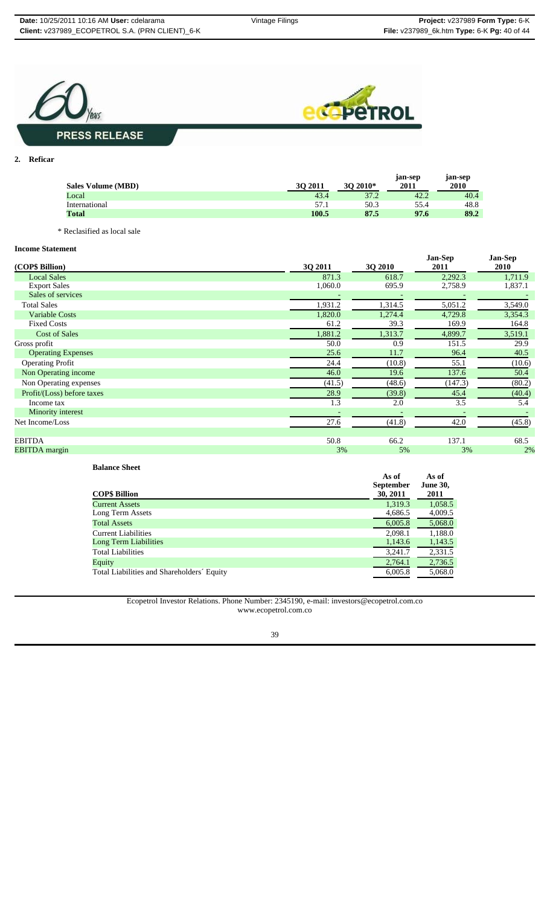**PRESS RELEASE**

## 2. Reficar

| Sales Volume (MBD) | 3Q 2011 | 3Q 2010* | jan-sep 2011 | jan-sep 2010 |
|---|---|---|---|---|
| Local | 43.4 | 37.2 | 42.2 | 40.4 |
| International | 57.1 | 50.3 | 55.4 | 48.8 |
| **Total** | **100.5** | **87.5** | **97.6** | **89.2** |

\* Reclassified as local sale

**Income Statement**

| (COP$ Billion) | 3Q 2011 | 3Q 2010 | Jan-Sep 2011 | Jan-Sep 2010 |
|---|---|---|---|---|
| Local Sales | 871.3 | 618.7 | 2,292.3 | 1,711.9 |
| Export Sales | 1,060.0 | 695.9 | 2,758.9 | 1,837.1 |
| Sales of services | - | - | - | - |
| Total Sales | 1,931.2 | 1,314.5 | 5,051.2 | 3,549.0 |
| Variable Costs | 1,820.0 | 1,274.4 | 4,729.8 | 3,354.3 |
| Fixed Costs | 61.2 | 39.3 | 169.9 | 164.8 |
| Cost of Sales | 1,881.2 | 1,313.7 | 4,899.7 | 3,519.1 |
| Gross profit | 50.0 | 0.9 | 151.5 | 29.9 |
| Operating Expenses | 25.6 | 11.7 | 96.4 | 40.5 |
| Operating Profit | 24.4 | (10.8) | 55.1 | (10.6) |
| Non Operating income | 46.0 | 19.6 | 137.6 | 50.4 |
| Non Operating expenses | (41.5) | (48.6) | (147.3) | (80.2) |
| Profit/(Loss) before taxes | 28.9 | (39.8) | 45.4 | (40.4) |
| Income tax | 1.3 | 2.0 | 3.5 | 5.4 |
| Minority interest | - | - | - | - |
| Net Income/Loss | 27.6 | (41.8) | 42.0 | (45.8) |
| | | | | |
| EBITDA | 50.8 | 66.2 | 137.1 | 68.5 |
| EBITDA margin | 3% | 5% | 3% | 2% |

**Balance Sheet**

| COP$ Billion | As of September 30, 2011 | As of June 30, 2011 |
|---|---|---|
| Current Assets | 1,319.3 | 1,058.5 |
| Long Term Assets | 4,686.5 | 4,009.5 |
| Total Assets | 6,005.8 | 5,068.0 |
| Current Liabilities | 2,098.1 | 1,188.0 |
| Long Term Liabilities | 1,143.6 | 1,143.5 |
| Total Liabilities | 3,241.7 | 2,331.5 |
| Equity | 2,764.1 | 2,736.5 |
| Total Liabilities and Shareholders´ Equity | 6,005.8 | 5,068.0 |

Ecopetrol Investor Relations. Phone Number: 2345190, e-mail: investors@ecopetrol.com.co
www.ecopetrol.com.co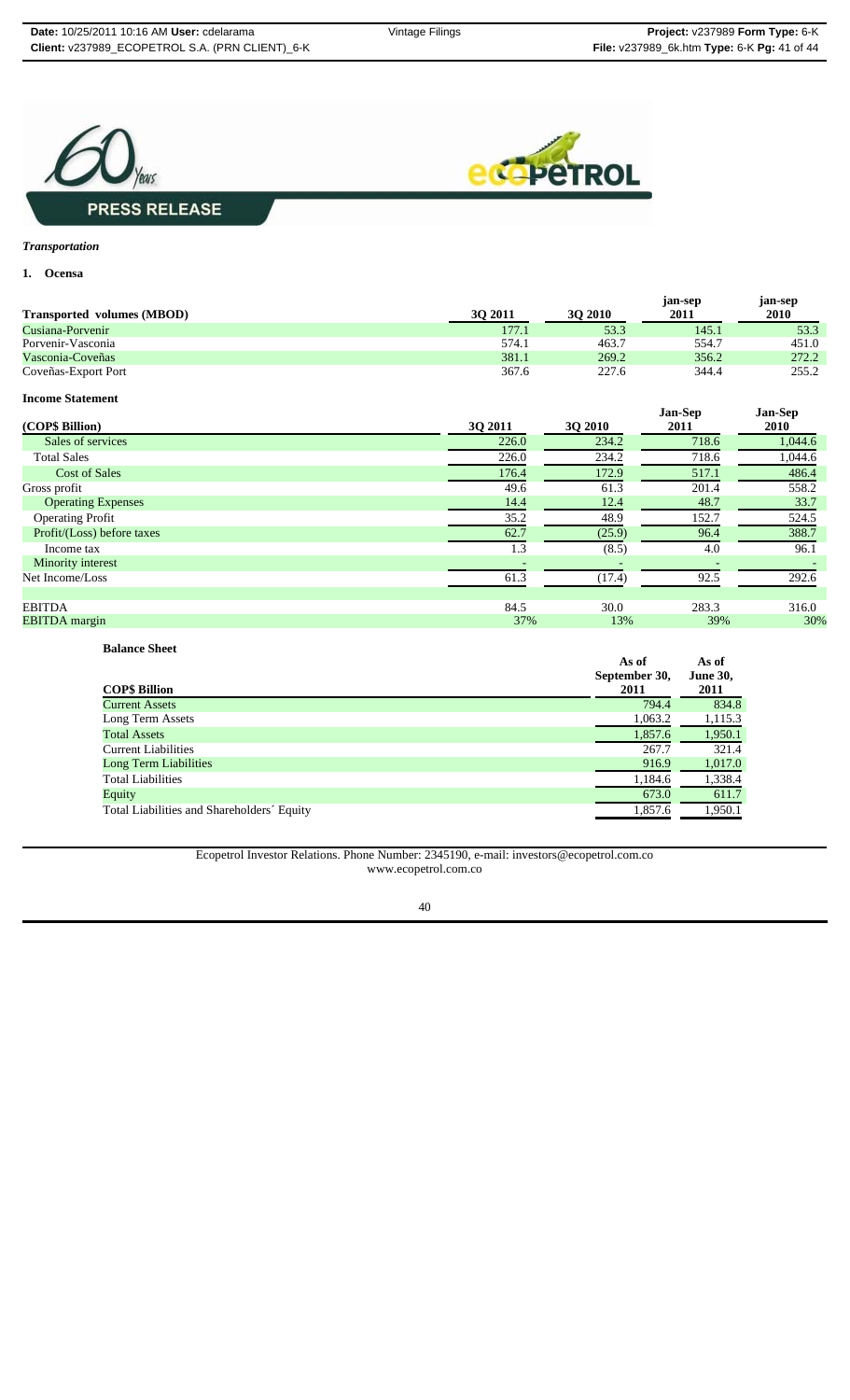*Transportation*

**1. Ocensa**

| Transported volumes (MBOD) | 3Q 2011 | 3Q 2010 | jan-sep 2011 | jan-sep 2010 |
|---|---|---|---|---|
| Cusiana-Porvenir | 177.1 | 53.3 | 145.1 | 53.3 |
| Porvenir-Vasconia | 574.1 | 463.7 | 554.7 | 451.0 |
| Vasconia-Coveñas | 381.1 | 269.2 | 356.2 | 272.2 |
| Coveñas-Export Port | 367.6 | 227.6 | 344.4 | 255.2 |

**Income Statement**

| (COP$ Billion) | 3Q 2011 | 3Q 2010 | Jan-Sep 2011 | Jan-Sep 2010 |
|---|---|---|---|---|
| Sales of services | 226.0 | 234.2 | 718.6 | 1,044.6 |
| Total Sales | 226.0 | 234.2 | 718.6 | 1,044.6 |
| Cost of Sales | 176.4 | 172.9 | 517.1 | 486.4 |
| Gross profit | 49.6 | 61.3 | 201.4 | 558.2 |
| Operating Expenses | 14.4 | 12.4 | 48.7 | 33.7 |
| Operating Profit | 35.2 | 48.9 | 152.7 | 524.5 |
| Profit/(Loss) before taxes | 62.7 | (25.9) | 96.4 | 388.7 |
| Income tax | 1.3 | (8.5) | 4.0 | 96.1 |
| Minority interest | - | - | - | - |
| Net Income/Loss | 61.3 | (17.4) | 92.5 | 292.6 |
| | | | | |
| EBITDA | 84.5 | 30.0 | 283.3 | 316.0 |
| EBITDA margin | 37% | 13% | 39% | 30% |

**Balance Sheet**

| COP$ Billion | As of September 30, 2011 | As of June 30, 2011 |
|---|---|---|
| Current Assets | 794.4 | 834.8 |
| Long Term Assets | 1,063.2 | 1,115.3 |
| Total Assets | 1,857.6 | 1,950.1 |
| Current Liabilities | 267.7 | 321.4 |
| Long Term Liabilities | 916.9 | 1,017.0 |
| Total Liabilities | 1,184.6 | 1,338.4 |
| Equity | 673.0 | 611.7 |
| Total Liabilities and Shareholders´ Equity | 1,857.6 | 1,950.1 |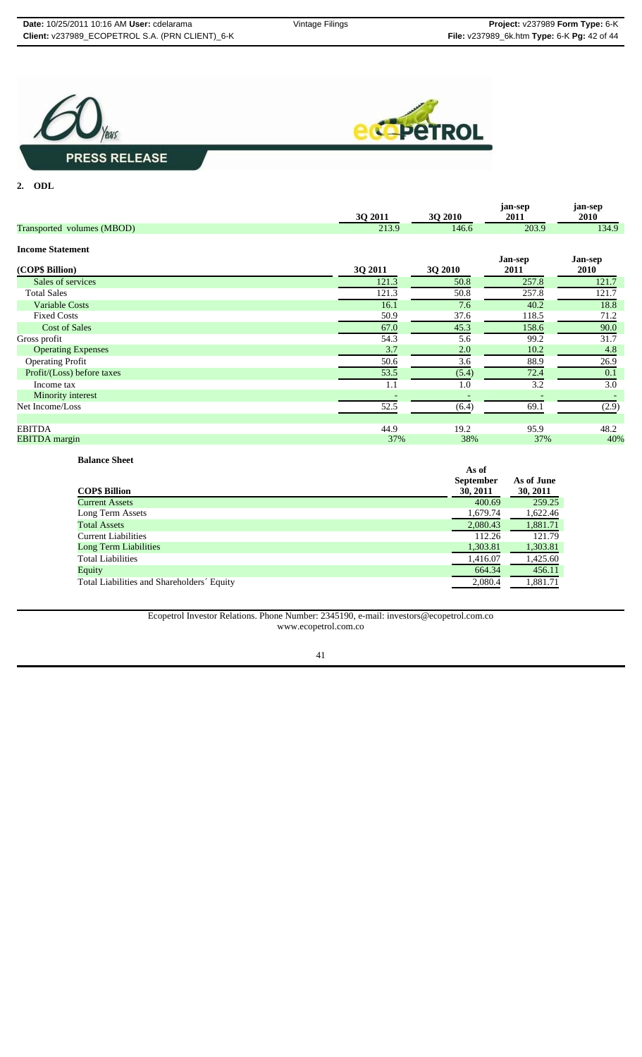**PRESS RELEASE**

## 2. ODL

| | 3Q 2011 | 3Q 2010 | jan-sep 2011 | jan-sep 2010 |
|---|---|---|---|---|
| Transported volumes (MBOD) | 213.9 | 146.6 | 203.9 | 134.9 |

**Income Statement**

| (COP$ Billion) | 3Q 2011 | 3Q 2010 | Jan-sep 2011 | Jan-sep 2010 |
|---|---|---|---|---|
| Sales of services | 121.3 | 50.8 | 257.8 | 121.7 |
| Total Sales | 121.3 | 50.8 | 257.8 | 121.7 |
| Variable Costs | 16.1 | 7.6 | 40.2 | 18.8 |
| Fixed Costs | 50.9 | 37.6 | 118.5 | 71.2 |
| Cost of Sales | 67.0 | 45.3 | 158.6 | 90.0 |
| Gross profit | 54.3 | 5.6 | 99.2 | 31.7 |
| Operating Expenses | 3.7 | 2.0 | 10.2 | 4.8 |
| Operating Profit | 50.6 | 3.6 | 88.9 | 26.9 |
| Profit/(Loss) before taxes | 53.5 | (5.4) | 72.4 | 0.1 |
| Income tax | 1.1 | 1.0 | 3.2 | 3.0 |
| Minority interest | - | - | - | - |
| Net Income/Loss | 52.5 | (6.4) | 69.1 | (2.9) |
| | | | | |
| EBITDA | 44.9 | 19.2 | 95.9 | 48.2 |
| EBITDA margin | 37% | 38% | 37% | 40% |

**Balance Sheet**

| COP$ Billion | As of September 30, 2011 | As of June 30, 2011 |
|---|---|---|
| Current Assets | 400.69 | 259.25 |
| Long Term Assets | 1,679.74 | 1,622.46 |
| Total Assets | 2,080.43 | 1,881.71 |
| Current Liabilities | 112.26 | 121.79 |
| Long Term Liabilities | 1,303.81 | 1,303.81 |
| Total Liabilities | 1,416.07 | 1,425.60 |
| Equity | 664.34 | 456.11 |
| Total Liabilities and Shareholders´ Equity | 2,080.4 | 1,881.71 |

Ecopetrol Investor Relations. Phone Number: 2345190, e-mail: investors@ecopetrol.com.co
www.ecopetrol.com.co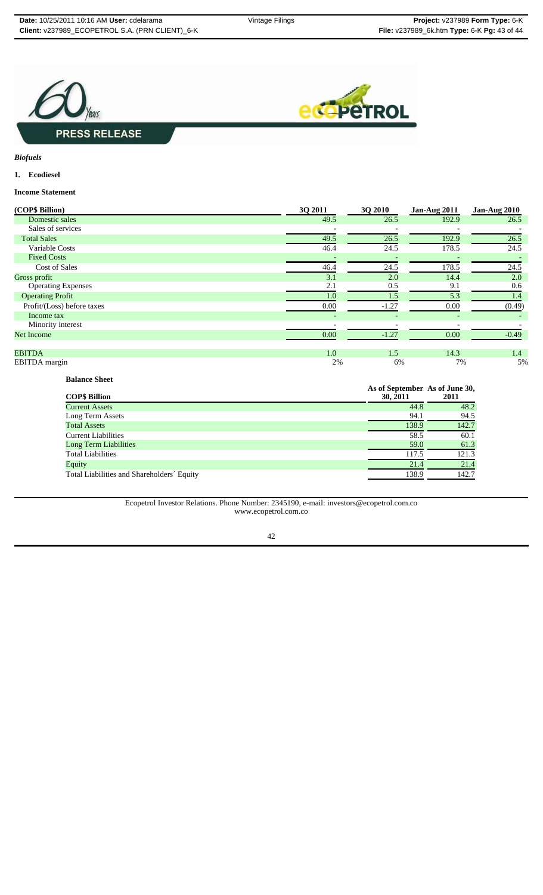**PRESS RELEASE**

*Biofuels*

**1. Ecodiesel**

**Income Statement**

| (COP$ Billion) | 3Q 2011 | 3Q 2010 | Jan-Aug 2011 | Jan-Aug 2010 |
|---|---|---|---|---|
| Domestic sales | 49.5 | 26.5 | 192.9 | 26.5 |
| Sales of services | - | - | - | - |
| Total Sales | 49.5 | 26.5 | 192.9 | 26.5 |
| Variable Costs | 46.4 | 24.5 | 178.5 | 24.5 |
| Fixed Costs | - | - | - | - |
| Cost of Sales | 46.4 | 24.5 | 178.5 | 24.5 |
| Gross profit | 3.1 | 2.0 | 14.4 | 2.0 |
| Operating Expenses | 2.1 | 0.5 | 9.1 | 0.6 |
| Operating Profit | 1.0 | 1.5 | 5.3 | 1.4 |
| Profit/(Loss) before taxes | 0.00 | -1.27 | 0.00 | (0.49) |
| Income tax | - | - | - | - |
| Minority interest | - | - | - | - |
| Net Income | 0.00 | -1.27 | 0.00 | -0.49 |
| | | | | |
| EBITDA | 1.0 | 1.5 | 14.3 | 1.4 |
| EBITDA margin | 2% | 6% | 7% | 5% |

**Balance Sheet**

| COP$ Billion | As of September 30, 2011 | As of June 30, 2011 |
|---|---|---|
| Current Assets | 44.8 | 48.2 |
| Long Term Assets | 94.1 | 94.5 |
| Total Assets | 138.9 | 142.7 |
| Current Liabilities | 58.5 | 60.1 |
| Long Term Liabilities | 59.0 | 61.3 |
| Total Liabilities | 117.5 | 121.3 |
| Equity | 21.4 | 21.4 |
| Total Liabilities and Shareholders´ Equity | 138.9 | 142.7 |

Ecopetrol Investor Relations. Phone Number: 2345190, e-mail: investors@ecopetrol.com.co
www.ecopetrol.com.co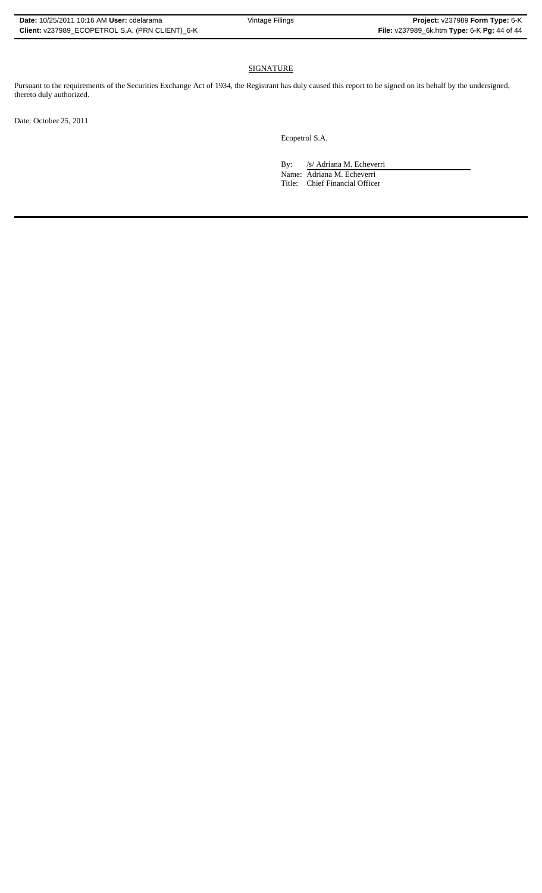## SIGNATURE

Pursuant to the requirements of the Securities Exchange Act of 1934, the Registrant has duly caused this report to be signed on its behalf by the undersigned, thereto duly authorized.

Date: October 25, 2011

Ecopetrol S.A.

By: /s/ Adriana M. Echeverri

Name: Adriana M. Echeverri

Title: Chief Financial Officer